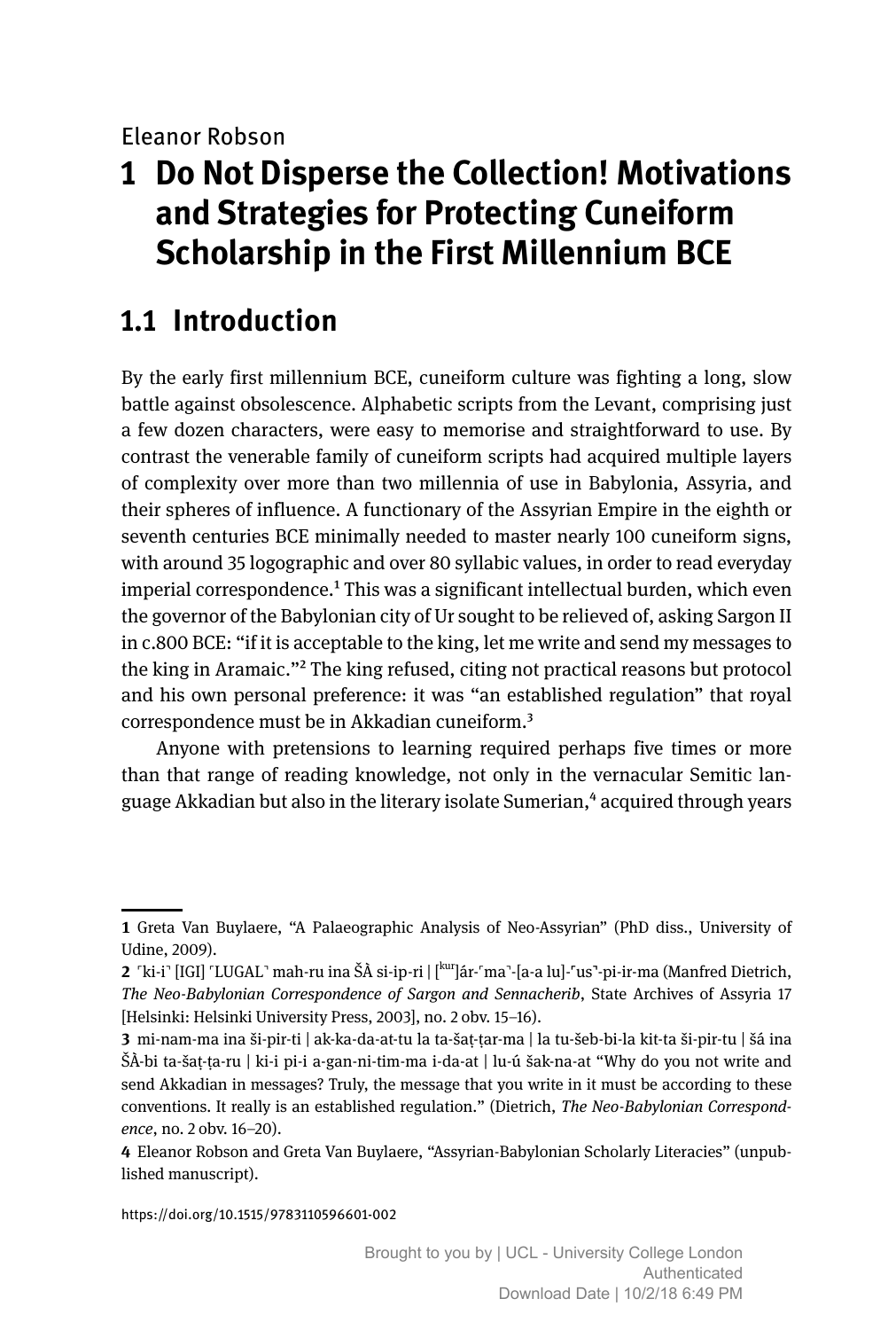Eleanor Robson

# 1 Do Not Disperse the Collection! Motivations and Strategies for Protecting Cuneiform Scholarship in the First Millennium BCE

## 1.1 Introduction

By the early first millennium BCE, cuneiform culture was fighting a long, slow battle against obsolescence. Alphabetic scripts from the Levant, comprising just a few dozen characters, were easy to memorise and straightforward to use. By contrast the venerable family of cuneiform scripts had acquired multiple layers of complexity over more than two millennia of use in Babylonia, Assyria, and their spheres of influence. A functionary of the Assyrian Empire in the eighth or seventh centuries BCE minimally needed to master nearly 100 cuneiform signs, with around 35 logographic and over 80 syllabic values, in order to read everyday imperial correspondence.[1] This was a significant intellectual burden, which even the governor of the Babylonian city of Ur sought to be relieved of, asking Sargon II in c.800 BCE: "if it is acceptable to the king, let me write and send my messages to the king in Aramaic."[2] The king refused, citing not practical reasons but protocol and his own personal preference: it was "an established regulation" that royal correspondence must be in Akkadian cuneiform.[3]

Anyone with pretensions to learning required perhaps five times or more than that range of reading knowledge, not only in the vernacular Semitic language Akkadian but also in the literary isolate Sumerian,[4] acquired through years

---

1 Greta Van Buylaere, "A Palaeographic Analysis of Neo-Assyrian" (PhD diss., University of Udine, 2009).

2 ⸢ki-i⸣ [IGI] ⸢LUGAL⸣ mah-ru ina ŠÀ si-ip-ri | [kur]ár-⸢ma⸣-[a-a lu]-⸢us⸣-pi-ir-ma (Manfred Dietrich, *The Neo-Babylonian Correspondence of Sargon and Sennacherib*, State Archives of Assyria 17 [Helsinki: Helsinki University Press, 2003], no. 2 obv. 15–16).

3 mi-nam-ma ina ši-pir-ti | ak-ka-da-at-tu la ta-šaṭ-ṭar-ma | la tu-šeb-bi-la kit-ta ši-pir-tu | šá ina ŠÀ-bi ta-šaṭ-ṭa-ru | ki-i pi-i a-gan-ni-tim-ma i-da-at | lu-ú šak-na-at "Why do you not write and send Akkadian in messages? Truly, the message that you write in it must be according to these conventions. It really is an established regulation." (Dietrich, *The Neo-Babylonian Correspondence*, no. 2 obv. 16–20).

4 Eleanor Robson and Greta Van Buylaere, "Assyrian-Babylonian Scholarly Literacies" (unpublished manuscript).

https://doi.org/10.1515/9783110596601-002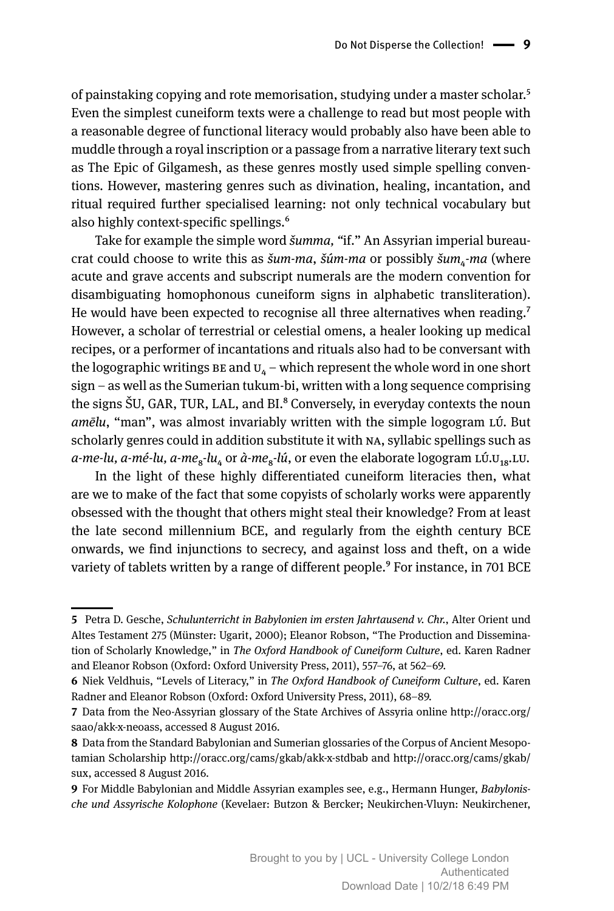of painstaking copying and rote memorisation, studying under a master scholar.[5] Even the simplest cuneiform texts were a challenge to read but most people with a reasonable degree of functional literacy would probably also have been able to muddle through a royal inscription or a passage from a narrative literary text such as The Epic of Gilgamesh, as these genres mostly used simple spelling conventions. However, mastering genres such as divination, healing, incantation, and ritual required further specialised learning: not only technical vocabulary but also highly context-specific spellings.[6]

Take for example the simple word *šumma*, "if." An Assyrian imperial bureaucrat could choose to write this as *šum-ma*, *šúm-ma* or possibly *šum*$_4$*-ma* (where acute and grave accents and subscript numerals are the modern convention for disambiguating homophonous cuneiform signs in alphabetic transliteration). He would have been expected to recognise all three alternatives when reading.[7] However, a scholar of terrestrial or celestial omens, a healer looking up medical recipes, or a performer of incantations and rituals also had to be conversant with the logographic writings BE and U$_4$ – which represent the whole word in one short sign – as well as the Sumerian tukum-bi, written with a long sequence comprising the signs ŠU, GAR, TUR, LAL, and BI.[8] Conversely, in everyday contexts the noun *amēlu*, "man", was almost invariably written with the simple logogram LÚ. But scholarly genres could in addition substitute it with NA, syllabic spellings such as *a-me-lu, a-mé-lu, a-me*$_8$*-lu*$_4$ or *à-me*$_8$*-lú*, or even the elaborate logogram LÚ.U$_{18}$.LU.

In the light of these highly differentiated cuneiform literacies then, what are we to make of the fact that some copyists of scholarly works were apparently obsessed with the thought that others might steal their knowledge? From at least the late second millennium BCE, and regularly from the eighth century BCE onwards, we find injunctions to secrecy, and against loss and theft, on a wide variety of tablets written by a range of different people.[9] For instance, in 701 BCE

---

**5** Petra D. Gesche, *Schulunterricht in Babylonien im ersten Jahrtausend v. Chr.*, Alter Orient und Altes Testament 275 (Münster: Ugarit, 2000); Eleanor Robson, "The Production and Dissemination of Scholarly Knowledge," in *The Oxford Handbook of Cuneiform Culture*, ed. Karen Radner and Eleanor Robson (Oxford: Oxford University Press, 2011), 557–76, at 562–69.

**6** Niek Veldhuis, "Levels of Literacy," in *The Oxford Handbook of Cuneiform Culture*, ed. Karen Radner and Eleanor Robson (Oxford: Oxford University Press, 2011), 68–89.

**7** Data from the Neo-Assyrian glossary of the State Archives of Assyria online http://oracc.org/saao/akk-x-neoass, accessed 8 August 2016.

**8** Data from the Standard Babylonian and Sumerian glossaries of the Corpus of Ancient Mesopotamian Scholarship http://oracc.org/cams/gkab/akk-x-stdbab and http://oracc.org/cams/gkab/sux, accessed 8 August 2016.

**9** For Middle Babylonian and Middle Assyrian examples see, e.g., Hermann Hunger, *Babylonische und Assyrische Kolophone* (Kevelaer: Butzon & Bercker; Neukirchen-Vluyn: Neukirchener,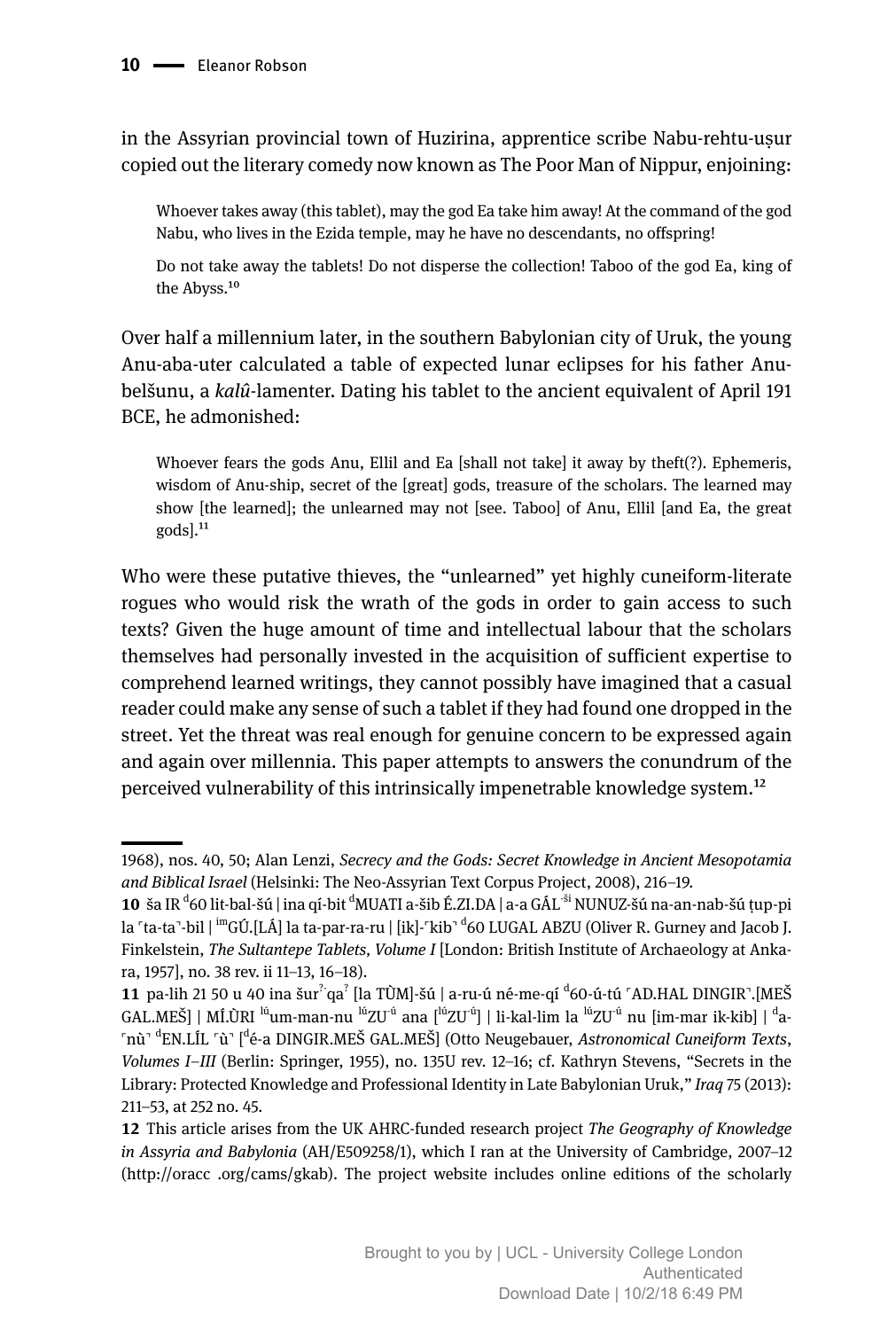in the Assyrian provincial town of Huzirina, apprentice scribe Nabu-rehtu-uṣur copied out the literary comedy now known as The Poor Man of Nippur, enjoining:

> Whoever takes away (this tablet), may the god Ea take him away! At the command of the god Nabu, who lives in the Ezida temple, may he have no descendants, no offspring!
>
> Do not take away the tablets! Do not disperse the collection! Taboo of the god Ea, king of the Abyss.[10]

Over half a millennium later, in the southern Babylonian city of Uruk, the young Anu-aba-uter calculated a table of expected lunar eclipses for his father Anu-belšunu, a *kalû*-lamenter. Dating his tablet to the ancient equivalent of April 191 BCE, he admonished:

> Whoever fears the gods Anu, Ellil and Ea [shall not take] it away by theft(?). Ephemeris, wisdom of Anu-ship, secret of the [great] gods, treasure of the scholars. The learned may show [the learned]; the unlearned may not [see. Taboo] of Anu, Ellil [and Ea, the great gods].[11]

Who were these putative thieves, the "unlearned" yet highly cuneiform-literate rogues who would risk the wrath of the gods in order to gain access to such texts? Given the huge amount of time and intellectual labour that the scholars themselves had personally invested in the acquisition of sufficient expertise to comprehend learned writings, they cannot possibly have imagined that a casual reader could make any sense of such a tablet if they had found one dropped in the street. Yet the threat was real enough for genuine concern to be expressed again and again over millennia. This paper attempts to answers the conundrum of the perceived vulnerability of this intrinsically impenetrable knowledge system.[12]

---

1968), nos. 40, 50; Alan Lenzi, *Secrecy and the Gods: Secret Knowledge in Ancient Mesopotamia and Biblical Israel* (Helsinki: The Neo-Assyrian Text Corpus Project, 2008), 216–19.

**10** ša IR ᵈ60 lit-bal-šú | ina qí-bit ᵈMUATI a-šib É.ZI.DA | a-a GÁL-ši NUNUZ-šú na-an-nab-šú ṭup-pi la ⌜ta-ta⌝-bil | ^im^GÚ.[LÁ] la ta-par-ra-ru | [ik]-⌜kib⌝ ᵈ60 LUGAL ABZU (Oliver R. Gurney and Jacob J. Finkelstein, *The Sultantepe Tablets, Volume I* [London: British Institute of Archaeology at Ankara, 1957], no. 38 rev. ii 11–13, 16–18).

**11** pa-lih 21 50 u 40 ina šur?-qa? [la TÙM]-šú | a-ru-ú né-me-qí ᵈ60-ú-tú ⌜AD.HAL DINGIR⌝.[MEŠ GAL.MEŠ] | MÍ.ÙRI ^lú^um-man-nu ^lú^ZU-ú ana [^lú^ZU-ú] | li-kal-lim la ^lú^ZU-ú nu [im-mar ik-kib] | ᵈa-⌜nù⌝ ᵈEN.LÍL ⌜ù⌝ [ᵈé-a DINGIR.MEŠ GAL.MEŠ] (Otto Neugebauer, *Astronomical Cuneiform Texts, Volumes I–III* (Berlin: Springer, 1955), no. 135U rev. 12–16; cf. Kathryn Stevens, "Secrets in the Library: Protected Knowledge and Professional Identity in Late Babylonian Uruk," *Iraq* 75 (2013): 211–53, at 252 no. 45.

**12** This article arises from the UK AHRC-funded research project *The Geography of Knowledge in Assyria and Babylonia* (AH/E509258/1), which I ran at the University of Cambridge, 2007–12 (http://oracc .org/cams/gkab). The project website includes online editions of the scholarly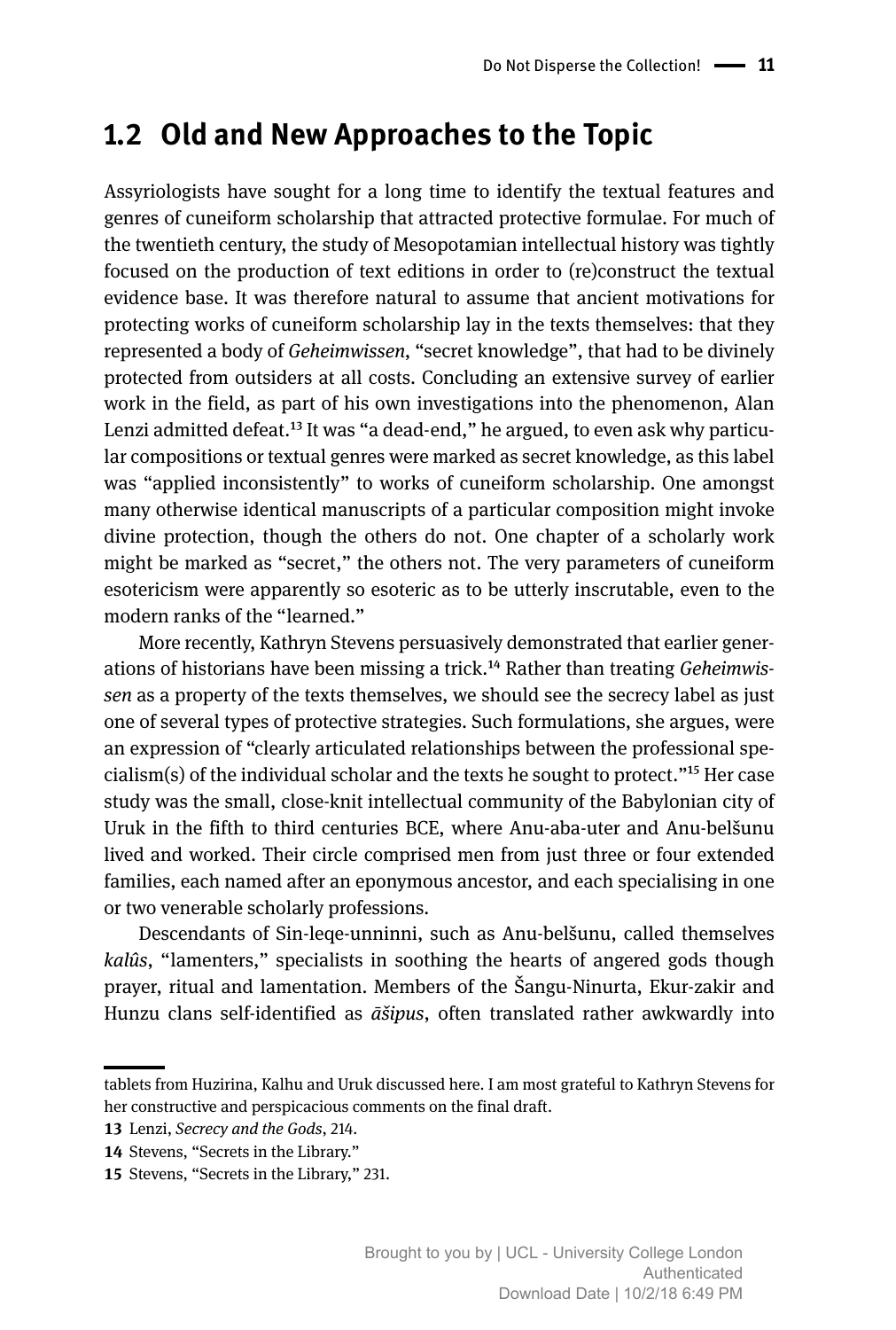## 1.2 Old and New Approaches to the Topic

Assyriologists have sought for a long time to identify the textual features and genres of cuneiform scholarship that attracted protective formulae. For much of the twentieth century, the study of Mesopotamian intellectual history was tightly focused on the production of text editions in order to (re)construct the textual evidence base. It was therefore natural to assume that ancient motivations for protecting works of cuneiform scholarship lay in the texts themselves: that they represented a body of *Geheimwissen*, "secret knowledge", that had to be divinely protected from outsiders at all costs. Concluding an extensive survey of earlier work in the field, as part of his own investigations into the phenomenon, Alan Lenzi admitted defeat.[13] It was "a dead-end," he argued, to even ask why particular compositions or textual genres were marked as secret knowledge, as this label was "applied inconsistently" to works of cuneiform scholarship. One amongst many otherwise identical manuscripts of a particular composition might invoke divine protection, though the others do not. One chapter of a scholarly work might be marked as "secret," the others not. The very parameters of cuneiform esotericism were apparently so esoteric as to be utterly inscrutable, even to the modern ranks of the "learned."

More recently, Kathryn Stevens persuasively demonstrated that earlier generations of historians have been missing a trick.[14] Rather than treating *Geheimwissen* as a property of the texts themselves, we should see the secrecy label as just one of several types of protective strategies. Such formulations, she argues, were an expression of "clearly articulated relationships between the professional specialism(s) of the individual scholar and the texts he sought to protect."[15] Her case study was the small, close-knit intellectual community of the Babylonian city of Uruk in the fifth to third centuries BCE, where Anu-aba-uter and Anu-belšunu lived and worked. Their circle comprised men from just three or four extended families, each named after an eponymous ancestor, and each specialising in one or two venerable scholarly professions.

Descendants of Sin-leqe-unninni, such as Anu-belšunu, called themselves *kalûs*, "lamenters," specialists in soothing the hearts of angered gods though prayer, ritual and lamentation. Members of the Šangu-Ninurta, Ekur-zakir and Hunzu clans self-identified as *āšipus*, often translated rather awkwardly into

---

tablets from Huzirina, Kalhu and Uruk discussed here. I am most grateful to Kathryn Stevens for her constructive and perspicacious comments on the final draft.

13 Lenzi, *Secrecy and the Gods*, 214.

14 Stevens, "Secrets in the Library."

15 Stevens, "Secrets in the Library," 231.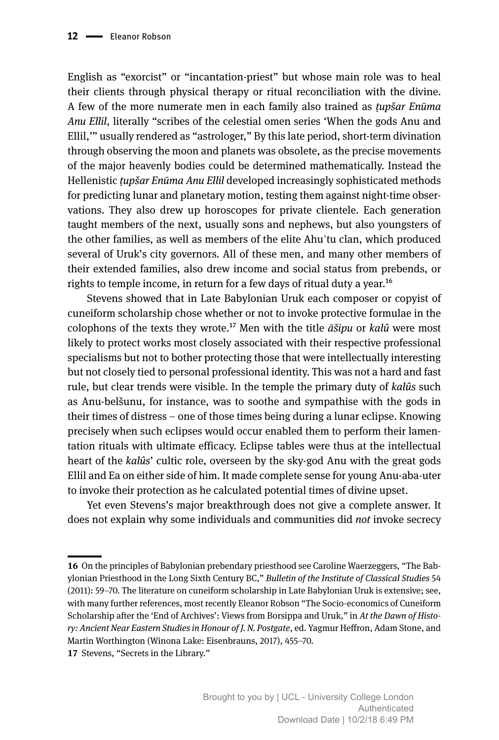English as "exorcist" or "incantation-priest" but whose main role was to heal their clients through physical therapy or ritual reconciliation with the divine. A few of the more numerate men in each family also trained as *ṭupšar Enūma Anu Ellil*, literally "scribes of the celestial omen series 'When the gods Anu and Ellil,'" usually rendered as "astrologer," By this late period, short-term divination through observing the moon and planets was obsolete, as the precise movements of the major heavenly bodies could be determined mathematically. Instead the Hellenistic *ṭupšar Enūma Anu Ellil* developed increasingly sophisticated methods for predicting lunar and planetary motion, testing them against night-time observations. They also drew up horoscopes for private clientele. Each generation taught members of the next, usually sons and nephews, but also youngsters of the other families, as well as members of the elite Ahu'tu clan, which produced several of Uruk's city governors. All of these men, and many other members of their extended families, also drew income and social status from prebends, or rights to temple income, in return for a few days of ritual duty a year.[16]

Stevens showed that in Late Babylonian Uruk each composer or copyist of cuneiform scholarship chose whether or not to invoke protective formulae in the colophons of the texts they wrote.[17] Men with the title *āšipu* or *kalû* were most likely to protect works most closely associated with their respective professional specialisms but not to bother protecting those that were intellectually interesting but not closely tied to personal professional identity. This was not a hard and fast rule, but clear trends were visible. In the temple the primary duty of *kalûs* such as Anu-belšunu, for instance, was to soothe and sympathise with the gods in their times of distress – one of those times being during a lunar eclipse. Knowing precisely when such eclipses would occur enabled them to perform their lamentation rituals with ultimate efficacy. Eclipse tables were thus at the intellectual heart of the *kalûs*' cultic role, overseen by the sky-god Anu with the great gods Ellil and Ea on either side of him. It made complete sense for young Anu-aba-uter to invoke their protection as he calculated potential times of divine upset.

Yet even Stevens's major breakthrough does not give a complete answer. It does not explain why some individuals and communities did *not* invoke secrecy

---

**16** On the principles of Babylonian prebendary priesthood see Caroline Waerzeggers, "The Babylonian Priesthood in the Long Sixth Century BC," *Bulletin of the Institute of Classical Studies* 54 (2011): 59–70. The literature on cuneiform scholarship in Late Babylonian Uruk is extensive; see, with many further references, most recently Eleanor Robson "The Socio-economics of Cuneiform Scholarship after the 'End of Archives': Views from Borsippa and Uruk," in *At the Dawn of History: Ancient Near Eastern Studies in Honour of J. N. Postgate*, ed. Yagmur Heffron, Adam Stone, and Martin Worthington (Winona Lake: Eisenbrauns, 2017), 455–70.

**17** Stevens, "Secrets in the Library."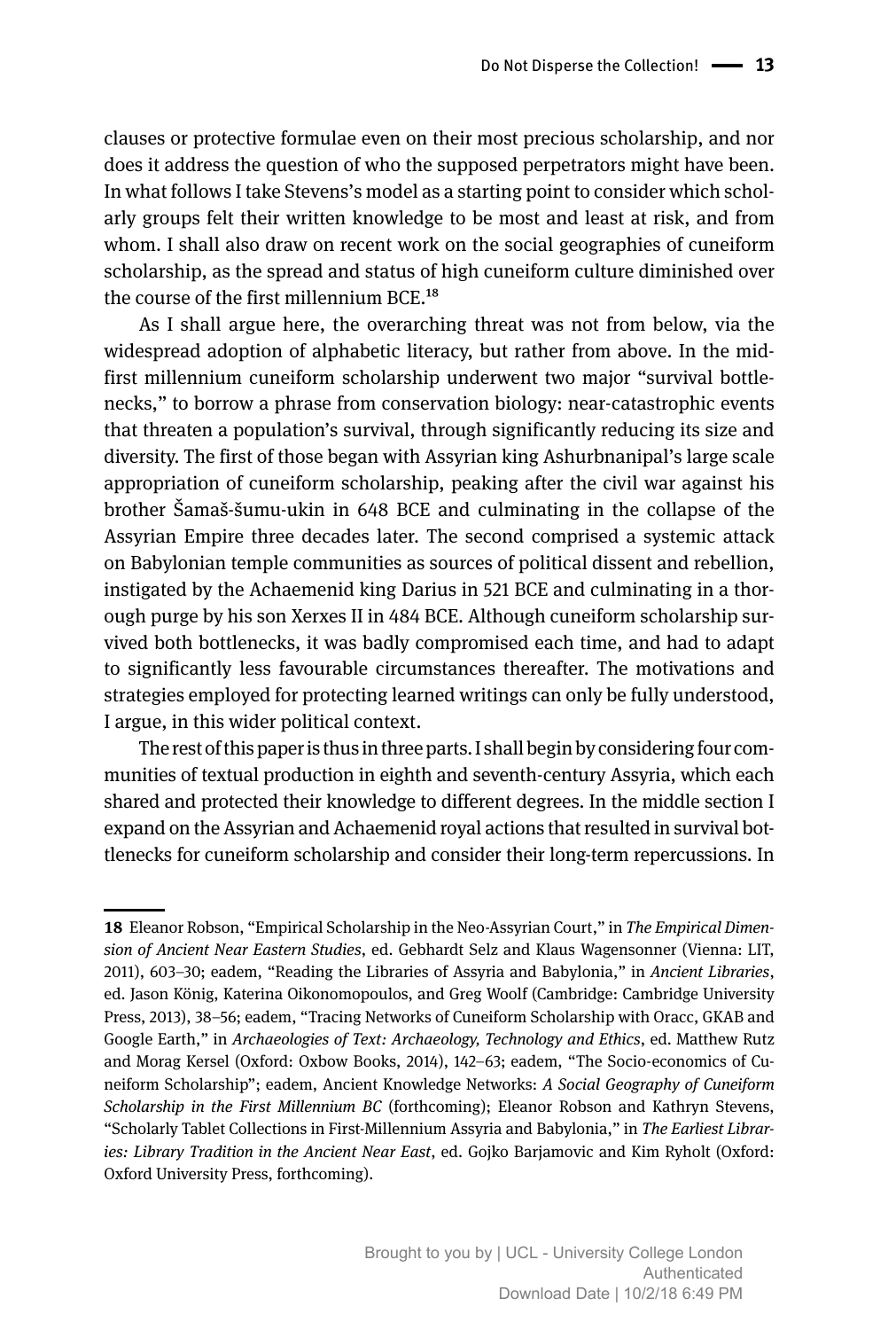clauses or protective formulae even on their most precious scholarship, and nor does it address the question of who the supposed perpetrators might have been. In what follows I take Stevens's model as a starting point to consider which scholarly groups felt their written knowledge to be most and least at risk, and from whom. I shall also draw on recent work on the social geographies of cuneiform scholarship, as the spread and status of high cuneiform culture diminished over the course of the first millennium BCE.[18]

As I shall argue here, the overarching threat was not from below, via the widespread adoption of alphabetic literacy, but rather from above. In the mid-first millennium cuneiform scholarship underwent two major "survival bottlenecks," to borrow a phrase from conservation biology: near-catastrophic events that threaten a population's survival, through significantly reducing its size and diversity. The first of those began with Assyrian king Ashurbnanipal's large scale appropriation of cuneiform scholarship, peaking after the civil war against his brother Šamaš-šumu-ukin in 648 BCE and culminating in the collapse of the Assyrian Empire three decades later. The second comprised a systemic attack on Babylonian temple communities as sources of political dissent and rebellion, instigated by the Achaemenid king Darius in 521 BCE and culminating in a thorough purge by his son Xerxes II in 484 BCE. Although cuneiform scholarship survived both bottlenecks, it was badly compromised each time, and had to adapt to significantly less favourable circumstances thereafter. The motivations and strategies employed for protecting learned writings can only be fully understood, I argue, in this wider political context.

The rest of this paper is thus in three parts. I shall begin by considering four communities of textual production in eighth and seventh-century Assyria, which each shared and protected their knowledge to different degrees. In the middle section I expand on the Assyrian and Achaemenid royal actions that resulted in survival bottlenecks for cuneiform scholarship and consider their long-term repercussions. In

---

**18** Eleanor Robson, "Empirical Scholarship in the Neo-Assyrian Court," in *The Empirical Dimension of Ancient Near Eastern Studies*, ed. Gebhardt Selz and Klaus Wagensonner (Vienna: LIT, 2011), 603–30; eadem, "Reading the Libraries of Assyria and Babylonia," in *Ancient Libraries*, ed. Jason König, Katerina Oikonomopoulos, and Greg Woolf (Cambridge: Cambridge University Press, 2013), 38–56; eadem, "Tracing Networks of Cuneiform Scholarship with Oracc, GKAB and Google Earth," in *Archaeologies of Text: Archaeology, Technology and Ethics*, ed. Matthew Rutz and Morag Kersel (Oxford: Oxbow Books, 2014), 142–63; eadem, "The Socio-economics of Cuneiform Scholarship"; eadem, Ancient Knowledge Networks: *A Social Geography of Cuneiform Scholarship in the First Millennium BC* (forthcoming); Eleanor Robson and Kathryn Stevens, "Scholarly Tablet Collections in First-Millennium Assyria and Babylonia," in *The Earliest Libraries: Library Tradition in the Ancient Near East*, ed. Gojko Barjamovic and Kim Ryholt (Oxford: Oxford University Press, forthcoming).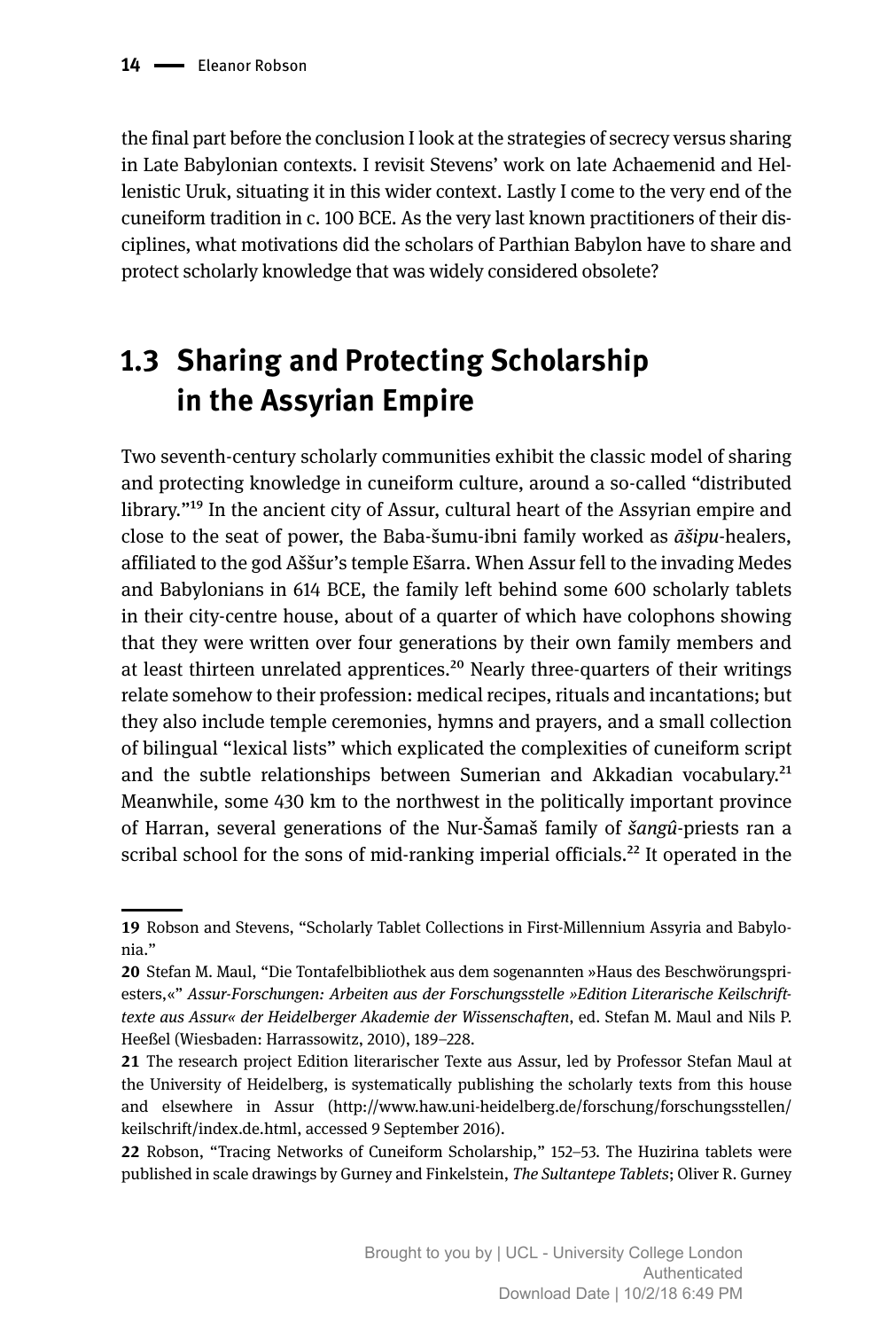the final part before the conclusion I look at the strategies of secrecy versus sharing in Late Babylonian contexts. I revisit Stevens' work on late Achaemenid and Hellenistic Uruk, situating it in this wider context. Lastly I come to the very end of the cuneiform tradition in c. 100 BCE. As the very last known practitioners of their disciplines, what motivations did the scholars of Parthian Babylon have to share and protect scholarly knowledge that was widely considered obsolete?

## 1.3 Sharing and Protecting Scholarship in the Assyrian Empire

Two seventh-century scholarly communities exhibit the classic model of sharing and protecting knowledge in cuneiform culture, around a so-called "distributed library."[19] In the ancient city of Assur, cultural heart of the Assyrian empire and close to the seat of power, the Baba-šumu-ibni family worked as *āšipu*-healers, affiliated to the god Aššur's temple Ešarra. When Assur fell to the invading Medes and Babylonians in 614 BCE, the family left behind some 600 scholarly tablets in their city-centre house, about of a quarter of which have colophons showing that they were written over four generations by their own family members and at least thirteen unrelated apprentices.[20] Nearly three-quarters of their writings relate somehow to their profession: medical recipes, rituals and incantations; but they also include temple ceremonies, hymns and prayers, and a small collection of bilingual "lexical lists" which explicated the complexities of cuneiform script and the subtle relationships between Sumerian and Akkadian vocabulary.[21] Meanwhile, some 430 km to the northwest in the politically important province of Harran, several generations of the Nur-Šamaš family of *šangû*-priests ran a scribal school for the sons of mid-ranking imperial officials.[22] It operated in the

---

**19** Robson and Stevens, "Scholarly Tablet Collections in First-Millennium Assyria and Babylonia."

**20** Stefan M. Maul, "Die Tontafelbibliothek aus dem sogenannten »Haus des Beschwörungspriesters,«" *Assur-Forschungen: Arbeiten aus der Forschungsstelle »Edition Literarische Keilschrifttexte aus Assur« der Heidelberger Akademie der Wissenschaften*, ed. Stefan M. Maul and Nils P. Heeßel (Wiesbaden: Harrassowitz, 2010), 189–228.

**21** The research project Edition literarischer Texte aus Assur, led by Professor Stefan Maul at the University of Heidelberg, is systematically publishing the scholarly texts from this house and elsewhere in Assur (http://www.haw.uni-heidelberg.de/forschung/forschungsstellen/keilschrift/index.de.html, accessed 9 September 2016).

**22** Robson, "Tracing Networks of Cuneiform Scholarship," 152–53. The Huzirina tablets were published in scale drawings by Gurney and Finkelstein, *The Sultantepe Tablets*; Oliver R. Gurney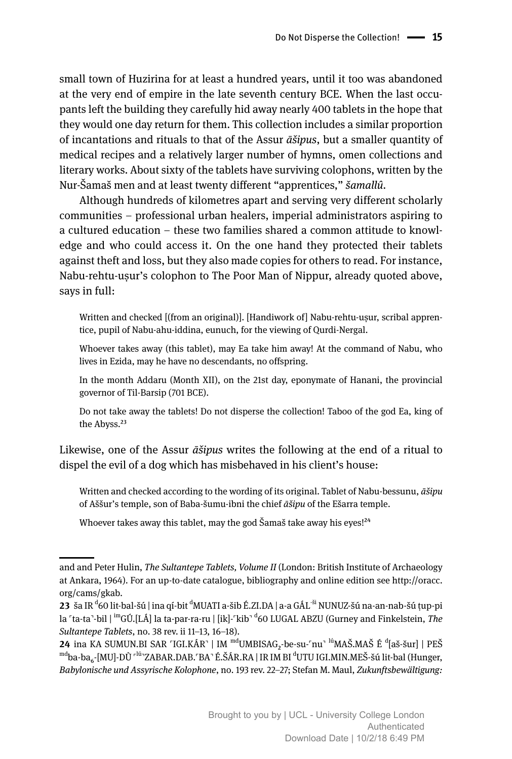small town of Huzirina for at least a hundred years, until it too was abandoned at the very end of empire in the late seventh century BCE. When the last occupants left the building they carefully hid away nearly 400 tablets in the hope that they would one day return for them. This collection includes a similar proportion of incantations and rituals to that of the Assur *āšipus*, but a smaller quantity of medical recipes and a relatively larger number of hymns, omen collections and literary works. About sixty of the tablets have surviving colophons, written by the Nur-Šamaš men and at least twenty different "apprentices," *šamallû*.

Although hundreds of kilometres apart and serving very different scholarly communities – professional urban healers, imperial administrators aspiring to a cultured education – these two families shared a common attitude to knowledge and who could access it. On the one hand they protected their tablets against theft and loss, but they also made copies for others to read. For instance, Nabu-rehtu-uṣur's colophon to The Poor Man of Nippur, already quoted above, says in full:

> Written and checked [(from an original)]. [Handiwork of] Nabu-rehtu-uṣur, scribal apprentice, pupil of Nabu-ahu-iddina, eunuch, for the viewing of Qurdi-Nergal.
>
> Whoever takes away (this tablet), may Ea take him away! At the command of Nabu, who lives in Ezida, may he have no descendants, no offspring.
>
> In the month Addaru (Month XII), on the 21st day, eponymate of Hanani, the provincial governor of Til-Barsip (701 BCE).
>
> Do not take away the tablets! Do not disperse the collection! Taboo of the god Ea, king of the Abyss.[23]

Likewise, one of the Assur *āšipus* writes the following at the end of a ritual to dispel the evil of a dog which has misbehaved in his client's house:

> Written and checked according to the wording of its original. Tablet of Nabu-bessunu, *āšipu* of Aššur's temple, son of Baba-šumu-ibni the chief *āšipu* of the Ešarra temple.
>
> Whoever takes away this tablet, may the god Šamaš take away his eyes![24]

---

and and Peter Hulin, *The Sultantepe Tablets, Volume II* (London: British Institute of Archaeology at Ankara, 1964). For an up-to-date catalogue, bibliography and online edition see http://oracc.org/cams/gkab.

**23** ša IR ${}^{d}$60 lit-bal-šú | ina qí-bit ${}^{d}$MUATI a-šib É.ZI.DA | a-a GÁL${}^{-ši}$ NUNUZ-šú na-an-nab-šú ṭup-pi la ⌜ta-ta⌝-bil | ${}^{im}$GÚ.[LÁ] la ta-par-ra-ru | [ik]-⌜kib⌝ ${}^{d}$60 LUGAL ABZU (Gurney and Finkelstein, *The Sultantepe Tablets*, no. 38 rev. ii 11–13, 16–18).

**24** ina KA SUMUN.BI SAR ⌜IGI.KÁR⌝ | IM ${}^{md}$UMBISAG$_2$-be-su-⌜nu⌝ ${}^{lú}$MAŠ.MAŠ É ${}^{d}$[aš-šur] | PEŠ ${}^{md}$ba-ba$_6$-[MU]-DÙ ⌜${}^{lú}$⌝ZABAR.DAB.⌜BA⌝ É.ŠÁR.RA | IR IM BI ${}^{d}$UTU IGI.MIN.MEŠ-šú lit-bal (Hunger, *Babylonische und Assyrische Kolophone*, no. 193 rev. 22–27; Stefan M. Maul, *Zukunftsbewältigung:*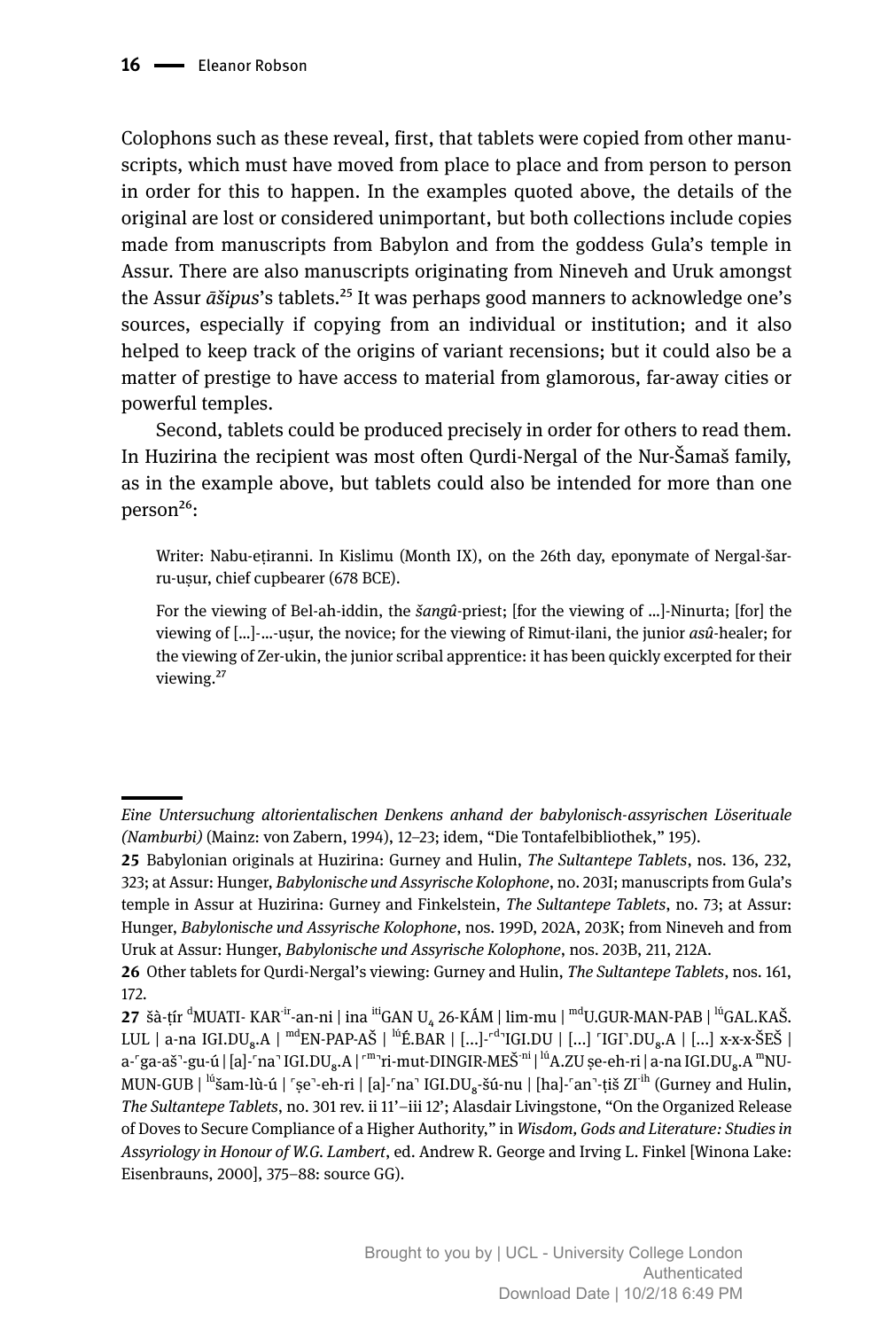Colophons such as these reveal, first, that tablets were copied from other manuscripts, which must have moved from place to place and from person to person in order for this to happen. In the examples quoted above, the details of the original are lost or considered unimportant, but both collections include copies made from manuscripts from Babylon and from the goddess Gula's temple in Assur. There are also manuscripts originating from Nineveh and Uruk amongst the Assur *āšipus*'s tablets.[25] It was perhaps good manners to acknowledge one's sources, especially if copying from an individual or institution; and it also helped to keep track of the origins of variant recensions; but it could also be a matter of prestige to have access to material from glamorous, far-away cities or powerful temples.

Second, tablets could be produced precisely in order for others to read them. In Huzirina the recipient was most often Qurdi-Nergal of the Nur-Šamaš family, as in the example above, but tablets could also be intended for more than one person[26]:

> Writer: Nabu-eṭiranni. In Kislimu (Month IX), on the 26th day, eponymate of Nergal-šarru-uṣur, chief cupbearer (678 BCE).
>
> For the viewing of Bel-ah-iddin, the *šangû*-priest; [for the viewing of ...]-Ninurta; [for] the viewing of [...]-...-uṣur, the novice; for the viewing of Rimut-ilani, the junior *asû*-healer; for the viewing of Zer-ukin, the junior scribal apprentice: it has been quickly excerpted for their viewing.[27]

---

*Eine Untersuchung altorientalischen Denkens anhand der babylonisch-assyrischen Löserituale (Namburbi)* (Mainz: von Zabern, 1994), 12–23; idem, "Die Tontafelbibliothek," 195).

**25** Babylonian originals at Huzirina: Gurney and Hulin, *The Sultantepe Tablets*, nos. 136, 232, 323; at Assur: Hunger, *Babylonische und Assyrische Kolophone*, no. 203I; manuscripts from Gula's temple in Assur at Huzirina: Gurney and Finkelstein, *The Sultantepe Tablets*, no. 73; at Assur: Hunger, *Babylonische und Assyrische Kolophone*, nos. 199D, 202A, 203K; from Nineveh and from Uruk at Assur: Hunger, *Babylonische und Assyrische Kolophone*, nos. 203B, 211, 212A.

**26** Other tablets for Qurdi-Nergal's viewing: Gurney and Hulin, *The Sultantepe Tablets*, nos. 161, 172.

**27** šà-ṭír [d]MUATI- KAR[-ir]-an-ni | ina [iti]GAN $U_4$ 26-KÁM | lim-mu | [md]U.GUR-MAN-PAB | [lú]GAL.KAŠ.LUL | a-na IGI.$DU_8$.A | [md]EN-PAP-AŠ | [lú]É.BAR | [...]-⌜[d]⌝IGI.DU | [...] ⌜IGI⌝.$DU_8$.A | [...] x-x-x-ŠEŠ | a-⌜ga-aš⌝-gu-ú | [a]-⌜na⌝ IGI.$DU_8$.A | ⌜[m]⌝ri-mut-DINGIR-MEŠ[-ni] | [lú]A.ZU ṣe-eh-ri | a-na IGI.$DU_8$.A [m]NUMUN-GUB | [lú]šam-lù-ú | ⌜ṣe⌝-eh-ri | [a]-⌜na⌝ IGI.$DU_8$-šú-nu | [ha]-⌜an⌝-ṭiš ZI[-ih] (Gurney and Hulin, *The Sultantepe Tablets*, no. 301 rev. ii 11'–iii 12'; Alasdair Livingstone, "On the Organized Release of Doves to Secure Compliance of a Higher Authority," in *Wisdom, Gods and Literature: Studies in Assyriology in Honour of W.G. Lambert*, ed. Andrew R. George and Irving L. Finkel [Winona Lake: Eisenbrauns, 2000], 375–88: source GG).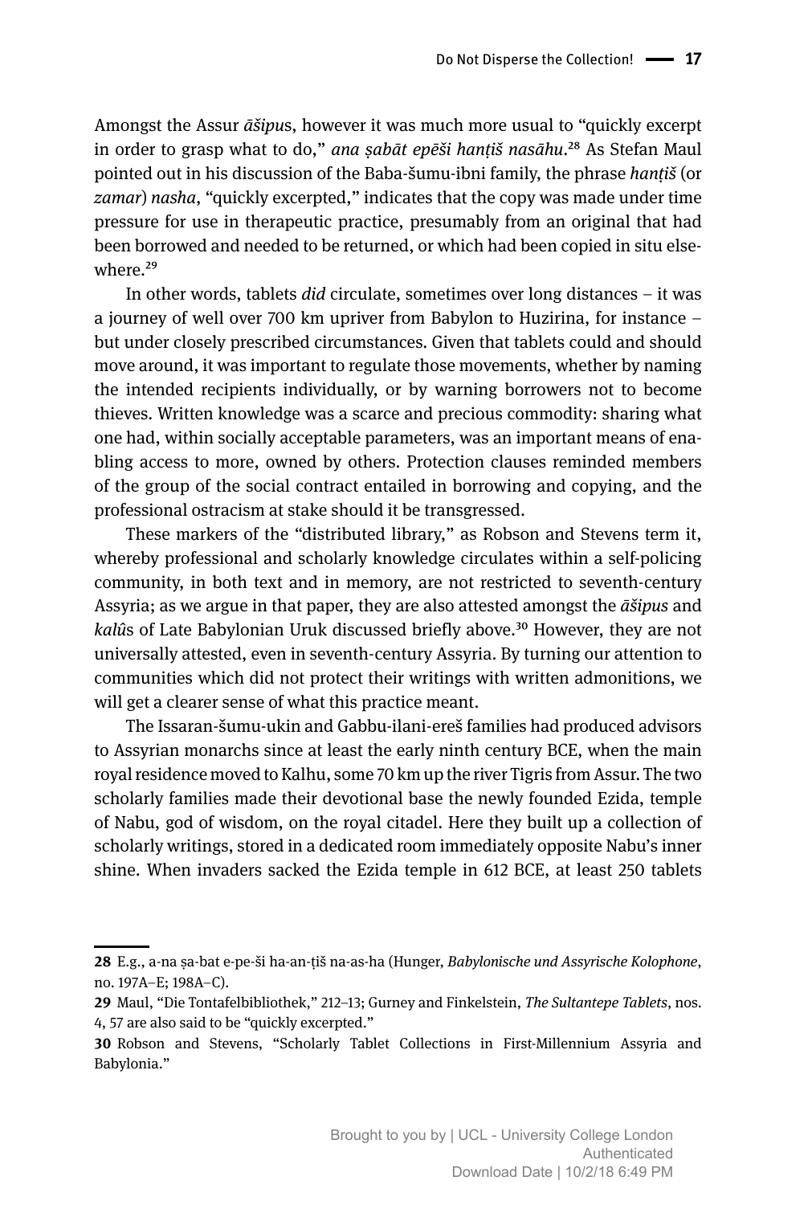Amongst the Assur *āšipu*s, however it was much more usual to "quickly excerpt in order to grasp what to do," *ana ṣabāt epēši hanṭiš nasāhu*.[28] As Stefan Maul pointed out in his discussion of the Baba-šumu-ibni family, the phrase *hanṭiš* (or *zamar*) *nasha*, "quickly excerpted," indicates that the copy was made under time pressure for use in therapeutic practice, presumably from an original that had been borrowed and needed to be returned, or which had been copied in situ elsewhere.[29]

In other words, tablets *did* circulate, sometimes over long distances – it was a journey of well over 700 km upriver from Babylon to Huzirina, for instance – but under closely prescribed circumstances. Given that tablets could and should move around, it was important to regulate those movements, whether by naming the intended recipients individually, or by warning borrowers not to become thieves. Written knowledge was a scarce and precious commodity: sharing what one had, within socially acceptable parameters, was an important means of enabling access to more, owned by others. Protection clauses reminded members of the group of the social contract entailed in borrowing and copying, and the professional ostracism at stake should it be transgressed.

These markers of the "distributed library," as Robson and Stevens term it, whereby professional and scholarly knowledge circulates within a self-policing community, in both text and in memory, are not restricted to seventh-century Assyria; as we argue in that paper, they are also attested amongst the *āšipus* and *kalû*s of Late Babylonian Uruk discussed briefly above.[30] However, they are not universally attested, even in seventh-century Assyria. By turning our attention to communities which did not protect their writings with written admonitions, we will get a clearer sense of what this practice meant.

The Issaran-šumu-ukin and Gabbu-ilani-ereš families had produced advisors to Assyrian monarchs since at least the early ninth century BCE, when the main royal residence moved to Kalhu, some 70 km up the river Tigris from Assur. The two scholarly families made their devotional base the newly founded Ezida, temple of Nabu, god of wisdom, on the royal citadel. Here they built up a collection of scholarly writings, stored in a dedicated room immediately opposite Nabu's inner shine. When invaders sacked the Ezida temple in 612 BCE, at least 250 tablets

---

28 E.g., a-na ṣa-bat e-pe-ši ha-an-ṭiš na-as-ha (Hunger, *Babylonische und Assyrische Kolophone*, no. 197A–E; 198A–C).

29 Maul, "Die Tontafelbibliothek," 212–13; Gurney and Finkelstein, *The Sultantepe Tablets*, nos. 4, 57 are also said to be "quickly excerpted."

30 Robson and Stevens, "Scholarly Tablet Collections in First-Millennium Assyria and Babylonia."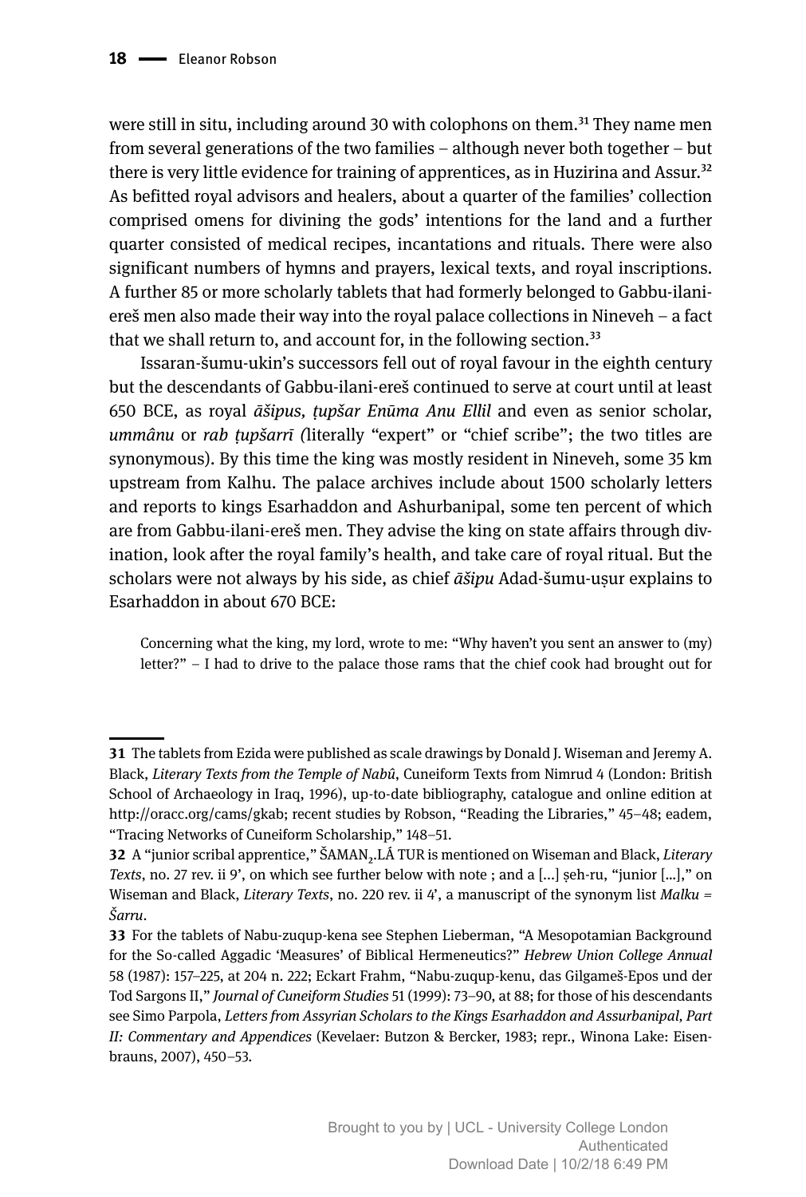were still in situ, including around 30 with colophons on them.[31] They name men from several generations of the two families – although never both together – but there is very little evidence for training of apprentices, as in Huzirina and Assur.[32] As befitted royal advisors and healers, about a quarter of the families' collection comprised omens for divining the gods' intentions for the land and a further quarter consisted of medical recipes, incantations and rituals. There were also significant numbers of hymns and prayers, lexical texts, and royal inscriptions. A further 85 or more scholarly tablets that had formerly belonged to Gabbu-ilani-ereš men also made their way into the royal palace collections in Nineveh – a fact that we shall return to, and account for, in the following section.[33]

Issaran-šumu-ukin's successors fell out of royal favour in the eighth century but the descendants of Gabbu-ilani-ereš continued to serve at court until at least 650 BCE, as royal *āšipus, ṭupšar Enūma Anu Ellil* and even as senior scholar, *ummânu* or *rab ṭupšarrī (*literally "expert" or "chief scribe"; the two titles are synonymous). By this time the king was mostly resident in Nineveh, some 35 km upstream from Kalhu. The palace archives include about 1500 scholarly letters and reports to kings Esarhaddon and Ashurbanipal, some ten percent of which are from Gabbu-ilani-ereš men. They advise the king on state affairs through divination, look after the royal family's health, and take care of royal ritual. But the scholars were not always by his side, as chief *āšipu* Adad-šumu-uṣur explains to Esarhaddon in about 670 BCE:

> Concerning what the king, my lord, wrote to me: "Why haven't you sent an answer to (my) letter?" – I had to drive to the palace those rams that the chief cook had brought out for

---

**31** The tablets from Ezida were published as scale drawings by Donald J. Wiseman and Jeremy A. Black, *Literary Texts from the Temple of Nabû*, Cuneiform Texts from Nimrud 4 (London: British School of Archaeology in Iraq, 1996), up-to-date bibliography, catalogue and online edition at http://oracc.org/cams/gkab; recent studies by Robson, "Reading the Libraries," 45–48; eadem, "Tracing Networks of Cuneiform Scholarship," 148–51.

**32** A "junior scribal apprentice," ŠAMAN$_2$.LÁ TUR is mentioned on Wiseman and Black, *Literary Texts*, no. 27 rev. ii 9', on which see further below with note ; and a [...] ṣeh-ru, "junior [...]," on Wiseman and Black, *Literary Texts*, no. 220 rev. ii 4', a manuscript of the synonym list *Malku = Šarru*.

**33** For the tablets of Nabu-zuqup-kena see Stephen Lieberman, "A Mesopotamian Background for the So-called Aggadic 'Measures' of Biblical Hermeneutics?" *Hebrew Union College Annual* 58 (1987): 157–225, at 204 n. 222; Eckart Frahm, "Nabu-zuqup-kenu, das Gilgameš-Epos und der Tod Sargons II," *Journal of Cuneiform Studies* 51 (1999): 73–90, at 88; for those of his descendants see Simo Parpola, *Letters from Assyrian Scholars to the Kings Esarhaddon and Assurbanipal, Part II: Commentary and Appendices* (Kevelaer: Butzon & Bercker, 1983; repr., Winona Lake: Eisenbrauns, 2007), 450–53.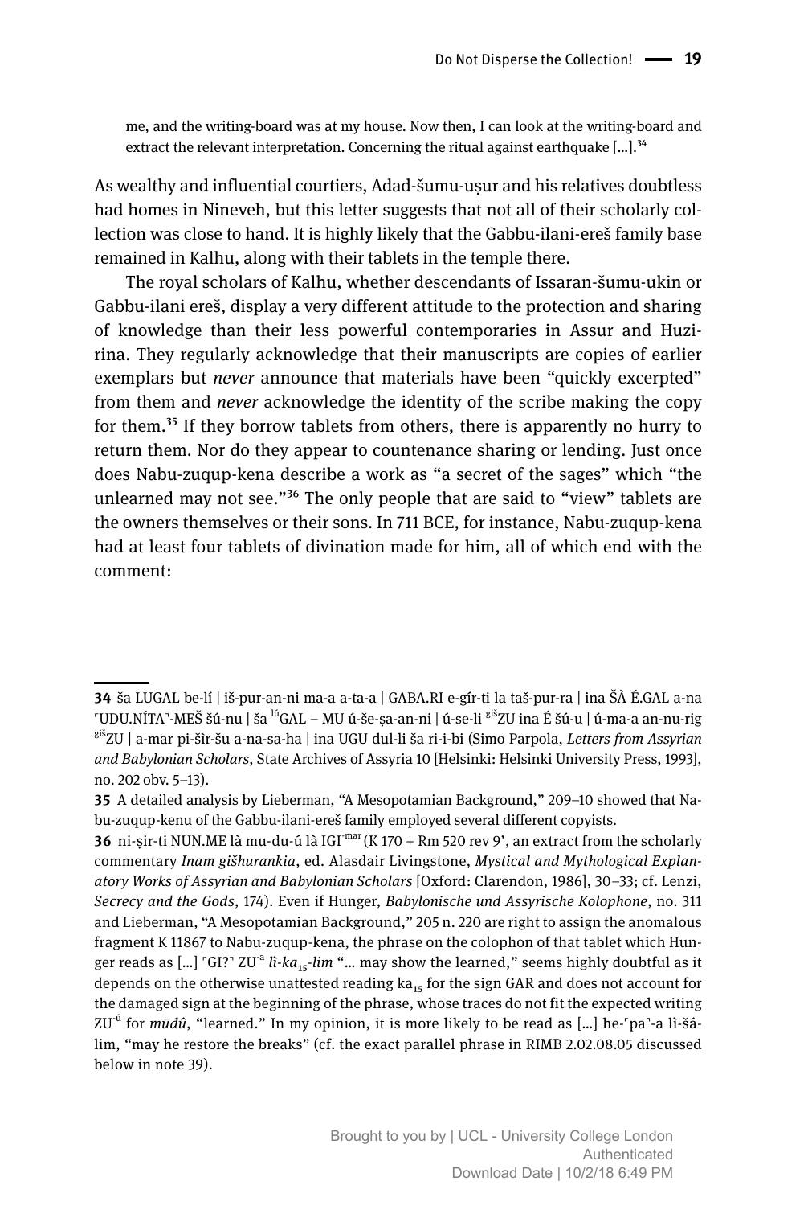me, and the writing-board was at my house. Now then, I can look at the writing-board and extract the relevant interpretation. Concerning the ritual against earthquake […].[34]

As wealthy and influential courtiers, Adad-šumu-uṣur and his relatives doubtless had homes in Nineveh, but this letter suggests that not all of their scholarly collection was close to hand. It is highly likely that the Gabbu-ilani-ereš family base remained in Kalhu, along with their tablets in the temple there.

The royal scholars of Kalhu, whether descendants of Issaran-šumu-ukin or Gabbu-ilani ereš, display a very different attitude to the protection and sharing of knowledge than their less powerful contemporaries in Assur and Huzirina. They regularly acknowledge that their manuscripts are copies of earlier exemplars but *never* announce that materials have been "quickly excerpted" from them and *never* acknowledge the identity of the scribe making the copy for them.[35] If they borrow tablets from others, there is apparently no hurry to return them. Nor do they appear to countenance sharing or lending. Just once does Nabu-zuqup-kena describe a work as "a secret of the sages" which "the unlearned may not see."[36] The only people that are said to "view" tablets are the owners themselves or their sons. In 711 BCE, for instance, Nabu-zuqup-kena had at least four tablets of divination made for him, all of which end with the comment:

---

**34** ša LUGAL be-lí | iš-pur-an-ni ma-a a-ta-a | GABA.RI e-gír-ti la taš-pur-ra | ina ŠÀ É.GAL a-na ⸢UDU.NÍTA⸣-MEŠ šú-nu | ša $^{lú}$GAL – MU ú-še-ṣa-an-ni | ú-se-li $^{giš}$ZU ina É šú-u | ú-ma-a an-nu-rig $^{giš}$ZU | a-mar pi-šìr-šu a-na-sa-ha | ina UGU dul-li ša ri-i-bi (Simo Parpola, *Letters from Assyrian and Babylonian Scholars*, State Archives of Assyria 10 [Helsinki: Helsinki University Press, 1993], no. 202 obv. 5–13).

**35** A detailed analysis by Lieberman, "A Mesopotamian Background," 209–10 showed that Nabu-zuqup-kenu of the Gabbu-ilani-ereš family employed several different copyists.

**36** ni-ṣir-ti NUN.ME là mu-du-ú là IGI$^{-mar}$ (K 170 + Rm 520 rev 9', an extract from the scholarly commentary *Inam gišhurankia*, ed. Alasdair Livingstone, *Mystical and Mythological Explanatory Works of Assyrian and Babylonian Scholars* [Oxford: Clarendon, 1986], 30–33; cf. Lenzi, *Secrecy and the Gods*, 174). Even if Hunger, *Babylonische und Assyrische Kolophone*, no. 311 and Lieberman, "A Mesopotamian Background," 205 n. 220 are right to assign the anomalous fragment K 11867 to Nabu-zuqup-kena, the phrase on the colophon of that tablet which Hunger reads as […] ⸢GI?⸣ ZU$^{-a}$ *lì-ka*$_{15}$*-lim* "… may show the learned," seems highly doubtful as it depends on the otherwise unattested reading ka$_{15}$ for the sign GAR and does not account for the damaged sign at the beginning of the phrase, whose traces do not fit the expected writing ZU$^{-ú}$ for *mūdû*, "learned." In my opinion, it is more likely to be read as […] he-⸢pa⸣-a lì-šá-lim, "may he restore the breaks" (cf. the exact parallel phrase in RIMB 2.02.08.05 discussed below in note 39).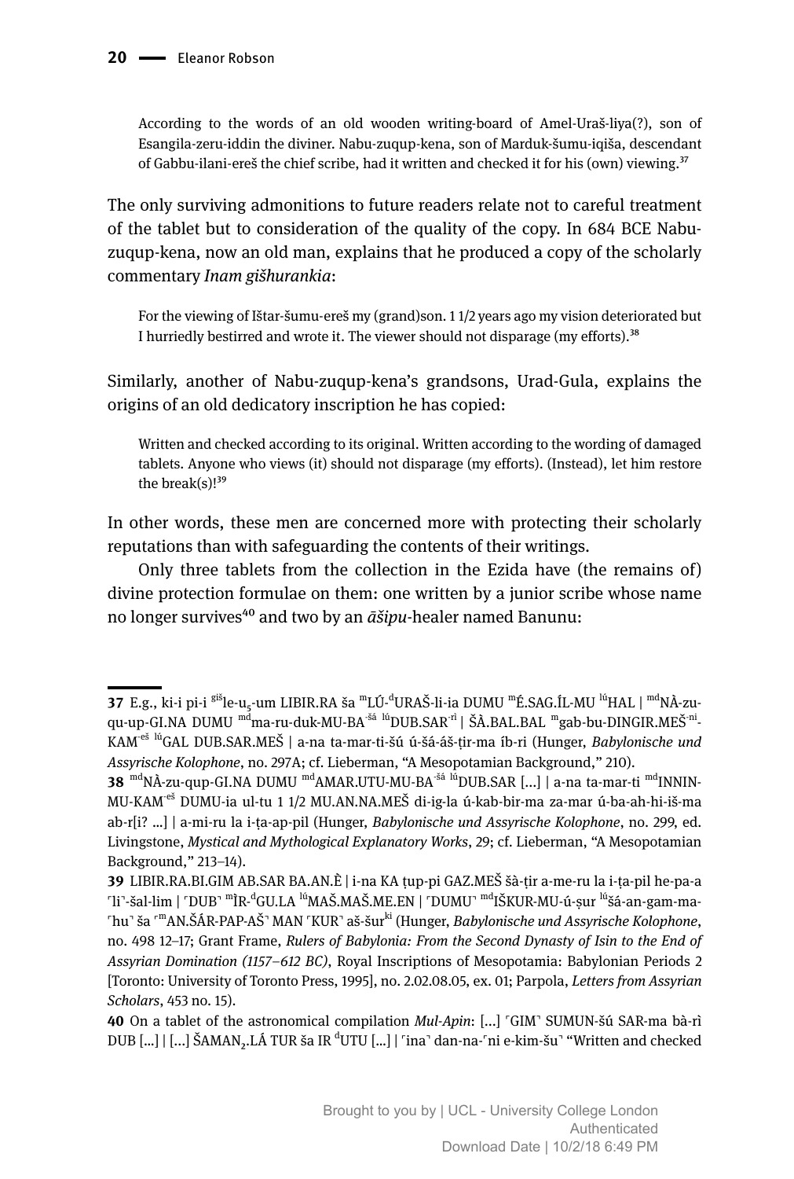According to the words of an old wooden writing-board of Amel-Uraš-liya(?), son of Esangila-zeru-iddin the diviner. Nabu-zuqup-kena, son of Marduk-šumu-iqiša, descendant of Gabbu-ilani-ereš the chief scribe, had it written and checked it for his (own) viewing.[37]

The only surviving admonitions to future readers relate not to careful treatment of the tablet but to consideration of the quality of the copy. In 684 BCE Nabu-zuqup-kena, now an old man, explains that he produced a copy of the scholarly commentary *Inam gišhurankia*:

For the viewing of Ištar-šumu-ereš my (grand)son. 1 1/2 years ago my vision deteriorated but I hurriedly bestirred and wrote it. The viewer should not disparage (my efforts).[38]

Similarly, another of Nabu-zuqup-kena's grandsons, Urad-Gula, explains the origins of an old dedicatory inscription he has copied:

Written and checked according to its original. Written according to the wording of damaged tablets. Anyone who views (it) should not disparage (my efforts). (Instead), let him restore the break(s)![39]

In other words, these men are concerned more with protecting their scholarly reputations than with safeguarding the contents of their writings.

Only three tablets from the collection in the Ezida have (the remains of) divine protection formulae on them: one written by a junior scribe whose name no longer survives[40] and two by an *āšipu*-healer named Banunu:

---

**37** E.g., ki-i pi-i $^{giš}$le-u$_5$-um LIBIR.RA ša $^{m}$LÚ-$^{d}$URAŠ-li-ia DUMU $^{m}$É.SAG.ÍL-MU $^{lú}$HAL | $^{md}$NÀ-zu-qu-up-GI.NA DUMU $^{md}$ma-ru-duk-MU-BA$^{-šá}$ $^{lú}$DUB.SAR$^{-ri}$ | ŠÀ.BAL.BAL $^{m}$gab-bu-DINGIR.MEŠ$^{-ni}$-KAM$^{-eš}$ $^{lú}$GAL DUB.SAR.MEŠ | a-na ta-mar-ti-šú ú-šá-áš-ṭir-ma íb-ri (Hunger, *Babylonische und Assyrische Kolophone*, no. 297A; cf. Lieberman, "A Mesopotamian Background," 210).

**38** $^{md}$NÀ-zu-qup-GI.NA DUMU $^{md}$AMAR.UTU-MU-BA$^{-šá}$ $^{lú}$DUB.SAR [...] | a-na ta-mar-ti $^{md}$INNIN-MU-KAM$^{-eš}$ DUMU-ia ul-tu 1 1/2 MU.AN.NA.MEŠ di-ig-la ú-kab-bir-ma za-mar ú-ba-ah-hi-iš-ma ab-r[i? ...] | a-mi-ru la i-ṭa-ap-pil (Hunger, *Babylonische und Assyrische Kolophone*, no. 299, ed. Livingstone, *Mystical and Mythological Explanatory Works*, 29; cf. Lieberman, "A Mesopotamian Background," 213–14).

**39** LIBIR.RA.BI.GIM AB.SAR BA.AN.È | i-na KA ṭup-pi GAZ.MEŠ šà-ṭir a-me-ru la i-ṭa-pil he-pa-a ⌜li⌝-šal-lim | ⌜DUB⌝ $^{m}$ÌR-$^{d}$GU.LA $^{lú}$MAŠ.MAŠ.ME.EN | ⌜DUMU⌝ $^{md}$IŠKUR-MU-ú-ṣur $^{lú}$šá-an-gam-ma-⌜hu⌝ ša ⌜$^{m}$AN.ŠÁR-PAP-AŠ⌝ MAN ⌜KUR⌝ aš-šur$^{ki}$ (Hunger, *Babylonische und Assyrische Kolophone*, no. 498 12–17; Grant Frame, *Rulers of Babylonia: From the Second Dynasty of Isin to the End of Assyrian Domination (1157–612 BC)*, Royal Inscriptions of Mesopotamia: Babylonian Periods 2 [Toronto: University of Toronto Press, 1995], no. 2.02.08.05, ex. 01; Parpola, *Letters from Assyrian Scholars*, 453 no. 15).

**40** On a tablet of the astronomical compilation *Mul-Apin*: [...] ⌜GIM⌝ SUMUN-šú SAR-ma bà-rì DUB [...] | [...] ŠAMAN$_2$.LÁ TUR ša IR $^{d}$UTU [...] | ⌜ina⌝ dan-na-⌜ni e-kim-šu⌝ "Written and checked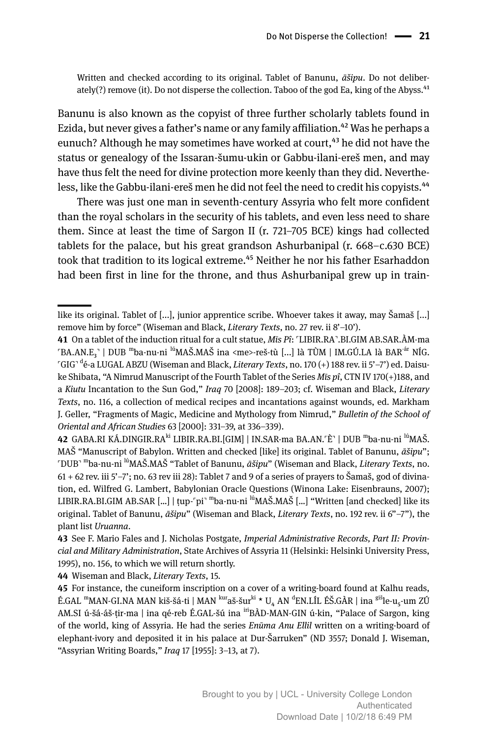Written and checked according to its original. Tablet of Banunu, *āšipu*. Do not deliberately(?) remove (it). Do not disperse the collection. Taboo of the god Ea, king of the Abyss.[41]

Banunu is also known as the copyist of three further scholarly tablets found in Ezida, but never gives a father's name or any family affiliation.[42] Was he perhaps a eunuch? Although he may sometimes have worked at court,[43] he did not have the status or genealogy of the Issaran-šumu-ukin or Gabbu-ilani-ereš men, and may have thus felt the need for divine protection more keenly than they did. Nevertheless, like the Gabbu-ilani-ereš men he did not feel the need to credit his copyists.[44]

There was just one man in seventh-century Assyria who felt more confident than the royal scholars in the security of his tablets, and even less need to share them. Since at least the time of Sargon II (r. 721–705 BCE) kings had collected tablets for the palace, but his great grandson Ashurbanipal (r. 668–c.630 BCE) took that tradition to its logical extreme.[45] Neither he nor his father Esarhaddon had been first in line for the throne, and thus Ashurbanipal grew up in train-

---

like its original. Tablet of [...], junior apprentice scribe. Whoever takes it away, may Šamaš [...] remove him by force" (Wiseman and Black, *Literary Texts*, no. 27 rev. ii 8'–10').

**41** On a tablet of the induction ritual for a cult statue, *Mīs Pî*: ⌜LIBIR.RA⌝.BI.GIM AB.SAR.ÀM-ma ⌜BA.AN.E$_3$⌝ | DUB $^{m}$ba-nu-ni $^{lú}$MAŠ.MAŠ ina <me>-reš-tù [...] là TÙM | IM.GÚ.LA là BAR$^{-ár}$ NÍG. ⌜GIG⌝ $^{d}$é-a LUGAL ABZU (Wiseman and Black, *Literary Texts*, no. 170 (+) 188 rev. ii 5'–7') ed. Daisuke Shibata, "A Nimrud Manuscript of the Fourth Tablet of the Series *Mīs pî*, CTN IV 170(+)188, and a *Kiutu* Incantation to the Sun God," *Iraq* 70 [2008]: 189–203; cf. Wiseman and Black, *Literary Texts*, no. 116, a collection of medical recipes and incantations against wounds, ed. Markham J. Geller, "Fragments of Magic, Medicine and Mythology from Nimrud," *Bulletin of the School of Oriental and African Studies* 63 [2000]: 331–39, at 336–339).

**42** GABA.RI KÁ.DINGIR.RA$^{ki}$ LIBIR.RA.BI.[GIM] | IN.SAR-ma BA.AN.⌜È⌝ | DUB $^{m}$ba-nu-ni $^{lú}$MAŠ. MAŠ "Manuscript of Babylon. Written and checked [like] its original. Tablet of Banunu, *āšipu*"; ⌜DUB⌝ $^{m}$ba-nu-ni $^{lú}$MAŠ.MAŠ "Tablet of Banunu, *āšipu*" (Wiseman and Black, *Literary Texts*, no. 61 + 62 rev. iii 5'–7'; no. 63 rev iii 28): Tablet 7 and 9 of a series of prayers to Šamaš, god of divination, ed. Wilfred G. Lambert, Babylonian Oracle Questions (Winona Lake: Eisenbrauns, 2007); LIBIR.RA.BI.GIM AB.SAR [...] | ṭup-⌜pi⌝ $^{m}$ba-nu-ni $^{lú}$MAŠ.MAŠ [...] "Written [and checked] like its original. Tablet of Banunu, *āšipu*" (Wiseman and Black, *Literary Texts*, no. 192 rev. ii 6"–7"), the plant list *Uruanna*.

**43** See F. Mario Fales and J. Nicholas Postgate, *Imperial Administrative Records, Part II: Provincial and Military Administration*, State Archives of Assyria 11 (Helsinki: Helsinki University Press, 1995), no. 156, to which we will return shortly.

**44** Wiseman and Black, *Literary Texts*, 15.

**45** For instance, the cuneiform inscription on a cover of a writing-board found at Kalhu reads, É.GAL $^{m}$MAN-GI.NA MAN kiš-šá-ti | MAN $^{kur}$aš-šur$^{ki}$ ⋆ U$_4$ AN $^{d}$EN.LÍL ÉŠ.GÀR | ina $^{giš}$le-u$_5$-um ZÚ AM.SI ú-šá-áš-ṭir-ma | ina qé-reb É.GAL-šú ina $^{iri}$BÀD-MAN-GIN ú-kin, "Palace of Sargon, king of the world, king of Assyria. He had the series *Enūma Anu Ellil* written on a writing-board of elephant-ivory and deposited it in his palace at Dur-Šarruken" (ND 3557; Donald J. Wiseman, "Assyrian Writing Boards," *Iraq* 17 [1955]: 3–13, at 7).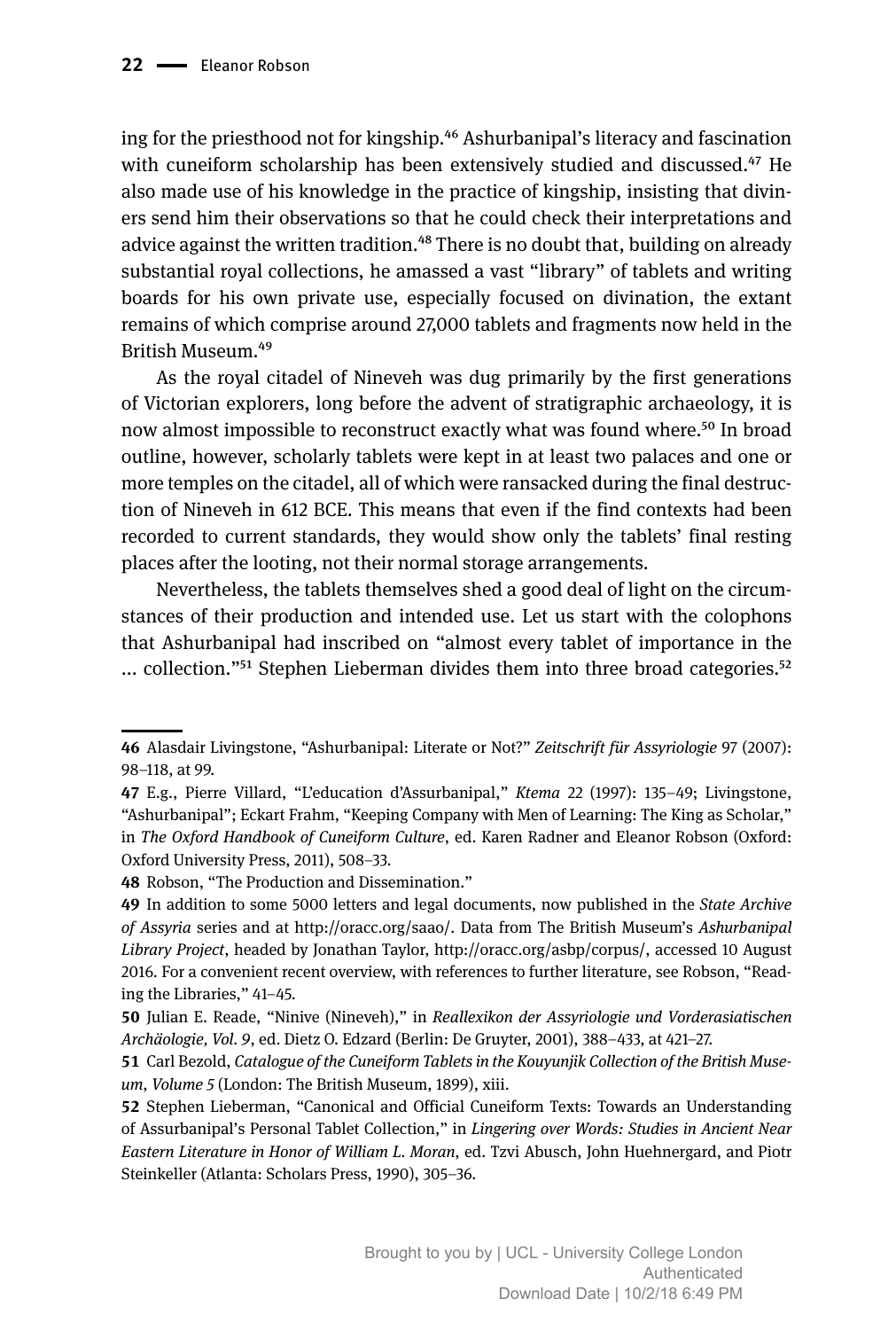ing for the priesthood not for kingship.[46] Ashurbanipal's literacy and fascination with cuneiform scholarship has been extensively studied and discussed.[47] He also made use of his knowledge in the practice of kingship, insisting that diviners send him their observations so that he could check their interpretations and advice against the written tradition.[48] There is no doubt that, building on already substantial royal collections, he amassed a vast "library" of tablets and writing boards for his own private use, especially focused on divination, the extant remains of which comprise around 27,000 tablets and fragments now held in the British Museum.[49]

As the royal citadel of Nineveh was dug primarily by the first generations of Victorian explorers, long before the advent of stratigraphic archaeology, it is now almost impossible to reconstruct exactly what was found where.[50] In broad outline, however, scholarly tablets were kept in at least two palaces and one or more temples on the citadel, all of which were ransacked during the final destruction of Nineveh in 612 BCE. This means that even if the find contexts had been recorded to current standards, they would show only the tablets' final resting places after the looting, not their normal storage arrangements.

Nevertheless, the tablets themselves shed a good deal of light on the circumstances of their production and intended use. Let us start with the colophons that Ashurbanipal had inscribed on "almost every tablet of importance in the … collection."[51] Stephen Lieberman divides them into three broad categories.[52]

---

**46** Alasdair Livingstone, "Ashurbanipal: Literate or Not?" *Zeitschrift für Assyriologie* 97 (2007): 98–118, at 99.

**47** E.g., Pierre Villard, "L'education d'Assurbanipal," *Ktema* 22 (1997): 135–49; Livingstone, "Ashurbanipal"; Eckart Frahm, "Keeping Company with Men of Learning: The King as Scholar," in *The Oxford Handbook of Cuneiform Culture*, ed. Karen Radner and Eleanor Robson (Oxford: Oxford University Press, 2011), 508–33.

**48** Robson, "The Production and Dissemination."

**49** In addition to some 5000 letters and legal documents, now published in the *State Archive of Assyria* series and at http://oracc.org/saao/. Data from The British Museum's *Ashurbanipal Library Project*, headed by Jonathan Taylor, http://oracc.org/asbp/corpus/, accessed 10 August 2016. For a convenient recent overview, with references to further literature, see Robson, "Reading the Libraries," 41–45.

**50** Julian E. Reade, "Ninive (Nineveh)," in *Reallexikon der Assyriologie und Vorderasiatischen Archäologie, Vol. 9*, ed. Dietz O. Edzard (Berlin: De Gruyter, 2001), 388–433, at 421–27.

**51** Carl Bezold, *Catalogue of the Cuneiform Tablets in the Kouyunjik Collection of the British Museum*, *Volume 5* (London: The British Museum, 1899), xiii.

**52** Stephen Lieberman, "Canonical and Official Cuneiform Texts: Towards an Understanding of Assurbanipal's Personal Tablet Collection," in *Lingering over Words: Studies in Ancient Near Eastern Literature in Honor of William L. Moran*, ed. Tzvi Abusch, John Huehnergard, and Piotr Steinkeller (Atlanta: Scholars Press, 1990), 305–36.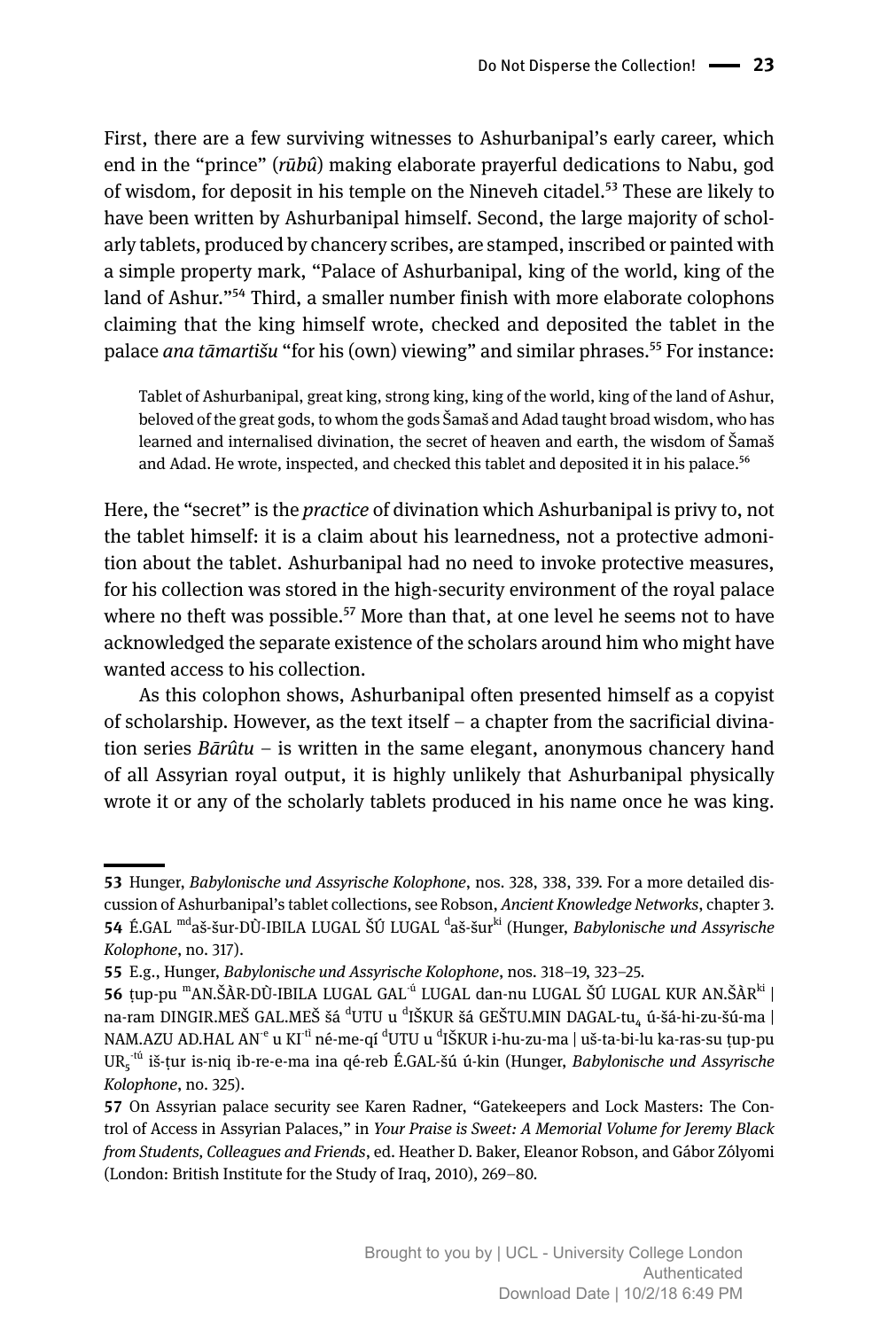First, there are a few surviving witnesses to Ashurbanipal's early career, which end in the "prince" (*rūbû*) making elaborate prayerful dedications to Nabu, god of wisdom, for deposit in his temple on the Nineveh citadel.[53] These are likely to have been written by Ashurbanipal himself. Second, the large majority of scholarly tablets, produced by chancery scribes, are stamped, inscribed or painted with a simple property mark, "Palace of Ashurbanipal, king of the world, king of the land of Ashur."[54] Third, a smaller number finish with more elaborate colophons claiming that the king himself wrote, checked and deposited the tablet in the palace *ana tāmartišu* "for his (own) viewing" and similar phrases.[55] For instance:

> Tablet of Ashurbanipal, great king, strong king, king of the world, king of the land of Ashur, beloved of the great gods, to whom the gods Šamaš and Adad taught broad wisdom, who has learned and internalised divination, the secret of heaven and earth, the wisdom of Šamaš and Adad. He wrote, inspected, and checked this tablet and deposited it in his palace.[56]

Here, the "secret" is the *practice* of divination which Ashurbanipal is privy to, not the tablet himself: it is a claim about his learnedness, not a protective admonition about the tablet. Ashurbanipal had no need to invoke protective measures, for his collection was stored in the high-security environment of the royal palace where no theft was possible.[57] More than that, at one level he seems not to have acknowledged the separate existence of the scholars around him who might have wanted access to his collection.

As this colophon shows, Ashurbanipal often presented himself as a copyist of scholarship. However, as the text itself – a chapter from the sacrificial divination series *Bārûtu* – is written in the same elegant, anonymous chancery hand of all Assyrian royal output, it is highly unlikely that Ashurbanipal physically wrote it or any of the scholarly tablets produced in his name once he was king.

---

**53** Hunger, *Babylonische und Assyrische Kolophone*, nos. 328, 338, 339. For a more detailed discussion of Ashurbanipal's tablet collections, see Robson, *Ancient Knowledge Networks*, chapter 3.

**54** É.GAL [md]aš-šur-DÙ-IBILA LUGAL ŠÚ LUGAL [d]aš-šur[ki] (Hunger, *Babylonische und Assyrische Kolophone*, no. 317).

**55** E.g., Hunger, *Babylonische und Assyrische Kolophone*, nos. 318–19, 323–25.

**56** ṭup-pu [m]AN.ŠÁR-DÙ-IBILA LUGAL GAL[-ú] LUGAL dan-nu LUGAL ŠÚ LUGAL KUR AN.ŠÁR[ki] | na-ram DINGIR.MEŠ GAL.MEŠ šá [d]UTU u [d]IŠKUR šá GEŠTU.MIN DAGAL-tu$_4$ ú-šá-hi-zu-šú-ma | NAM.AZU AD.HAL AN[-e] u KI[-ti] né-me-qí [d]UTU u [d]IŠKUR i-hu-zu-ma | uš-ta-bi-lu ka-ras-su ṭup-pu UR$_5$[-tú] iš-ṭur is-niq ib-re-e-ma ina qé-reb É.GAL-šú ú-kin (Hunger, *Babylonische und Assyrische Kolophone*, no. 325).

**57** On Assyrian palace security see Karen Radner, "Gatekeepers and Lock Masters: The Control of Access in Assyrian Palaces," in *Your Praise is Sweet: A Memorial Volume for Jeremy Black from Students, Colleagues and Friends*, ed. Heather D. Baker, Eleanor Robson, and Gábor Zólyomi (London: British Institute for the Study of Iraq, 2010), 269–80.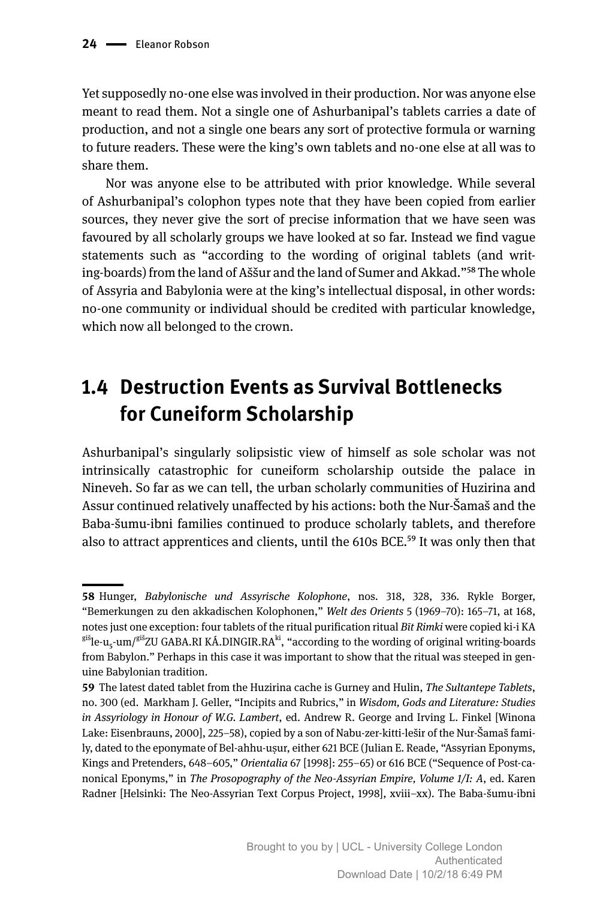Yet supposedly no-one else was involved in their production. Nor was anyone else meant to read them. Not a single one of Ashurbanipal's tablets carries a date of production, and not a single one bears any sort of protective formula or warning to future readers. These were the king's own tablets and no-one else at all was to share them.

Nor was anyone else to be attributed with prior knowledge. While several of Ashurbanipal's colophon types note that they have been copied from earlier sources, they never give the sort of precise information that we have seen was favoured by all scholarly groups we have looked at so far. Instead we find vague statements such as "according to the wording of original tablets (and writing-boards) from the land of Aššur and the land of Sumer and Akkad."[58] The whole of Assyria and Babylonia were at the king's intellectual disposal, in other words: no-one community or individual should be credited with particular knowledge, which now all belonged to the crown.

## 1.4 Destruction Events as Survival Bottlenecks for Cuneiform Scholarship

Ashurbanipal's singularly solipsistic view of himself as sole scholar was not intrinsically catastrophic for cuneiform scholarship outside the palace in Nineveh. So far as we can tell, the urban scholarly communities of Huzirina and Assur continued relatively unaffected by his actions: both the Nur-Šamaš and the Baba-šumu-ibni families continued to produce scholarly tablets, and therefore also to attract apprentices and clients, until the 610s BCE.[59] It was only then that

---

**58** Hunger, *Babylonische und Assyrische Kolophone*, nos. 318, 328, 336. Rykle Borger, "Bemerkungen zu den akkadischen Kolophonen," *Welt des Orients* 5 (1969–70): 165–71, at 168, notes just one exception: four tablets of the ritual purification ritual *Bīt Rimki* were copied ki-i KA $^{giš}$le-u$_5$-um/$^{giš}$ZU GABA.RI KÁ.DINGIR.RA$^{ki}$, "according to the wording of original writing-boards from Babylon." Perhaps in this case it was important to show that the ritual was steeped in genuine Babylonian tradition.

**59** The latest dated tablet from the Huzirina cache is Gurney and Hulin, *The Sultantepe Tablets*, no. 300 (ed. Markham J. Geller, "Incipits and Rubrics," in *Wisdom, Gods and Literature: Studies in Assyriology in Honour of W.G. Lambert*, ed. Andrew R. George and Irving L. Finkel [Winona Lake: Eisenbrauns, 2000], 225–58), copied by a son of Nabu-zer-kitti-lešir of the Nur-Šamaš family, dated to the eponymate of Bel-ahhu-uṣur, either 621 BCE (Julian E. Reade, "Assyrian Eponyms, Kings and Pretenders, 648–605," *Orientalia* 67 [1998]: 255–65) or 616 BCE ("Sequence of Post-canonical Eponyms," in *The Prosopography of the Neo-Assyrian Empire, Volume 1/I: A*, ed. Karen Radner [Helsinki: The Neo-Assyrian Text Corpus Project, 1998], xviii–xx). The Baba-šumu-ibni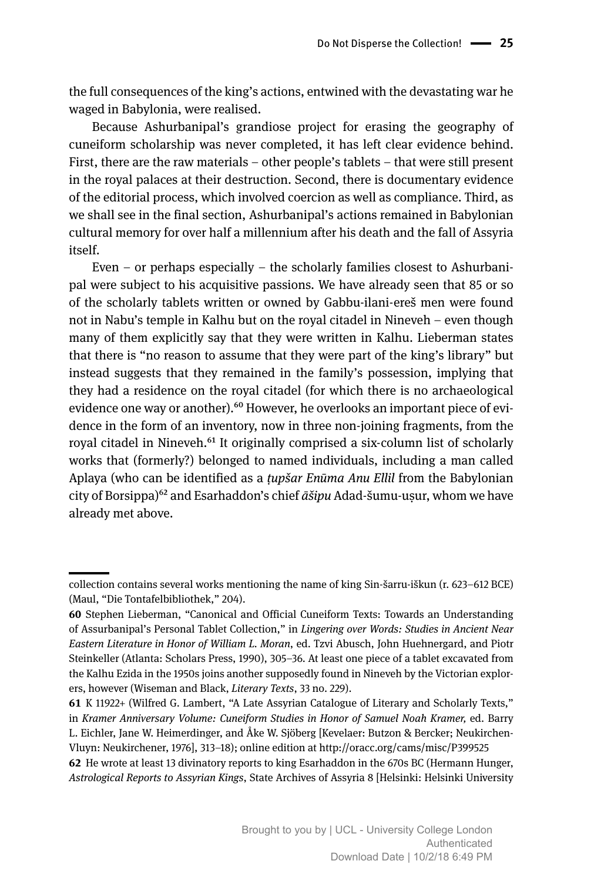the full consequences of the king's actions, entwined with the devastating war he waged in Babylonia, were realised.

Because Ashurbanipal's grandiose project for erasing the geography of cuneiform scholarship was never completed, it has left clear evidence behind. First, there are the raw materials – other people's tablets – that were still present in the royal palaces at their destruction. Second, there is documentary evidence of the editorial process, which involved coercion as well as compliance. Third, as we shall see in the final section, Ashurbanipal's actions remained in Babylonian cultural memory for over half a millennium after his death and the fall of Assyria itself.

Even – or perhaps especially – the scholarly families closest to Ashurbanipal were subject to his acquisitive passions. We have already seen that 85 or so of the scholarly tablets written or owned by Gabbu-ilani-ereš men were found not in Nabu's temple in Kalhu but on the royal citadel in Nineveh – even though many of them explicitly say that they were written in Kalhu. Lieberman states that there is "no reason to assume that they were part of the king's library" but instead suggests that they remained in the family's possession, implying that they had a residence on the royal citadel (for which there is no archaeological evidence one way or another).[60] However, he overlooks an important piece of evidence in the form of an inventory, now in three non-joining fragments, from the royal citadel in Nineveh.[61] It originally comprised a six-column list of scholarly works that (formerly?) belonged to named individuals, including a man called Aplaya (who can be identified as a *ṭupšar Enūma Anu Ellil* from the Babylonian city of Borsippa)[62] and Esarhaddon's chief *āšipu* Adad-šumu-uṣur, whom we have already met above.

---

collection contains several works mentioning the name of king Sin-šarru-iškun (r. 623–612 BCE) (Maul, "Die Tontafelbibliothek," 204).

**60** Stephen Lieberman, "Canonical and Official Cuneiform Texts: Towards an Understanding of Assurbanipal's Personal Tablet Collection," in *Lingering over Words: Studies in Ancient Near Eastern Literature in Honor of William L. Moran*, ed. Tzvi Abusch, John Huehnergard, and Piotr Steinkeller (Atlanta: Scholars Press, 1990), 305–36. At least one piece of a tablet excavated from the Kalhu Ezida in the 1950s joins another supposedly found in Nineveh by the Victorian explorers, however (Wiseman and Black, *Literary Texts*, 33 no. 229).

**61** K 11922+ (Wilfred G. Lambert, "A Late Assyrian Catalogue of Literary and Scholarly Texts," in *Kramer Anniversary Volume: Cuneiform Studies in Honor of Samuel Noah Kramer,* ed. Barry L. Eichler, Jane W. Heimerdinger, and Åke W. Sjöberg [Kevelaer: Butzon & Bercker; Neukirchen-Vluyn: Neukirchener, 1976], 313–18); online edition at http://oracc.org/cams/misc/P399525

**62** He wrote at least 13 divinatory reports to king Esarhaddon in the 670s BC (Hermann Hunger, *Astrological Reports to Assyrian Kings*, State Archives of Assyria 8 [Helsinki: Helsinki University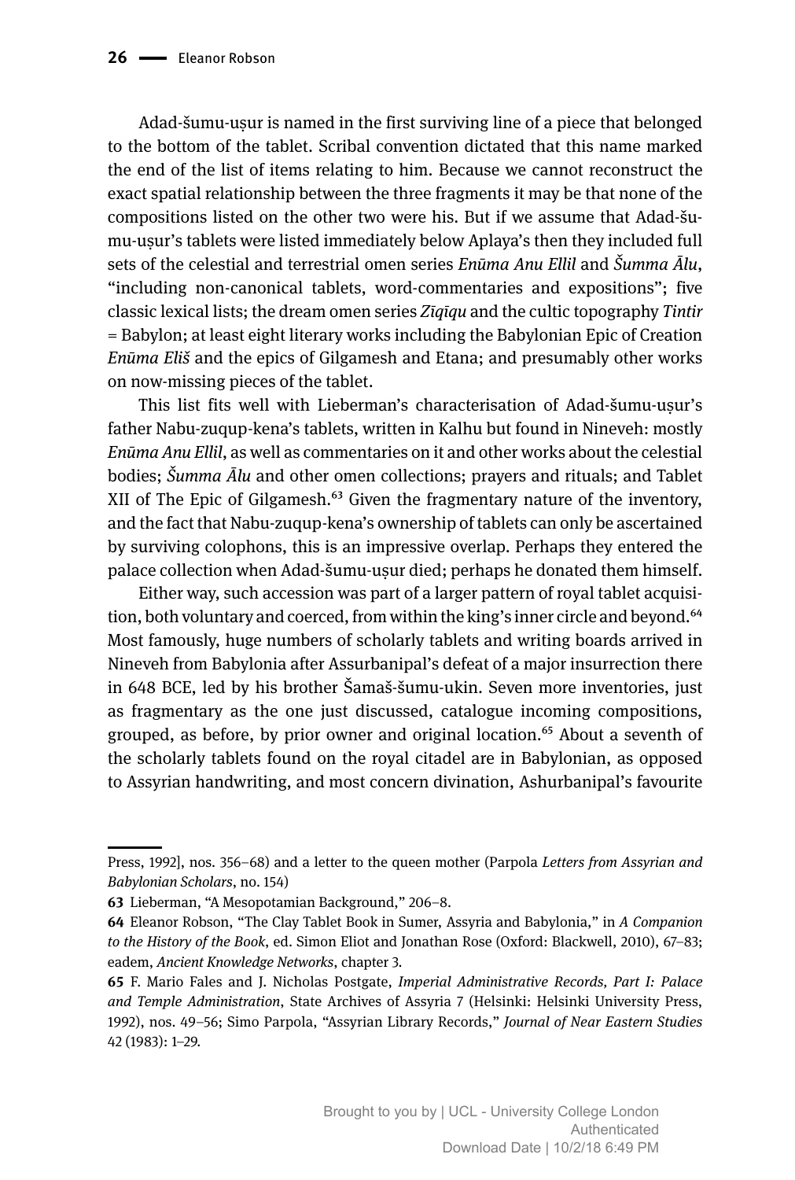Adad-šumu-uṣur is named in the first surviving line of a piece that belonged to the bottom of the tablet. Scribal convention dictated that this name marked the end of the list of items relating to him. Because we cannot reconstruct the exact spatial relationship between the three fragments it may be that none of the compositions listed on the other two were his. But if we assume that Adad-šumu-uṣur's tablets were listed immediately below Aplaya's then they included full sets of the celestial and terrestrial omen series *Enūma Anu Ellil* and *Šumma Ālu*, "including non-canonical tablets, word-commentaries and expositions"; five classic lexical lists; the dream omen series *Zīqīqu* and the cultic topography *Tintir* = Babylon; at least eight literary works including the Babylonian Epic of Creation *Enūma Eliš* and the epics of Gilgamesh and Etana; and presumably other works on now-missing pieces of the tablet.

This list fits well with Lieberman's characterisation of Adad-šumu-uṣur's father Nabu-zuqup-kena's tablets, written in Kalhu but found in Nineveh: mostly *Enūma Anu Ellil*, as well as commentaries on it and other works about the celestial bodies; *Šumma Ālu* and other omen collections; prayers and rituals; and Tablet XII of The Epic of Gilgamesh.[63] Given the fragmentary nature of the inventory, and the fact that Nabu-zuqup-kena's ownership of tablets can only be ascertained by surviving colophons, this is an impressive overlap. Perhaps they entered the palace collection when Adad-šumu-uṣur died; perhaps he donated them himself.

Either way, such accession was part of a larger pattern of royal tablet acquisition, both voluntary and coerced, from within the king's inner circle and beyond.[64] Most famously, huge numbers of scholarly tablets and writing boards arrived in Nineveh from Babylonia after Assurbanipal's defeat of a major insurrection there in 648 BCE, led by his brother Šamaš-šumu-ukin. Seven more inventories, just as fragmentary as the one just discussed, catalogue incoming compositions, grouped, as before, by prior owner and original location.[65] About a seventh of the scholarly tablets found on the royal citadel are in Babylonian, as opposed to Assyrian handwriting, and most concern divination, Ashurbanipal's favourite

---

Press, 1992], nos. 356–68) and a letter to the queen mother (Parpola *Letters from Assyrian and Babylonian Scholars*, no. 154)

63 Lieberman, "A Mesopotamian Background," 206–8.

64 Eleanor Robson, "The Clay Tablet Book in Sumer, Assyria and Babylonia," in *A Companion to the History of the Book*, ed. Simon Eliot and Jonathan Rose (Oxford: Blackwell, 2010), 67–83; eadem, *Ancient Knowledge Networks*, chapter 3.

65 F. Mario Fales and J. Nicholas Postgate, *Imperial Administrative Records, Part I: Palace and Temple Administration*, State Archives of Assyria 7 (Helsinki: Helsinki University Press, 1992), nos. 49–56; Simo Parpola, "Assyrian Library Records," *Journal of Near Eastern Studies* 42 (1983): 1–29.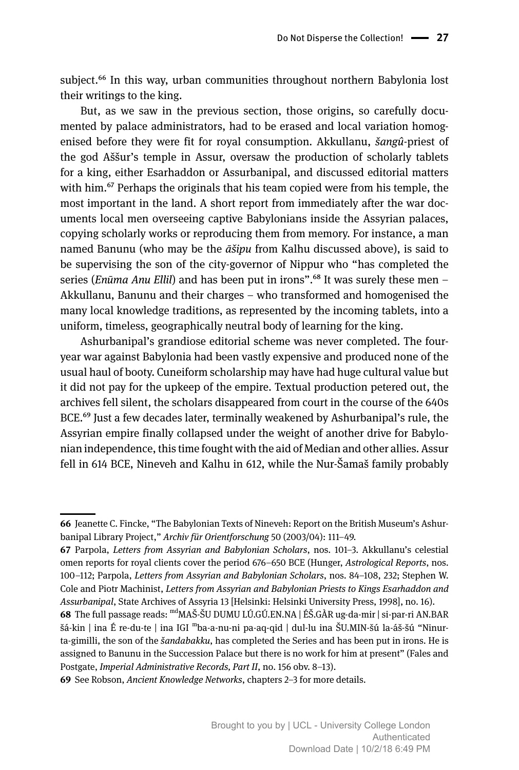subject.[66] In this way, urban communities throughout northern Babylonia lost their writings to the king.

But, as we saw in the previous section, those origins, so carefully documented by palace administrators, had to be erased and local variation homogenised before they were fit for royal consumption. Akkullanu, *šangû*-priest of the god Aššur's temple in Assur, oversaw the production of scholarly tablets for a king, either Esarhaddon or Assurbanipal, and discussed editorial matters with him.[67] Perhaps the originals that his team copied were from his temple, the most important in the land. A short report from immediately after the war documents local men overseeing captive Babylonians inside the Assyrian palaces, copying scholarly works or reproducing them from memory. For instance, a man named Banunu (who may be the *āšipu* from Kalhu discussed above), is said to be supervising the son of the city-governor of Nippur who "has completed the series (*Enūma Anu Ellil*) and has been put in irons".[68] It was surely these men – Akkullanu, Banunu and their charges – who transformed and homogenised the many local knowledge traditions, as represented by the incoming tablets, into a uniform, timeless, geographically neutral body of learning for the king.

Ashurbanipal's grandiose editorial scheme was never completed. The four-year war against Babylonia had been vastly expensive and produced none of the usual haul of booty. Cuneiform scholarship may have had huge cultural value but it did not pay for the upkeep of the empire. Textual production petered out, the archives fell silent, the scholars disappeared from court in the course of the 640s BCE.[69] Just a few decades later, terminally weakened by Ashurbanipal's rule, the Assyrian empire finally collapsed under the weight of another drive for Babylonian independence, this time fought with the aid of Median and other allies. Assur fell in 614 BCE, Nineveh and Kalhu in 612, while the Nur-Šamaš family probably

---

**66** Jeanette C. Fincke, "The Babylonian Texts of Nineveh: Report on the British Museum's Ashurbanipal Library Project," *Archiv für Orientforschung* 50 (2003/04): 111–49.

**67** Parpola, *Letters from Assyrian and Babylonian Scholars*, nos. 101–3. Akkullanu's celestial omen reports for royal clients cover the period 676–650 BCE (Hunger, *Astrological Reports*, nos. 100–112; Parpola, *Letters from Assyrian and Babylonian Scholars*, nos. 84–108, 232; Stephen W. Cole and Piotr Machinist, *Letters from Assyrian and Babylonian Priests to Kings Esarhaddon and Assurbanipal*, State Archives of Assyria 13 [Helsinki: Helsinki University Press, 1998], no. 16).

**68** The full passage reads: [md]MAŠ-ŠU DUMU LÚ.GÚ.EN.NA | ÉŠ.GÀR ug-da-mir | si-par-ri AN.BAR šá-kin | ina É re-du-te | ina IGI [m]ba-a-nu-ni pa-aq-qid | dul-lu ina ŠU.MIN-šú la-áš-šú "Ninurta-gimilli, the son of the *šandabakku*, has completed the Series and has been put in irons. He is assigned to Banunu in the Succession Palace but there is no work for him at present" (Fales and Postgate, *Imperial Administrative Records, Part II*, no. 156 obv. 8–13).

**69** See Robson, *Ancient Knowledge Networks*, chapters 2–3 for more details.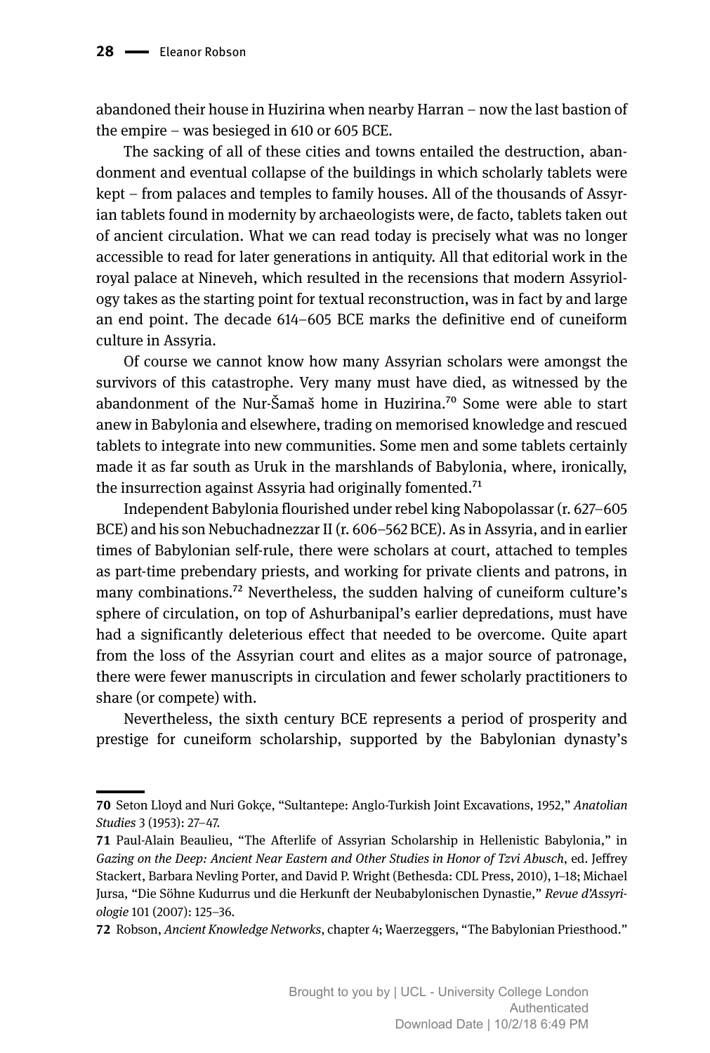abandoned their house in Huzirina when nearby Harran – now the last bastion of the empire – was besieged in 610 or 605 BCE.

The sacking of all of these cities and towns entailed the destruction, abandonment and eventual collapse of the buildings in which scholarly tablets were kept – from palaces and temples to family houses. All of the thousands of Assyrian tablets found in modernity by archaeologists were, de facto, tablets taken out of ancient circulation. What we can read today is precisely what was no longer accessible to read for later generations in antiquity. All that editorial work in the royal palace at Nineveh, which resulted in the recensions that modern Assyriology takes as the starting point for textual reconstruction, was in fact by and large an end point. The decade 614–605 BCE marks the definitive end of cuneiform culture in Assyria.

Of course we cannot know how many Assyrian scholars were amongst the survivors of this catastrophe. Very many must have died, as witnessed by the abandonment of the Nur-Šamaš home in Huzirina.[70] Some were able to start anew in Babylonia and elsewhere, trading on memorised knowledge and rescued tablets to integrate into new communities. Some men and some tablets certainly made it as far south as Uruk in the marshlands of Babylonia, where, ironically, the insurrection against Assyria had originally fomented.[71]

Independent Babylonia flourished under rebel king Nabopolassar (r. 627–605 BCE) and his son Nebuchadnezzar II (r. 606–562 BCE). As in Assyria, and in earlier times of Babylonian self-rule, there were scholars at court, attached to temples as part-time prebendary priests, and working for private clients and patrons, in many combinations.[72] Nevertheless, the sudden halving of cuneiform culture's sphere of circulation, on top of Ashurbanipal's earlier depredations, must have had a significantly deleterious effect that needed to be overcome. Quite apart from the loss of the Assyrian court and elites as a major source of patronage, there were fewer manuscripts in circulation and fewer scholarly practitioners to share (or compete) with.

Nevertheless, the sixth century BCE represents a period of prosperity and prestige for cuneiform scholarship, supported by the Babylonian dynasty's

---

**70** Seton Lloyd and Nuri Gokçe, "Sultantepe: Anglo-Turkish Joint Excavations, 1952," *Anatolian Studies* 3 (1953): 27–47.

**71** Paul-Alain Beaulieu, "The Afterlife of Assyrian Scholarship in Hellenistic Babylonia," in *Gazing on the Deep: Ancient Near Eastern and Other Studies in Honor of Tzvi Abusch*, ed. Jeffrey Stackert, Barbara Nevling Porter, and David P. Wright (Bethesda: CDL Press, 2010), 1–18; Michael Jursa, "Die Söhne Kudurrus und die Herkunft der Neubabylonischen Dynastie," *Revue d'Assyriologie* 101 (2007): 125–36.

**72** Robson, *Ancient Knowledge Networks*, chapter 4; Waerzeggers, "The Babylonian Priesthood."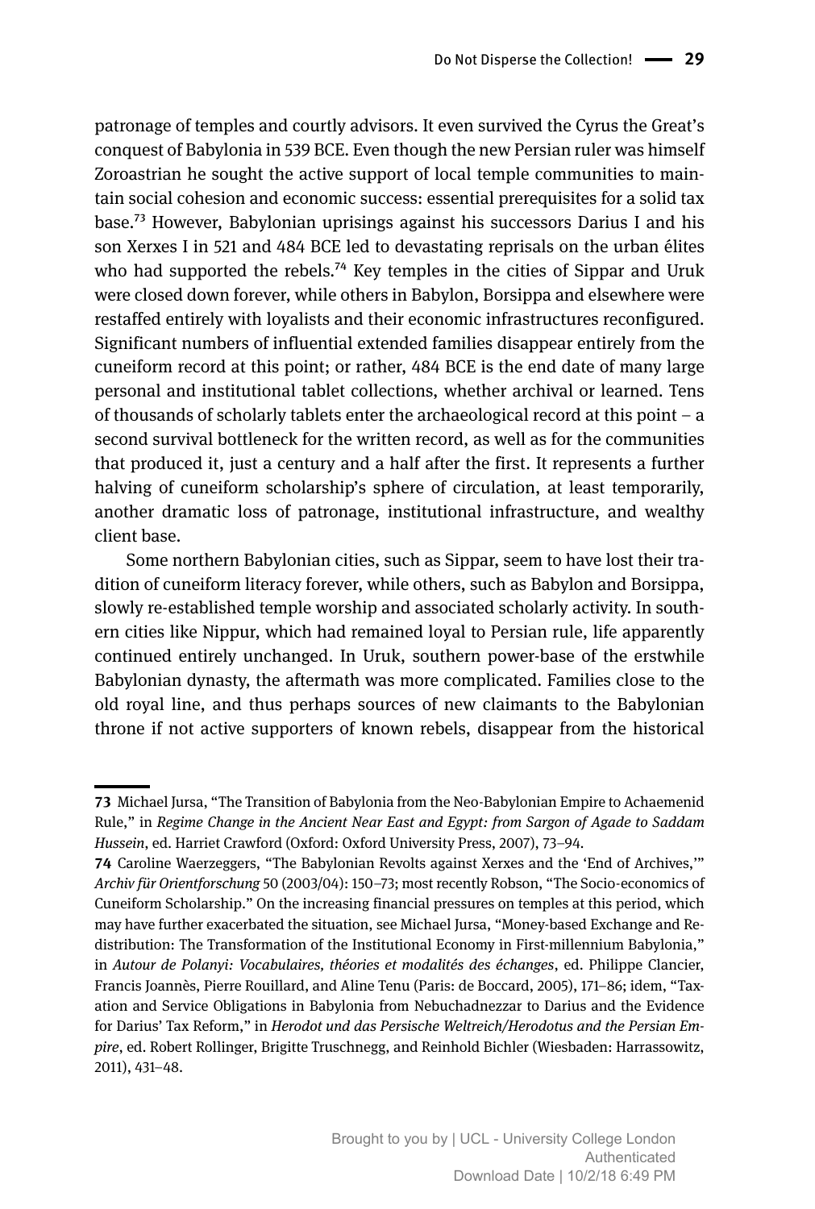patronage of temples and courtly advisors. It even survived the Cyrus the Great's conquest of Babylonia in 539 BCE. Even though the new Persian ruler was himself Zoroastrian he sought the active support of local temple communities to maintain social cohesion and economic success: essential prerequisites for a solid tax base.[73] However, Babylonian uprisings against his successors Darius I and his son Xerxes I in 521 and 484 BCE led to devastating reprisals on the urban élites who had supported the rebels.[74] Key temples in the cities of Sippar and Uruk were closed down forever, while others in Babylon, Borsippa and elsewhere were restaffed entirely with loyalists and their economic infrastructures reconfigured. Significant numbers of influential extended families disappear entirely from the cuneiform record at this point; or rather, 484 BCE is the end date of many large personal and institutional tablet collections, whether archival or learned. Tens of thousands of scholarly tablets enter the archaeological record at this point – a second survival bottleneck for the written record, as well as for the communities that produced it, just a century and a half after the first. It represents a further halving of cuneiform scholarship's sphere of circulation, at least temporarily, another dramatic loss of patronage, institutional infrastructure, and wealthy client base.

Some northern Babylonian cities, such as Sippar, seem to have lost their tradition of cuneiform literacy forever, while others, such as Babylon and Borsippa, slowly re-established temple worship and associated scholarly activity. In southern cities like Nippur, which had remained loyal to Persian rule, life apparently continued entirely unchanged. In Uruk, southern power-base of the erstwhile Babylonian dynasty, the aftermath was more complicated. Families close to the old royal line, and thus perhaps sources of new claimants to the Babylonian throne if not active supporters of known rebels, disappear from the historical

---

**73** Michael Jursa, "The Transition of Babylonia from the Neo-Babylonian Empire to Achaemenid Rule," in *Regime Change in the Ancient Near East and Egypt: from Sargon of Agade to Saddam Hussein*, ed. Harriet Crawford (Oxford: Oxford University Press, 2007), 73–94.

**74** Caroline Waerzeggers, "The Babylonian Revolts against Xerxes and the 'End of Archives,'" *Archiv für Orientforschung* 50 (2003/04): 150–73; most recently Robson, "The Socio-economics of Cuneiform Scholarship." On the increasing financial pressures on temples at this period, which may have further exacerbated the situation, see Michael Jursa, "Money-based Exchange and Redistribution: The Transformation of the Institutional Economy in First-millennium Babylonia," in *Autour de Polanyi: Vocabulaires, théories et modalités des échanges*, ed. Philippe Clancier, Francis Joannès, Pierre Rouillard, and Aline Tenu (Paris: de Boccard, 2005), 171–86; idem, "Taxation and Service Obligations in Babylonia from Nebuchadnezzar to Darius and the Evidence for Darius' Tax Reform," in *Herodot und das Persische Weltreich/Herodotus and the Persian Empire*, ed. Robert Rollinger, Brigitte Truschnegg, and Reinhold Bichler (Wiesbaden: Harrassowitz, 2011), 431–48.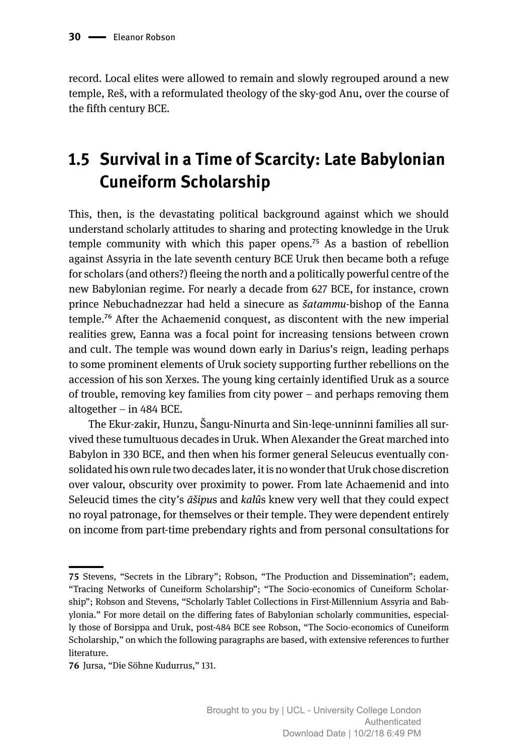record. Local elites were allowed to remain and slowly regrouped around a new temple, Reš, with a reformulated theology of the sky-god Anu, over the course of the fifth century BCE.

## 1.5 Survival in a Time of Scarcity: Late Babylonian Cuneiform Scholarship

This, then, is the devastating political background against which we should understand scholarly attitudes to sharing and protecting knowledge in the Uruk temple community with which this paper opens.[75] As a bastion of rebellion against Assyria in the late seventh century BCE Uruk then became both a refuge for scholars (and others?) fleeing the north and a politically powerful centre of the new Babylonian regime. For nearly a decade from 627 BCE, for instance, crown prince Nebuchadnezzar had held a sinecure as *šatammu*-bishop of the Eanna temple.[76] After the Achaemenid conquest, as discontent with the new imperial realities grew, Eanna was a focal point for increasing tensions between crown and cult. The temple was wound down early in Darius's reign, leading perhaps to some prominent elements of Uruk society supporting further rebellions on the accession of his son Xerxes. The young king certainly identified Uruk as a source of trouble, removing key families from city power – and perhaps removing them altogether – in 484 BCE.

The Ekur-zakir, Hunzu, Šangu-Ninurta and Sin-leqe-unninni families all survived these tumultuous decades in Uruk. When Alexander the Great marched into Babylon in 330 BCE, and then when his former general Seleucus eventually consolidated his own rule two decades later, it is no wonder that Uruk chose discretion over valour, obscurity over proximity to power. From late Achaemenid and into Seleucid times the city's *āšipu*s and *kalû*s knew very well that they could expect no royal patronage, for themselves or their temple. They were dependent entirely on income from part-time prebendary rights and from personal consultations for

---

75 Stevens, "Secrets in the Library"; Robson, "The Production and Dissemination"; eadem, "Tracing Networks of Cuneiform Scholarship"; "The Socio-economics of Cuneiform Scholarship"; Robson and Stevens, "Scholarly Tablet Collections in First-Millennium Assyria and Babylonia." For more detail on the differing fates of Babylonian scholarly communities, especially those of Borsippa and Uruk, post-484 BCE see Robson, "The Socio-economics of Cuneiform Scholarship," on which the following paragraphs are based, with extensive references to further literature.

76 Jursa, "Die Söhne Kudurrus," 131.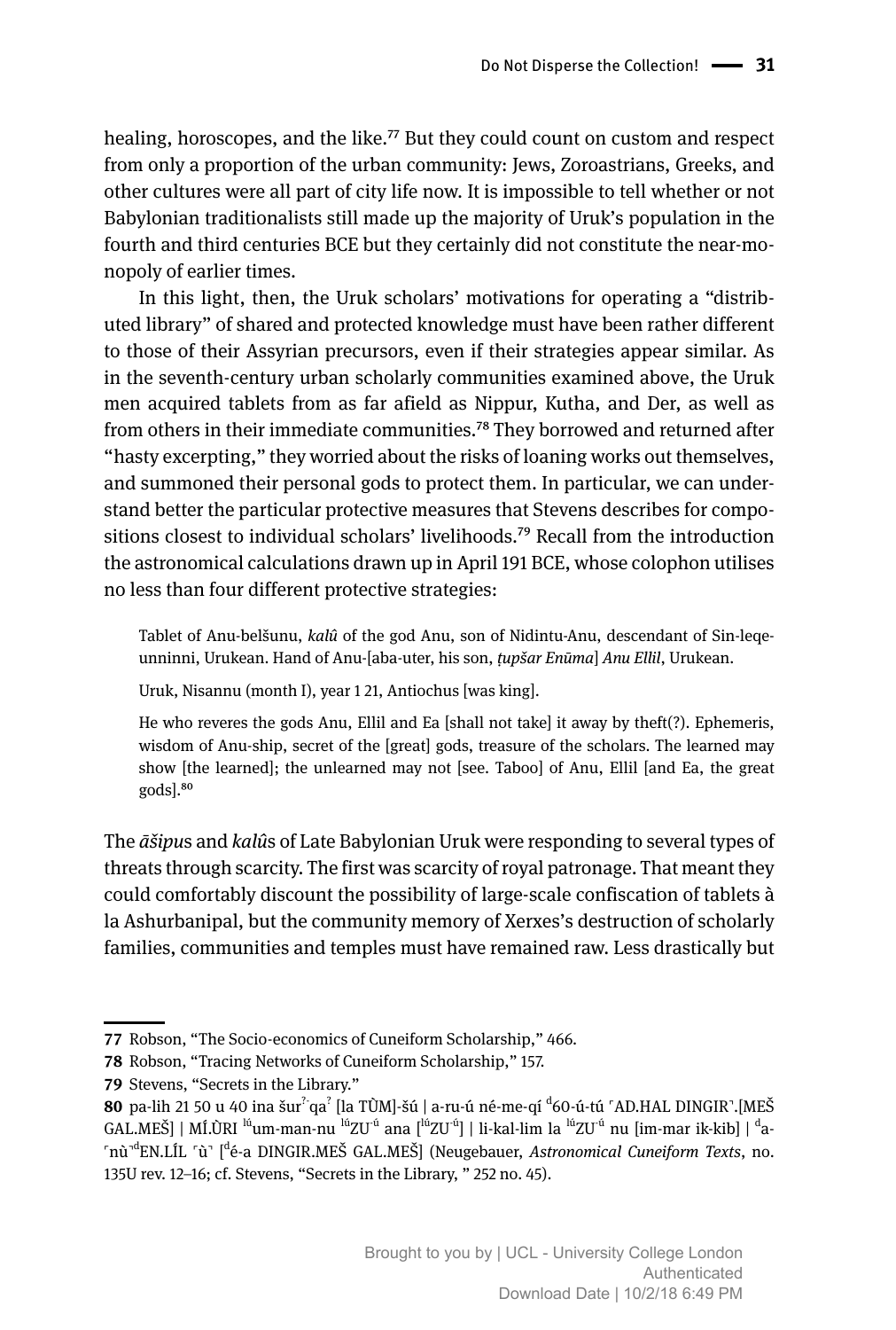healing, horoscopes, and the like.[77] But they could count on custom and respect from only a proportion of the urban community: Jews, Zoroastrians, Greeks, and other cultures were all part of city life now. It is impossible to tell whether or not Babylonian traditionalists still made up the majority of Uruk's population in the fourth and third centuries BCE but they certainly did not constitute the near-monopoly of earlier times.

In this light, then, the Uruk scholars' motivations for operating a "distributed library" of shared and protected knowledge must have been rather different to those of their Assyrian precursors, even if their strategies appear similar. As in the seventh-century urban scholarly communities examined above, the Uruk men acquired tablets from as far afield as Nippur, Kutha, and Der, as well as from others in their immediate communities.[78] They borrowed and returned after "hasty excerpting," they worried about the risks of loaning works out themselves, and summoned their personal gods to protect them. In particular, we can understand better the particular protective measures that Stevens describes for compositions closest to individual scholars' livelihoods.[79] Recall from the introduction the astronomical calculations drawn up in April 191 BCE, whose colophon utilises no less than four different protective strategies:

> Tablet of Anu-belšunu, *kalû* of the god Anu, son of Nidintu-Anu, descendant of Sin-leqe-unninni, Urukean. Hand of Anu-[aba-uter, his son, *ṭupšar Enūma*] *Anu Ellil*, Urukean.
>
> Uruk, Nisannu (month I), year 1 21, Antiochus [was king].
>
> He who reveres the gods Anu, Ellil and Ea [shall not take] it away by theft(?). Ephemeris, wisdom of Anu-ship, secret of the [great] gods, treasure of the scholars. The learned may show [the learned]; the unlearned may not [see. Taboo] of Anu, Ellil [and Ea, the great gods].[80]

The *āšipu*s and *kalû*s of Late Babylonian Uruk were responding to several types of threats through scarcity. The first was scarcity of royal patronage. That meant they could comfortably discount the possibility of large-scale confiscation of tablets à la Ashurbanipal, but the community memory of Xerxes's destruction of scholarly families, communities and temples must have remained raw. Less drastically but

---

77 Robson, "The Socio-economics of Cuneiform Scholarship," 466.

78 Robson, "Tracing Networks of Cuneiform Scholarship," 157.

79 Stevens, "Secrets in the Library."

80 pa-lih 21 50 u 40 ina šur$^{?}$-qa$^{?}$ [la TÙM]-šú | a-ru-ú né-me-qí $^{d}$60-ú-tú ⌜AD.HAL DINGIR⌝.[MEŠ GAL.MEŠ] | MÍ.ÙRI $^{lú}$um-man-nu $^{lú}$ZU$^{-ú}$ ana [$^{lú}$ZU$^{-ú}$] | li-kal-lim la $^{lú}$ZU$^{-ú}$ nu [im-mar ik-kib] | $^{d}$a-⌜nù⌝$^{d}$EN.LÍL ⌜ù⌝ [$^{d}$é-a DINGIR.MEŠ GAL.MEŠ] (Neugebauer, *Astronomical Cuneiform Texts*, no. 135U rev. 12–16; cf. Stevens, "Secrets in the Library, " 252 no. 45).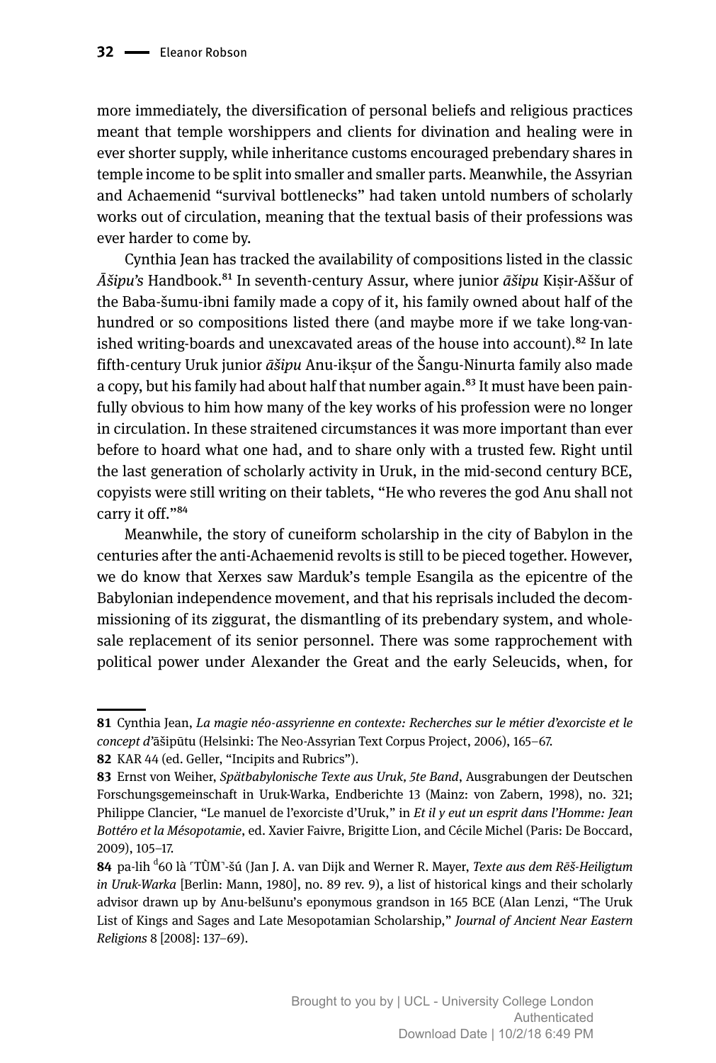more immediately, the diversification of personal beliefs and religious practices meant that temple worshippers and clients for divination and healing were in ever shorter supply, while inheritance customs encouraged prebendary shares in temple income to be split into smaller and smaller parts. Meanwhile, the Assyrian and Achaemenid "survival bottlenecks" had taken untold numbers of scholarly works out of circulation, meaning that the textual basis of their professions was ever harder to come by.

Cynthia Jean has tracked the availability of compositions listed in the classic *Āšipu's* Handbook.[81] In seventh-century Assur, where junior *āšipu* Kiṣir-Aššur of the Baba-šumu-ibni family made a copy of it, his family owned about half of the hundred or so compositions listed there (and maybe more if we take long-vanished writing-boards and unexcavated areas of the house into account).[82] In late fifth-century Uruk junior *āšipu* Anu-ikṣur of the Šangu-Ninurta family also made a copy, but his family had about half that number again.[83] It must have been painfully obvious to him how many of the key works of his profession were no longer in circulation. In these straitened circumstances it was more important than ever before to hoard what one had, and to share only with a trusted few. Right until the last generation of scholarly activity in Uruk, in the mid-second century BCE, copyists were still writing on their tablets, "He who reveres the god Anu shall not carry it off."[84]

Meanwhile, the story of cuneiform scholarship in the city of Babylon in the centuries after the anti-Achaemenid revolts is still to be pieced together. However, we do know that Xerxes saw Marduk's temple Esangila as the epicentre of the Babylonian independence movement, and that his reprisals included the decommissioning of its ziggurat, the dismantling of its prebendary system, and wholesale replacement of its senior personnel. There was some rapprochement with political power under Alexander the Great and the early Seleucids, when, for

---

**81** Cynthia Jean, *La magie néo-assyrienne en contexte: Recherches sur le métier d'exorciste et le concept d'*āšipūtu (Helsinki: The Neo-Assyrian Text Corpus Project, 2006), 165–67.

**82** KAR 44 (ed. Geller, "Incipits and Rubrics").

**83** Ernst von Weiher, *Spätbabylonische Texte aus Uruk, 5te Band*, Ausgrabungen der Deutschen Forschungsgemeinschaft in Uruk-Warka, Endberichte 13 (Mainz: von Zabern, 1998), no. 321; Philippe Clancier, "Le manuel de l'exorciste d'Uruk," in *Et il y eut un esprit dans l'Homme: Jean Bottéro et la Mésopotamie*, ed. Xavier Faivre, Brigitte Lion, and Cécile Michel (Paris: De Boccard, 2009), 105–17.

**84** pa-lih $^{d}$60 là ⸢TÙM⸣-šú (Jan J. A. van Dijk and Werner R. Mayer, *Texte aus dem Rēš-Heiligtum in Uruk-Warka* [Berlin: Mann, 1980], no. 89 rev. 9), a list of historical kings and their scholarly advisor drawn up by Anu-belšunu's eponymous grandson in 165 BCE (Alan Lenzi, "The Uruk List of Kings and Sages and Late Mesopotamian Scholarship," *Journal of Ancient Near Eastern Religions* 8 [2008]: 137–69).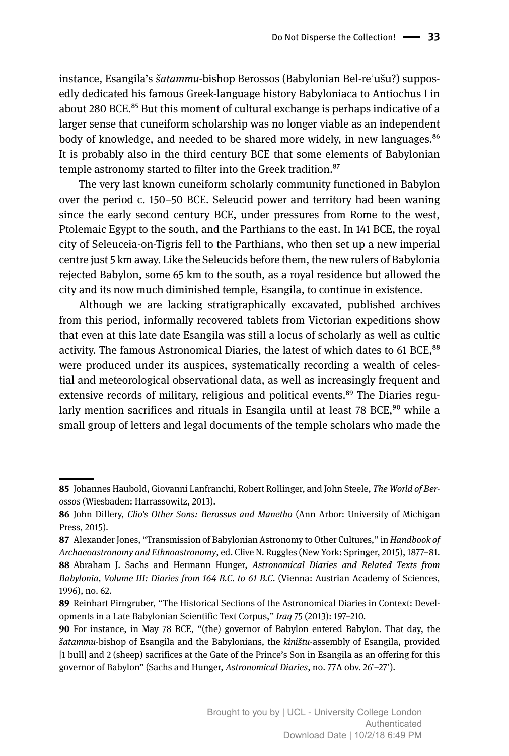instance, Esangila's *šatammu*-bishop Berossos (Babylonian Bel-reʾušu?) supposedly dedicated his famous Greek-language history Babyloniaca to Antiochus I in about 280 BCE.[85] But this moment of cultural exchange is perhaps indicative of a larger sense that cuneiform scholarship was no longer viable as an independent body of knowledge, and needed to be shared more widely, in new languages.[86] It is probably also in the third century BCE that some elements of Babylonian temple astronomy started to filter into the Greek tradition.[87]

The very last known cuneiform scholarly community functioned in Babylon over the period c. 150–50 BCE. Seleucid power and territory had been waning since the early second century BCE, under pressures from Rome to the west, Ptolemaic Egypt to the south, and the Parthians to the east. In 141 BCE, the royal city of Seleuceia-on-Tigris fell to the Parthians, who then set up a new imperial centre just 5 km away. Like the Seleucids before them, the new rulers of Babylonia rejected Babylon, some 65 km to the south, as a royal residence but allowed the city and its now much diminished temple, Esangila, to continue in existence.

Although we are lacking stratigraphically excavated, published archives from this period, informally recovered tablets from Victorian expeditions show that even at this late date Esangila was still a locus of scholarly as well as cultic activity. The famous Astronomical Diaries, the latest of which dates to 61 BCE,[88] were produced under its auspices, systematically recording a wealth of celestial and meteorological observational data, as well as increasingly frequent and extensive records of military, religious and political events.[89] The Diaries regularly mention sacrifices and rituals in Esangila until at least 78 BCE,[90] while a small group of letters and legal documents of the temple scholars who made the

---

**85** Johannes Haubold, Giovanni Lanfranchi, Robert Rollinger, and John Steele, *The World of Berossos* (Wiesbaden: Harrassowitz, 2013).

**86** John Dillery, *Clio's Other Sons: Berossus and Manetho* (Ann Arbor: University of Michigan Press, 2015).

**87** Alexander Jones, "Transmission of Babylonian Astronomy to Other Cultures," in *Handbook of Archaeoastronomy and Ethnoastronomy*, ed. Clive N. Ruggles (New York: Springer, 2015), 1877–81.

**88** Abraham J. Sachs and Hermann Hunger, *Astronomical Diaries and Related Texts from Babylonia, Volume III: Diaries from 164 B.C. to 61 B.C.* (Vienna: Austrian Academy of Sciences, 1996), no. 62.

**89** Reinhart Pirngruber, "The Historical Sections of the Astronomical Diaries in Context: Developments in a Late Babylonian Scientific Text Corpus," *Iraq* 75 (2013): 197–210.

**90** For instance, in May 78 BCE, "(the) governor of Babylon entered Babylon. That day, the *šatammu*-bishop of Esangila and the Babylonians, the *kiništu*-assembly of Esangila, provided [1 bull] and 2 (sheep) sacrifices at the Gate of the Prince's Son in Esangila as an offering for this governor of Babylon" (Sachs and Hunger, *Astronomical Diaries*, no. 77A obv. 26'–27').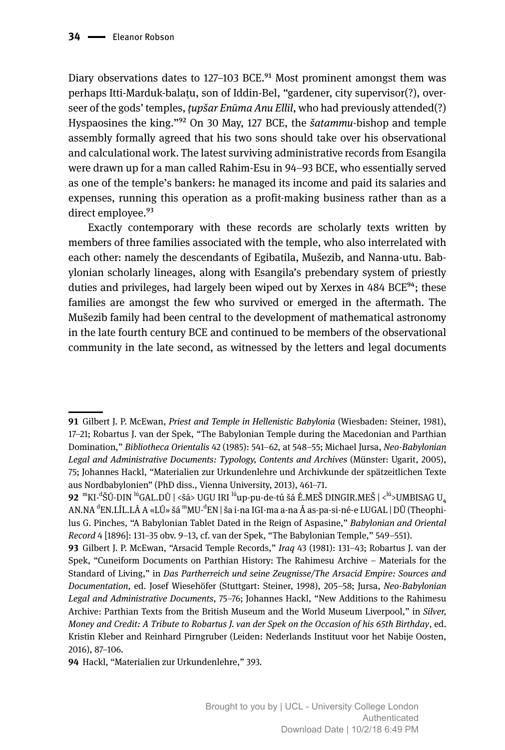Diary observations dates to 127–103 BCE.[91] Most prominent amongst them was perhaps Itti-Marduk-balaṭu, son of Iddin-Bel, "gardener, city supervisor(?), overseer of the gods' temples, *ṭupšar Enūma Anu Ellil*, who had previously attended(?) Hyspaosines the king."[92] On 30 May, 127 BCE, the *šatammu*-bishop and temple assembly formally agreed that his two sons should take over his observational and calculational work. The latest surviving administrative records from Esangila were drawn up for a man called Rahim-Esu in 94–93 BCE, who essentially served as one of the temple's bankers: he managed its income and paid its salaries and expenses, running this operation as a profit-making business rather than as a direct employee.[93]

Exactly contemporary with these records are scholarly texts written by members of three families associated with the temple, who also interrelated with each other: namely the descendants of Egibatila, Mušezib, and Nanna-utu. Babylonian scholarly lineages, along with Esangila's prebendary system of priestly duties and privileges, had largely been wiped out by Xerxes in 484 BCE[94]; these families are amongst the few who survived or emerged in the aftermath. The Mušezib family had been central to the development of mathematical astronomy in the late fourth century BCE and continued to be members of the observational community in the late second, as witnessed by the letters and legal documents

---

91 Gilbert J. P. McEwan, *Priest and Temple in Hellenistic Babylonia* (Wiesbaden: Steiner, 1981), 17–21; Robartus J. van der Spek, "The Babylonian Temple during the Macedonian and Parthian Domination," *Bibliotheca Orientalis* 42 (1985): 541–62, at 548–55; Michael Jursa, *Neo-Babylonian Legal and Administrative Documents: Typology, Contents and Archives* (Münster: Ugarit, 2005), 75; Johannes Hackl, "Materialien zur Urkundenlehre und Archivkunde der spätzeitlichen Texte aus Nordbabylonien" (PhD diss., Vienna University, 2013), 461–71.

92 ᵐKI-ᵈŠÚ-DIN ˡᵘGAL.DÙ | <šá> UGU IRI ˡᵘup-pu-de-tú šá É.MEŠ DINGIR.MEŠ | <ˡᵘ>UMBISAG $U_4$ AN.NA ᵈEN.LÍL.LÁ A «LÚ» šá ᵐMU-ᵈEN | ša i-na IGI-ma a-na Á as-pa-si-né-e LUGAL | DÙ (Theophilus G. Pinches, "A Babylonian Tablet Dated in the Reign of Aspasine," *Babylonian and Oriental Record* 4 [1896]: 131–35 obv. 9–13, cf. van der Spek, "The Babylonian Temple," 549–551).

93 Gilbert J. P. McEwan, "Arsacid Temple Records," *Iraq* 43 (1981): 131–43; Robartus J. van der Spek, "Cuneiform Documents on Parthian History: The Rahimesu Archive – Materials for the Standard of Living," in *Das Partherreich und seine Zeugnisse/The Arsacid Empire: Sources and Documentation*, ed. Josef Wiesehöfer (Stuttgart: Steiner, 1998), 205–58; Jursa, *Neo-Babylonian Legal and Administrative Documents*, 75–76; Johannes Hackl, "New Additions to the Rahimesu Archive: Parthian Texts from the British Museum and the World Museum Liverpool," in *Silver, Money and Credit: A Tribute to Robartus J. van der Spek on the Occasion of his 65th Birthday*, ed. Kristin Kleber and Reinhard Pirngruber (Leiden: Nederlands Instituut voor het Nabije Oosten, 2016), 87–106.

94 Hackl, "Materialien zur Urkundenlehre," 393.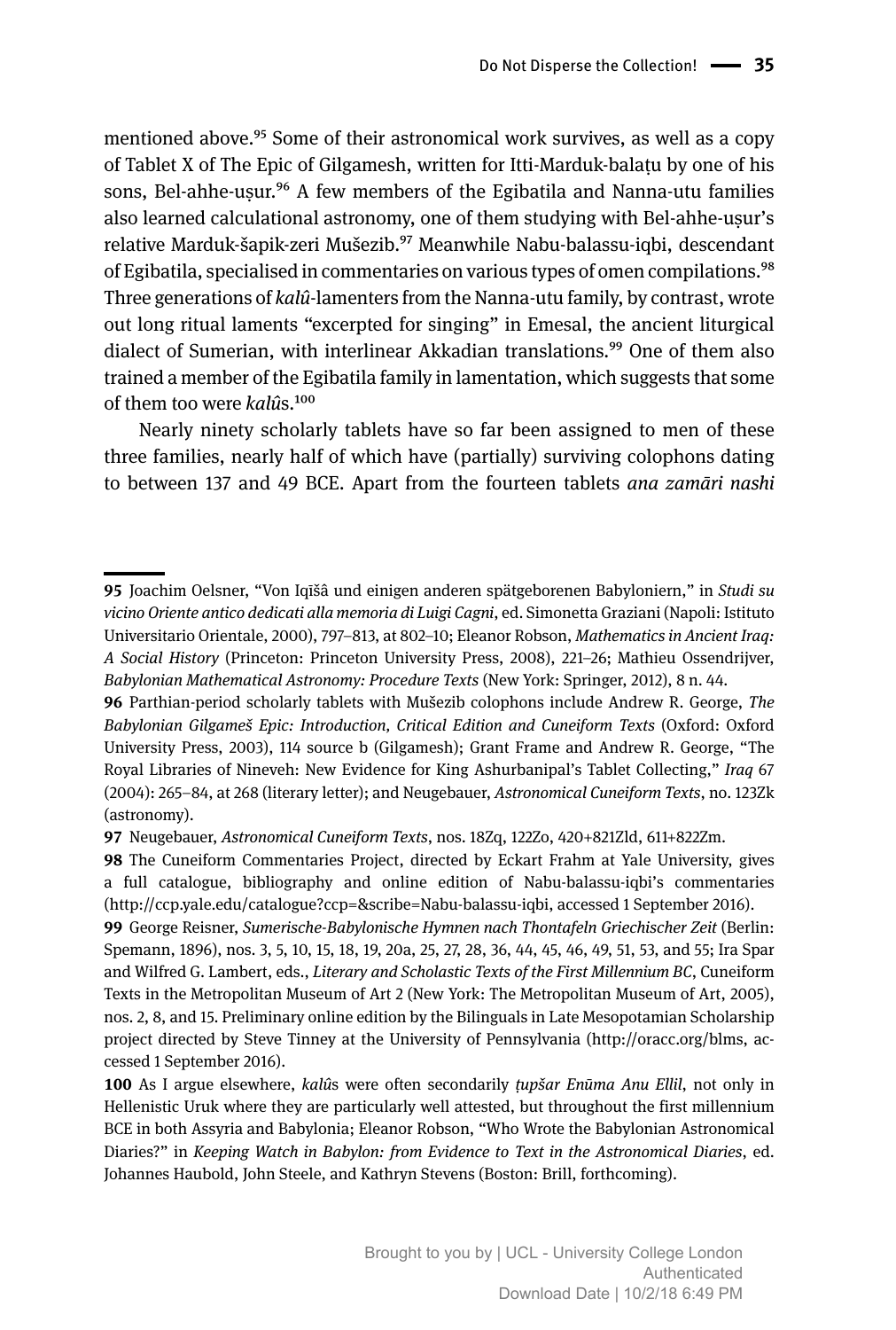mentioned above.[95] Some of their astronomical work survives, as well as a copy of Tablet X of The Epic of Gilgamesh, written for Itti-Marduk-balaṭu by one of his sons, Bel-ahhe-uṣur.[96] A few members of the Egibatila and Nanna-utu families also learned calculational astronomy, one of them studying with Bel-ahhe-uṣur's relative Marduk-šapik-zeri Mušezib.[97] Meanwhile Nabu-balassu-iqbi, descendant of Egibatila, specialised in commentaries on various types of omen compilations.[98] Three generations of *kalû*-lamenters from the Nanna-utu family, by contrast, wrote out long ritual laments "excerpted for singing" in Emesal, the ancient liturgical dialect of Sumerian, with interlinear Akkadian translations.[99] One of them also trained a member of the Egibatila family in lamentation, which suggests that some of them too were *kalû*s.[100]

Nearly ninety scholarly tablets have so far been assigned to men of these three families, nearly half of which have (partially) surviving colophons dating to between 137 and 49 BCE. Apart from the fourteen tablets *ana zamāri nashi*

---

**95** Joachim Oelsner, "Von Iqīšâ und einigen anderen spätgeborenen Babyloniern," in *Studi su vicino Oriente antico dedicati alla memoria di Luigi Cagni*, ed. Simonetta Graziani (Napoli: Istituto Universitario Orientale, 2000), 797–813, at 802–10; Eleanor Robson, *Mathematics in Ancient Iraq: A Social History* (Princeton: Princeton University Press, 2008), 221–26; Mathieu Ossendrijver, *Babylonian Mathematical Astronomy: Procedure Texts* (New York: Springer, 2012), 8 n. 44.

**96** Parthian-period scholarly tablets with Mušezib colophons include Andrew R. George, *The Babylonian Gilgameš Epic: Introduction, Critical Edition and Cuneiform Texts* (Oxford: Oxford University Press, 2003), 114 source b (Gilgamesh); Grant Frame and Andrew R. George, "The Royal Libraries of Nineveh: New Evidence for King Ashurbanipal's Tablet Collecting," *Iraq* 67 (2004): 265–84, at 268 (literary letter); and Neugebauer, *Astronomical Cuneiform Texts*, no. 123Zk (astronomy).

**97** Neugebauer, *Astronomical Cuneiform Texts*, nos. 18Zq, 122Zo, 420+821Zld, 611+822Zm.

**98** The Cuneiform Commentaries Project, directed by Eckart Frahm at Yale University, gives a full catalogue, bibliography and online edition of Nabu-balassu-iqbi's commentaries (http://ccp.yale.edu/catalogue?ccp=&scribe=Nabu-balassu-iqbi, accessed 1 September 2016).

**99** George Reisner, *Sumerische-Babylonische Hymnen nach Thontafeln Griechischer Zeit* (Berlin: Spemann, 1896), nos. 3, 5, 10, 15, 18, 19, 20a, 25, 27, 28, 36, 44, 45, 46, 49, 51, 53, and 55; Ira Spar and Wilfred G. Lambert, eds., *Literary and Scholastic Texts of the First Millennium BC*, Cuneiform Texts in the Metropolitan Museum of Art 2 (New York: The Metropolitan Museum of Art, 2005), nos. 2, 8, and 15. Preliminary online edition by the Bilinguals in Late Mesopotamian Scholarship project directed by Steve Tinney at the University of Pennsylvania (http://oracc.org/blms, accessed 1 September 2016).

**100** As I argue elsewhere, *kalû*s were often secondarily *ṭupšar Enūma Anu Ellil*, not only in Hellenistic Uruk where they are particularly well attested, but throughout the first millennium BCE in both Assyria and Babylonia; Eleanor Robson, "Who Wrote the Babylonian Astronomical Diaries?" in *Keeping Watch in Babylon: from Evidence to Text in the Astronomical Diaries*, ed. Johannes Haubold, John Steele, and Kathryn Stevens (Boston: Brill, forthcoming).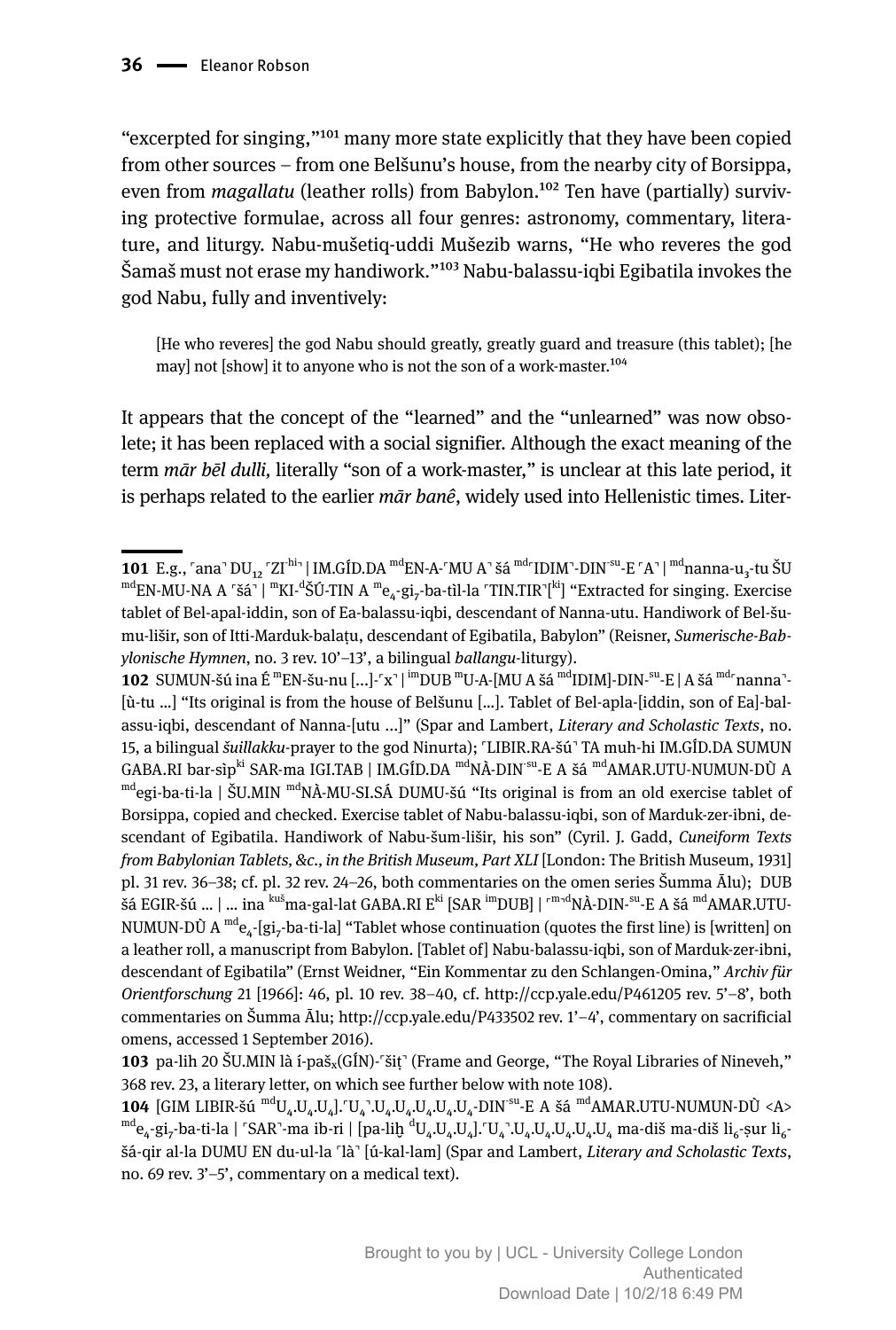"excerpted for singing,"[101] many more state explicitly that they have been copied from other sources – from one Belšunu's house, from the nearby city of Borsippa, even from *magallatu* (leather rolls) from Babylon.[102] Ten have (partially) surviving protective formulae, across all four genres: astronomy, commentary, literature, and liturgy. Nabu-mušetiq-uddi Mušezib warns, "He who reveres the god Šamaš must not erase my handiwork."[103] Nabu-balassu-iqbi Egibatila invokes the god Nabu, fully and inventively:

> [He who reveres] the god Nabu should greatly, greatly guard and treasure (this tablet); [he may] not [show] it to anyone who is not the son of a work-master.[104]

It appears that the concept of the "learned" and the "unlearned" was now obsolete; it has been replaced with a social signifier. Although the exact meaning of the term *mār bēl dulli,* literally "son of a work-master," is unclear at this late period, it is perhaps related to the earlier *mār banê*, widely used into Hellenistic times. Liter-

---

**101** E.g., ⸢ana⸣ DU$_{12}$ ⸢ZI$^{-hi}$⸣ | IM.GÍD.DA $^{md}$EN-A-⸢MU A⸣ šá $^{md⸢}$IDIM⸣-DIN$^{-su}$-E ⸢A⸣ | $^{md}$nanna-u$_{3}$-tu ŠU $^{md}$EN-MU-NA A ⸢šá⸣ | $^{m}$KI-$^{d}$ŠÚ-TIN A $^{m}$e$_{4}$-gi$_{7}$-ba-tìl-la ⸢TIN.TIR⸣[$^{ki}$] "Extracted for singing. Exercise tablet of Bel-apal-iddin, son of Ea-balassu-iqbi, descendant of Nanna-utu. Handiwork of Bel-šumu-lišir, son of Itti-Marduk-balaṭu, descendant of Egibatila, Babylon" (Reisner, *Sumerische-Babylonische Hymnen*, no. 3 rev. 10'–13', a bilingual *ballangu*-liturgy).

**102** SUMUN-šú ina É $^{m}$EN-šu-nu [...]-⸢x⸣ | $^{im}$DUB $^{m}$U-A-[MU A šá $^{md}$IDIM]-DIN$^{-su}$-E | A šá $^{md⸢}$nanna⸣-[ù-tu ...] "Its original is from the house of Belšunu [...]. Tablet of Bel-apla-[iddin, son of Ea]-balassu-iqbi, descendant of Nanna-[utu ...]" (Spar and Lambert, *Literary and Scholastic Texts*, no. 15, a bilingual *šuillakku*-prayer to the god Ninurta); ⸢LIBIR.RA-šú⸣ TA muh-hi IM.GÍD.DA SUMUN GABA.RI bar-sìp$^{ki}$ SAR-ma IGI.TAB | IM.GÍD.DA $^{md}$NÀ-DIN$^{-su}$-E A šá $^{md}$AMAR.UTU-NUMUN-DÙ A $^{md}$egi-ba-ti-la | ŠU.MIN $^{md}$NÀ-MU-SI.SÁ DUMU-šú "Its original is from an old exercise tablet of Borsippa, copied and checked. Exercise tablet of Nabu-balassu-iqbi, son of Marduk-zer-ibni, descendant of Egibatila. Handiwork of Nabu-šum-lišir, his son" (Cyril. J. Gadd, *Cuneiform Texts from Babylonian Tablets, &c., in the British Museum, Part XLI* [London: The British Museum, 1931] pl. 31 rev. 36–38; cf. pl. 32 rev. 24–26, both commentaries on the omen series Šumma Ālu); DUB šá EGIR-šú ... | ... ina $^{kuš}$ma-gal-lat GABA.RI E$^{ki}$ [SAR $^{im}$DUB] | $^{⸢m⸣d}$NÀ-DIN$^{-su}$-E A šá $^{md}$AMAR.UTU-NUMUN-DÙ A $^{md}$e$_{4}$-[gi$_{7}$-ba-ti-la] "Tablet whose continuation (quotes the first line) is [written] on a leather roll, a manuscript from Babylon. [Tablet of] Nabu-balassu-iqbi, son of Marduk-zer-ibni, descendant of Egibatila" (Ernst Weidner, "Ein Kommentar zu den Schlangen-Omina," *Archiv für Orientforschung* 21 [1966]: 46, pl. 10 rev. 38–40, cf. http://ccp.yale.edu/P461205 rev. 5'–8', both commentaries on Šumma Ālu; http://ccp.yale.edu/P433502 rev. 1'–4', commentary on sacrificial omens, accessed 1 September 2016).

**103** pa-lih 20 ŠU.MIN là í-pašₓ(GÍN)-⸢šiṭ⸣ (Frame and George, "The Royal Libraries of Nineveh," 368 rev. 23, a literary letter, on which see further below with note 108).

**104** [GIM LIBIR-šú $^{md}$U$_{4}$.U$_{4}$.U$_{4}$].⸢U$_{4}$⸣.U$_{4}$.U$_{4}$.U$_{4}$.U$_{4}$.U$_{4}$-DIN$^{-su}$-E A šá $^{md}$AMAR.UTU-NUMUN-DÙ <A> $^{md}$e$_{4}$-gi$_{7}$-ba-ti-la | ⸢SAR⸣-ma ib-ri | [pa-liḫ $^{d}$U$_{4}$.U$_{4}$.U$_{4}$].⸢U$_{4}$⸣.U$_{4}$.U$_{4}$.U$_{4}$.U$_{4}$.U$_{4}$ ma-diš ma-diš li$_{6}$-ṣur li$_{6}$-šá-qir al-la DUMU EN du-ul-la ⸢là⸣ [ú-kal-lam] (Spar and Lambert, *Literary and Scholastic Texts*, no. 69 rev. 3'–5', commentary on a medical text).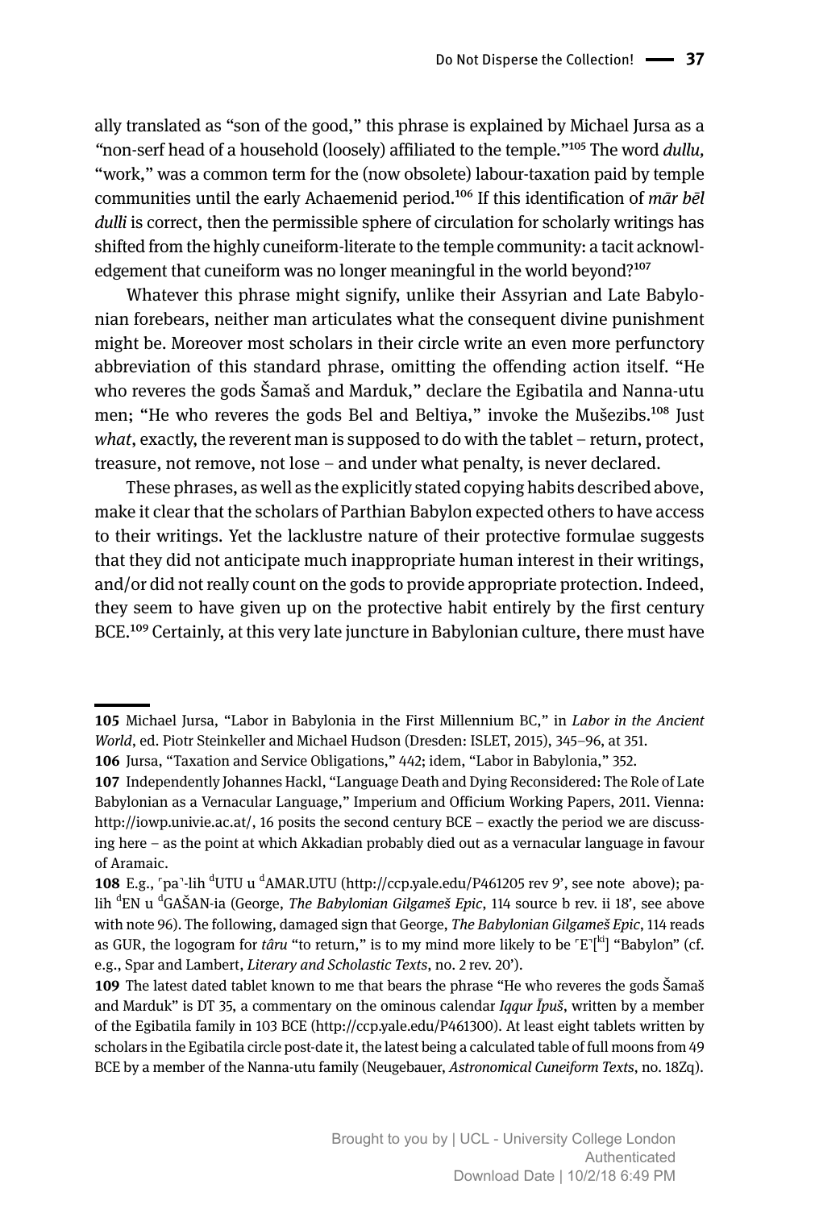ally translated as "son of the good," this phrase is explained by Michael Jursa as a "non-serf head of a household (loosely) affiliated to the temple."[105] The word *dullu*, "work," was a common term for the (now obsolete) labour-taxation paid by temple communities until the early Achaemenid period.[106] If this identification of *mār bēl dulli* is correct, then the permissible sphere of circulation for scholarly writings has shifted from the highly cuneiform-literate to the temple community: a tacit acknowledgement that cuneiform was no longer meaningful in the world beyond?[107]

Whatever this phrase might signify, unlike their Assyrian and Late Babylonian forebears, neither man articulates what the consequent divine punishment might be. Moreover most scholars in their circle write an even more perfunctory abbreviation of this standard phrase, omitting the offending action itself. "He who reveres the gods Šamaš and Marduk," declare the Egibatila and Nanna-utu men; "He who reveres the gods Bel and Beltiya," invoke the Mušezibs.[108] Just *what*, exactly, the reverent man is supposed to do with the tablet – return, protect, treasure, not remove, not lose – and under what penalty, is never declared.

These phrases, as well as the explicitly stated copying habits described above, make it clear that the scholars of Parthian Babylon expected others to have access to their writings. Yet the lacklustre nature of their protective formulae suggests that they did not anticipate much inappropriate human interest in their writings, and/or did not really count on the gods to provide appropriate protection. Indeed, they seem to have given up on the protective habit entirely by the first century BCE.[109] Certainly, at this very late juncture in Babylonian culture, there must have

---

**105** Michael Jursa, "Labor in Babylonia in the First Millennium BC," in *Labor in the Ancient World*, ed. Piotr Steinkeller and Michael Hudson (Dresden: ISLET, 2015), 345–96, at 351.

**106** Jursa, "Taxation and Service Obligations," 442; idem, "Labor in Babylonia," 352.

**107** Independently Johannes Hackl, "Language Death and Dying Reconsidered: The Role of Late Babylonian as a Vernacular Language," Imperium and Officium Working Papers, 2011. Vienna: http://iowp.univie.ac.at/, 16 posits the second century BCE – exactly the period we are discussing here – as the point at which Akkadian probably died out as a vernacular language in favour of Aramaic.

**108** E.g., ⌜pa⌝-lih ᵈUTU u ᵈAMAR.UTU (http://ccp.yale.edu/P461205 rev 9', see note above); pa-lih ᵈEN u ᵈGAŠAN-ia (George, *The Babylonian Gilgameš Epic*, 114 source b rev. ii 18', see above with note 96). The following, damaged sign that George, *The Babylonian Gilgameš Epic*, 114 reads as GUR, the logogram for *târu* "to return," is to my mind more likely to be ⌜E⌝[ᵏⁱ] "Babylon" (cf. e.g., Spar and Lambert, *Literary and Scholastic Texts*, no. 2 rev. 20').

**109** The latest dated tablet known to me that bears the phrase "He who reveres the gods Šamaš and Marduk" is DT 35, a commentary on the ominous calendar *Iqqur Īpuš*, written by a member of the Egibatila family in 103 BCE (http://ccp.yale.edu/P461300). At least eight tablets written by scholars in the Egibatila circle post-date it, the latest being a calculated table of full moons from 49 BCE by a member of the Nanna-utu family (Neugebauer, *Astronomical Cuneiform Texts*, no. 18Zq).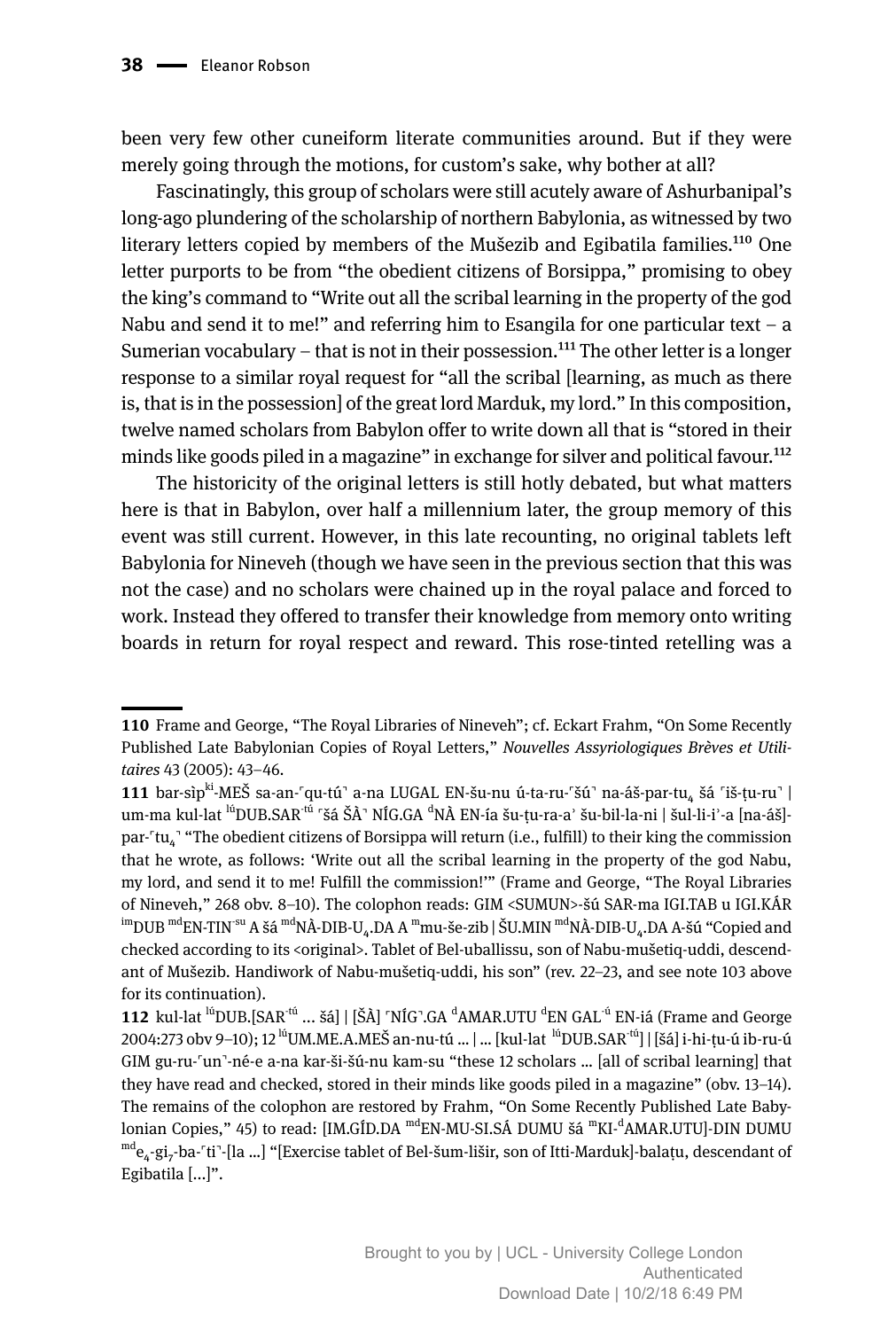been very few other cuneiform literate communities around. But if they were merely going through the motions, for custom's sake, why bother at all?

Fascinatingly, this group of scholars were still acutely aware of Ashurbanipal's long-ago plundering of the scholarship of northern Babylonia, as witnessed by two literary letters copied by members of the Mušezib and Egibatila families.[110] One letter purports to be from "the obedient citizens of Borsippa," promising to obey the king's command to "Write out all the scribal learning in the property of the god Nabu and send it to me!" and referring him to Esangila for one particular text – a Sumerian vocabulary – that is not in their possession.[111] The other letter is a longer response to a similar royal request for "all the scribal [learning, as much as there is, that is in the possession] of the great lord Marduk, my lord." In this composition, twelve named scholars from Babylon offer to write down all that is "stored in their minds like goods piled in a magazine" in exchange for silver and political favour.[112]

The historicity of the original letters is still hotly debated, but what matters here is that in Babylon, over half a millennium later, the group memory of this event was still current. However, in this late recounting, no original tablets left Babylonia for Nineveh (though we have seen in the previous section that this was not the case) and no scholars were chained up in the royal palace and forced to work. Instead they offered to transfer their knowledge from memory onto writing boards in return for royal respect and reward. This rose-tinted retelling was a

---

**110** Frame and George, "The Royal Libraries of Nineveh"; cf. Eckart Frahm, "On Some Recently Published Late Babylonian Copies of Royal Letters," *Nouvelles Assyriologiques Brèves et Utilitaires* 43 (2005): 43–46.

**111** bar-sìp[ki]-MEŠ sa-an-⌜qu-tú⌝ a-na LUGAL EN-šu-nu ú-ta-ru-⌜šú⌝ na-áš-par-tu$_4$ šá ⌜iš-ṭu-ru⌝ | um-ma kul-lat [lú]DUB.SAR[-tú] ⌜šá ŠÀ⌝ NÍG.GA [d]NÀ EN-ía šu-ṭu-ra-a' šu-bil-la-ni | šul-li-i'-a [na-áš]-par-⌜tu$_4$⌝ "The obedient citizens of Borsippa will return (i.e., fulfill) to their king the commission that he wrote, as follows: 'Write out all the scribal learning in the property of the god Nabu, my lord, and send it to me! Fulfill the commission!'" (Frame and George, "The Royal Libraries of Nineveh," 268 obv. 8–10). The colophon reads: GIM <SUMUN>-šú SAR-ma IGI.TAB u IGI.KÁR [im]DUB [md]EN-TIN[-su] A šá [md]NÀ-DIB-U$_4$.DA A [m]mu-še-zib | ŠU.MIN [md]NÀ-DIB-U$_4$.DA A-šú "Copied and checked according to its <original>. Tablet of Bel-uballissu, son of Nabu-mušetiq-uddi, descendant of Mušezib. Handiwork of Nabu-mušetiq-uddi, his son" (rev. 22–23, and see note 103 above for its continuation).

**112** kul-lat [lú]DUB.[SAR[-tú] … šá] | [ŠÀ] ⌜NÍG⌝.GA [d]AMAR.UTU [d]EN GAL[-ú] EN-iá (Frame and George 2004:273 obv 9–10); 12 [lú]UM.ME.A.MEŠ an-nu-tú … | … [kul-lat [lú]DUB.SAR[-tú]] | [šá] i-hi-ṭu-ú ib-ru-ú GIM gu-ru-⌜un⌝-né-e a-na kar-ši-šú-nu kam-su "these 12 scholars … [all of scribal learning] that they have read and checked, stored in their minds like goods piled in a magazine" (obv. 13–14). The remains of the colophon are restored by Frahm, "On Some Recently Published Late Babylonian Copies," 45) to read: [IM.GÍD.DA [md]EN-MU-SI.SÁ DUMU šá [m]KI-[d]AMAR.UTU]-DIN DUMU [md]e$_4$-gi$_7$-ba-⌜ti⌝-[la …] "[Exercise tablet of Bel-šum-lišir, son of Itti-Marduk]-balaṭu, descendant of Egibatila […]".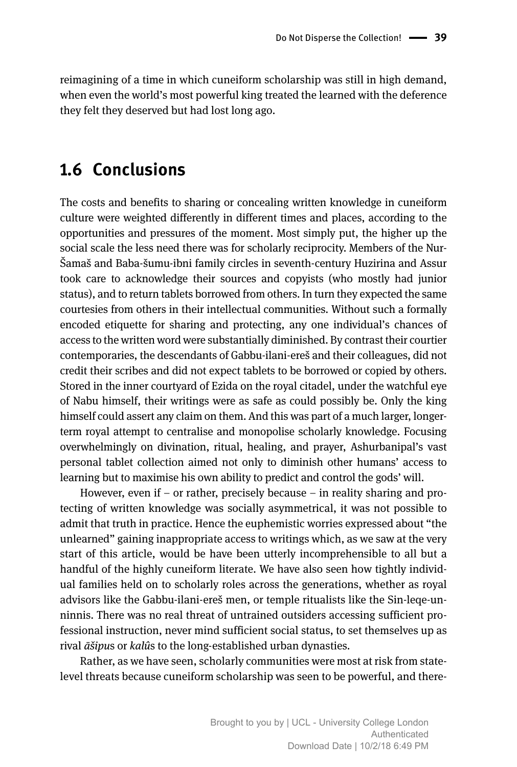reimagining of a time in which cuneiform scholarship was still in high demand, when even the world's most powerful king treated the learned with the deference they felt they deserved but had lost long ago.

## 1.6 Conclusions

The costs and benefits to sharing or concealing written knowledge in cuneiform culture were weighted differently in different times and places, according to the opportunities and pressures of the moment. Most simply put, the higher up the social scale the less need there was for scholarly reciprocity. Members of the Nur-Šamaš and Baba-šumu-ibni family circles in seventh-century Huzirina and Assur took care to acknowledge their sources and copyists (who mostly had junior status), and to return tablets borrowed from others. In turn they expected the same courtesies from others in their intellectual communities. Without such a formally encoded etiquette for sharing and protecting, any one individual's chances of access to the written word were substantially diminished. By contrast their courtier contemporaries, the descendants of Gabbu-ilani-ereš and their colleagues, did not credit their scribes and did not expect tablets to be borrowed or copied by others. Stored in the inner courtyard of Ezida on the royal citadel, under the watchful eye of Nabu himself, their writings were as safe as could possibly be. Only the king himself could assert any claim on them. And this was part of a much larger, longer-term royal attempt to centralise and monopolise scholarly knowledge. Focusing overwhelmingly on divination, ritual, healing, and prayer, Ashurbanipal's vast personal tablet collection aimed not only to diminish other humans' access to learning but to maximise his own ability to predict and control the gods' will.

However, even if – or rather, precisely because – in reality sharing and protecting of written knowledge was socially asymmetrical, it was not possible to admit that truth in practice. Hence the euphemistic worries expressed about "the unlearned" gaining inappropriate access to writings which, as we saw at the very start of this article, would be have been utterly incomprehensible to all but a handful of the highly cuneiform literate. We have also seen how tightly individual families held on to scholarly roles across the generations, whether as royal advisors like the Gabbu-ilani-ereš men, or temple ritualists like the Sin-leqe-unninnis. There was no real threat of untrained outsiders accessing sufficient professional instruction, never mind sufficient social status, to set themselves up as rival *āšipu*s or *kalû*s to the long-established urban dynasties.

Rather, as we have seen, scholarly communities were most at risk from state-level threats because cuneiform scholarship was seen to be powerful, and there-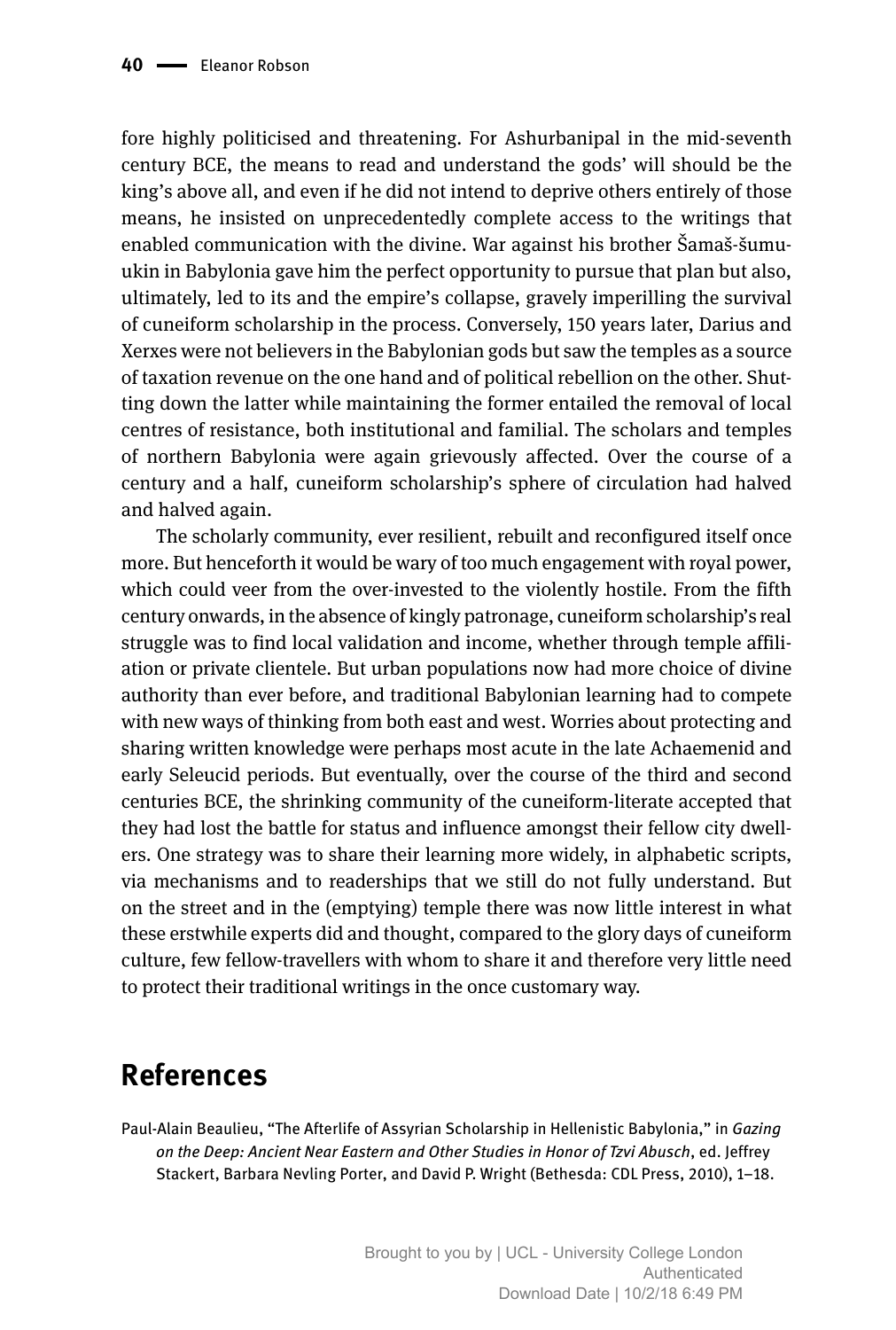fore highly politicised and threatening. For Ashurbanipal in the mid-seventh century BCE, the means to read and understand the gods' will should be the king's above all, and even if he did not intend to deprive others entirely of those means, he insisted on unprecedentedly complete access to the writings that enabled communication with the divine. War against his brother Šamaš-šumu-ukin in Babylonia gave him the perfect opportunity to pursue that plan but also, ultimately, led to its and the empire's collapse, gravely imperilling the survival of cuneiform scholarship in the process. Conversely, 150 years later, Darius and Xerxes were not believers in the Babylonian gods but saw the temples as a source of taxation revenue on the one hand and of political rebellion on the other. Shutting down the latter while maintaining the former entailed the removal of local centres of resistance, both institutional and familial. The scholars and temples of northern Babylonia were again grievously affected. Over the course of a century and a half, cuneiform scholarship's sphere of circulation had halved and halved again.

The scholarly community, ever resilient, rebuilt and reconfigured itself once more. But henceforth it would be wary of too much engagement with royal power, which could veer from the over-invested to the violently hostile. From the fifth century onwards, in the absence of kingly patronage, cuneiform scholarship's real struggle was to find local validation and income, whether through temple affiliation or private clientele. But urban populations now had more choice of divine authority than ever before, and traditional Babylonian learning had to compete with new ways of thinking from both east and west. Worries about protecting and sharing written knowledge were perhaps most acute in the late Achaemenid and early Seleucid periods. But eventually, over the course of the third and second centuries BCE, the shrinking community of the cuneiform-literate accepted that they had lost the battle for status and influence amongst their fellow city dwellers. One strategy was to share their learning more widely, in alphabetic scripts, via mechanisms and to readerships that we still do not fully understand. But on the street and in the (emptying) temple there was now little interest in what these erstwhile experts did and thought, compared to the glory days of cuneiform culture, few fellow-travellers with whom to share it and therefore very little need to protect their traditional writings in the once customary way.

## References

Paul-Alain Beaulieu, "The Afterlife of Assyrian Scholarship in Hellenistic Babylonia," in *Gazing on the Deep: Ancient Near Eastern and Other Studies in Honor of Tzvi Abusch*, ed. Jeffrey Stackert, Barbara Nevling Porter, and David P. Wright (Bethesda: CDL Press, 2010), 1–18.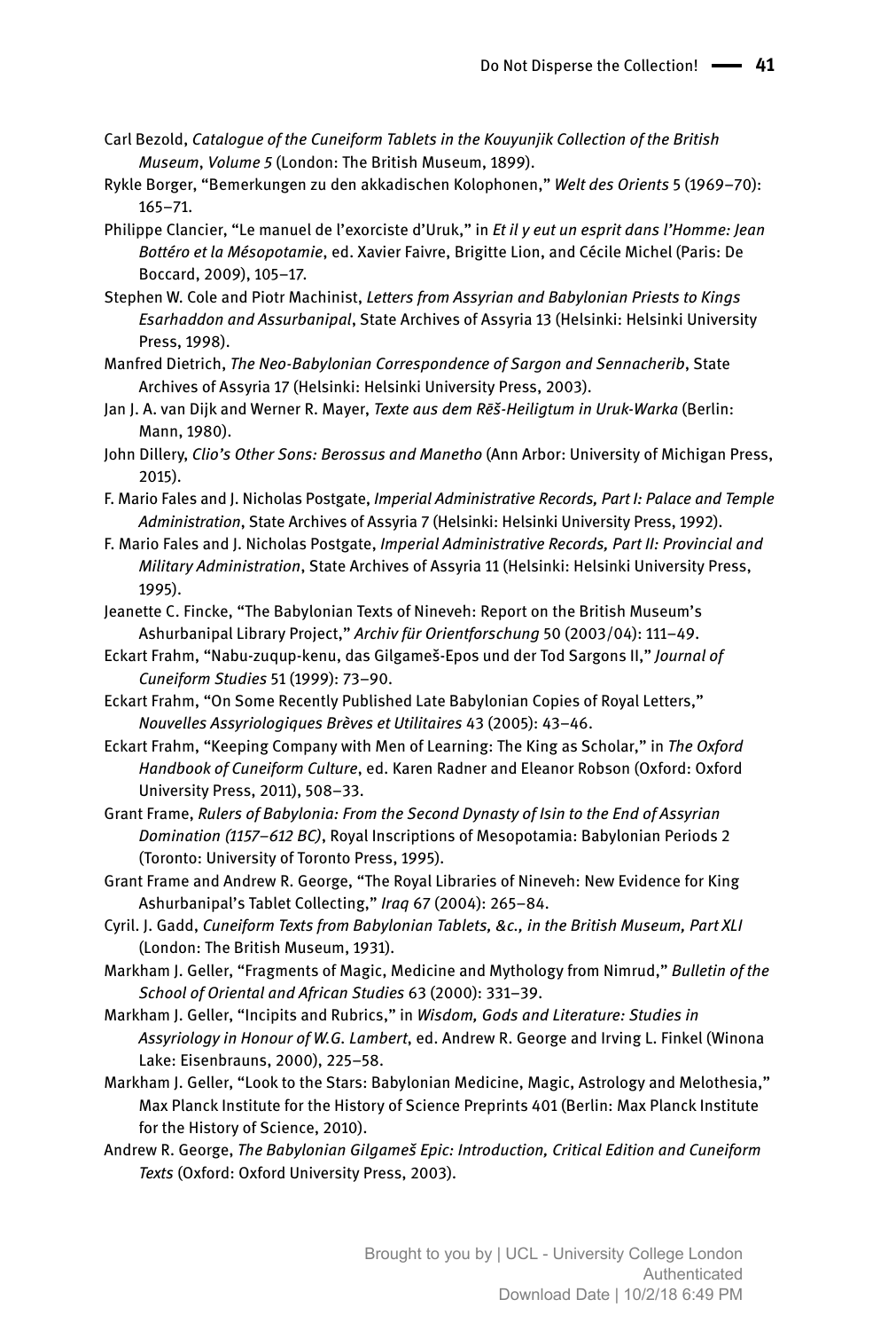Carl Bezold, *Catalogue of the Cuneiform Tablets in the Kouyunjik Collection of the British Museum*, *Volume 5* (London: The British Museum, 1899).

Rykle Borger, "Bemerkungen zu den akkadischen Kolophonen," *Welt des Orients* 5 (1969–70): 165–71.

Philippe Clancier, "Le manuel de l'exorciste d'Uruk," in *Et il y eut un esprit dans l'Homme: Jean Bottéro et la Mésopotamie*, ed. Xavier Faivre, Brigitte Lion, and Cécile Michel (Paris: De Boccard, 2009), 105–17.

Stephen W. Cole and Piotr Machinist, *Letters from Assyrian and Babylonian Priests to Kings Esarhaddon and Assurbanipal*, State Archives of Assyria 13 (Helsinki: Helsinki University Press, 1998).

Manfred Dietrich, *The Neo-Babylonian Correspondence of Sargon and Sennacherib*, State Archives of Assyria 17 (Helsinki: Helsinki University Press, 2003).

Jan J. A. van Dijk and Werner R. Mayer, *Texte aus dem Rēš-Heiligtum in Uruk-Warka* (Berlin: Mann, 1980).

John Dillery, *Clio's Other Sons: Berossus and Manetho* (Ann Arbor: University of Michigan Press, 2015).

F. Mario Fales and J. Nicholas Postgate, *Imperial Administrative Records, Part I: Palace and Temple Administration*, State Archives of Assyria 7 (Helsinki: Helsinki University Press, 1992).

F. Mario Fales and J. Nicholas Postgate, *Imperial Administrative Records, Part II: Provincial and Military Administration*, State Archives of Assyria 11 (Helsinki: Helsinki University Press, 1995).

Jeanette C. Fincke, "The Babylonian Texts of Nineveh: Report on the British Museum's Ashurbanipal Library Project," *Archiv für Orientforschung* 50 (2003/04): 111–49.

Eckart Frahm, "Nabu-zuqup-kenu, das Gilgameš-Epos und der Tod Sargons II," *Journal of Cuneiform Studies* 51 (1999): 73–90.

Eckart Frahm, "On Some Recently Published Late Babylonian Copies of Royal Letters," *Nouvelles Assyriologiques Brèves et Utilitaires* 43 (2005): 43–46.

Eckart Frahm, "Keeping Company with Men of Learning: The King as Scholar," in *The Oxford Handbook of Cuneiform Culture*, ed. Karen Radner and Eleanor Robson (Oxford: Oxford University Press, 2011), 508–33.

Grant Frame, *Rulers of Babylonia: From the Second Dynasty of Isin to the End of Assyrian Domination (1157–612 BC)*, Royal Inscriptions of Mesopotamia: Babylonian Periods 2 (Toronto: University of Toronto Press, 1995).

Grant Frame and Andrew R. George, "The Royal Libraries of Nineveh: New Evidence for King Ashurbanipal's Tablet Collecting," *Iraq* 67 (2004): 265–84.

Cyril. J. Gadd, *Cuneiform Texts from Babylonian Tablets, &c., in the British Museum, Part XLI* (London: The British Museum, 1931).

Markham J. Geller, "Fragments of Magic, Medicine and Mythology from Nimrud," *Bulletin of the School of Oriental and African Studies* 63 (2000): 331–39.

Markham J. Geller, "Incipits and Rubrics," in *Wisdom, Gods and Literature: Studies in Assyriology in Honour of W.G. Lambert*, ed. Andrew R. George and Irving L. Finkel (Winona Lake: Eisenbrauns, 2000), 225–58.

Markham J. Geller, "Look to the Stars: Babylonian Medicine, Magic, Astrology and Melothesia," Max Planck Institute for the History of Science Preprints 401 (Berlin: Max Planck Institute for the History of Science, 2010).

Andrew R. George, *The Babylonian Gilgameš Epic: Introduction, Critical Edition and Cuneiform Texts* (Oxford: Oxford University Press, 2003).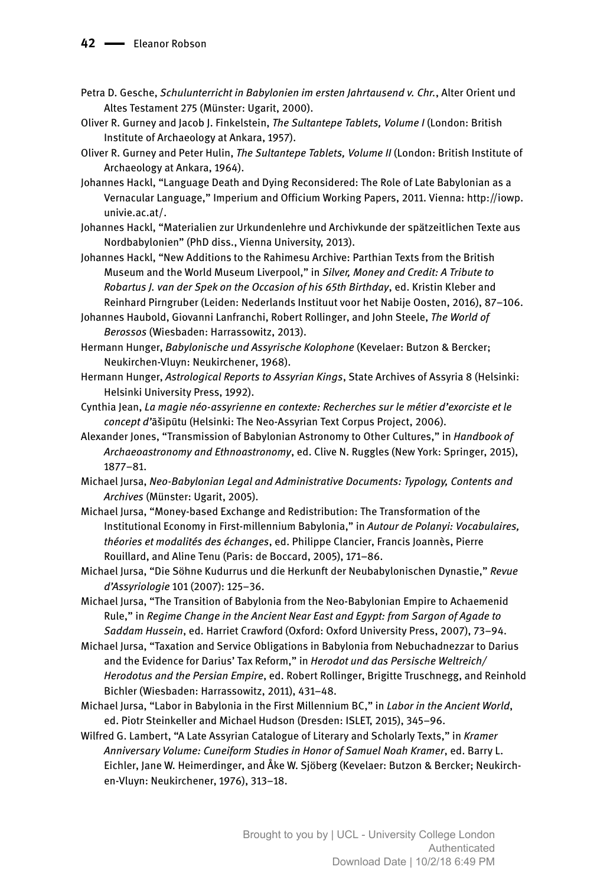Petra D. Gesche, *Schulunterricht in Babylonien im ersten Jahrtausend v. Chr.*, Alter Orient und Altes Testament 275 (Münster: Ugarit, 2000).

Oliver R. Gurney and Jacob J. Finkelstein, *The Sultantepe Tablets, Volume I* (London: British Institute of Archaeology at Ankara, 1957).

Oliver R. Gurney and Peter Hulin, *The Sultantepe Tablets, Volume II* (London: British Institute of Archaeology at Ankara, 1964).

Johannes Hackl, "Language Death and Dying Reconsidered: The Role of Late Babylonian as a Vernacular Language," Imperium and Officium Working Papers, 2011. Vienna: http://iowp.univie.ac.at/.

Johannes Hackl, "Materialien zur Urkundenlehre und Archivkunde der spätzeitlichen Texte aus Nordbabylonien" (PhD diss., Vienna University, 2013).

Johannes Hackl, "New Additions to the Rahimesu Archive: Parthian Texts from the British Museum and the World Museum Liverpool," in *Silver, Money and Credit: A Tribute to Robartus J. van der Spek on the Occasion of his 65th Birthday*, ed. Kristin Kleber and Reinhard Pirngruber (Leiden: Nederlands Instituut voor het Nabije Oosten, 2016), 87–106.

Johannes Haubold, Giovanni Lanfranchi, Robert Rollinger, and John Steele, *The World of Berossos* (Wiesbaden: Harrassowitz, 2013).

Hermann Hunger, *Babylonische und Assyrische Kolophone* (Kevelaer: Butzon & Bercker; Neukirchen-Vluyn: Neukirchener, 1968).

Hermann Hunger, *Astrological Reports to Assyrian Kings*, State Archives of Assyria 8 (Helsinki: Helsinki University Press, 1992).

Cynthia Jean, *La magie néo-assyrienne en contexte: Recherches sur le métier d'exorciste et le concept d'*āšipūtu (Helsinki: The Neo-Assyrian Text Corpus Project, 2006).

Alexander Jones, "Transmission of Babylonian Astronomy to Other Cultures," in *Handbook of Archaeoastronomy and Ethnoastronomy*, ed. Clive N. Ruggles (New York: Springer, 2015), 1877–81.

Michael Jursa, *Neo-Babylonian Legal and Administrative Documents: Typology, Contents and Archives* (Münster: Ugarit, 2005).

Michael Jursa, "Money-based Exchange and Redistribution: The Transformation of the Institutional Economy in First-millennium Babylonia," in *Autour de Polanyi: Vocabulaires, théories et modalités des échanges*, ed. Philippe Clancier, Francis Joannès, Pierre Rouillard, and Aline Tenu (Paris: de Boccard, 2005), 171–86.

Michael Jursa, "Die Söhne Kudurrus und die Herkunft der Neubabylonischen Dynastie," *Revue d'Assyriologie* 101 (2007): 125–36.

Michael Jursa, "The Transition of Babylonia from the Neo-Babylonian Empire to Achaemenid Rule," in *Regime Change in the Ancient Near East and Egypt: from Sargon of Agade to Saddam Hussein*, ed. Harriet Crawford (Oxford: Oxford University Press, 2007), 73–94.

Michael Jursa, "Taxation and Service Obligations in Babylonia from Nebuchadnezzar to Darius and the Evidence for Darius' Tax Reform," in *Herodot und das Persische Weltreich/ Herodotus and the Persian Empire*, ed. Robert Rollinger, Brigitte Truschnegg, and Reinhold Bichler (Wiesbaden: Harrassowitz, 2011), 431–48.

Michael Jursa, "Labor in Babylonia in the First Millennium BC," in *Labor in the Ancient World*, ed. Piotr Steinkeller and Michael Hudson (Dresden: ISLET, 2015), 345–96.

Wilfred G. Lambert, "A Late Assyrian Catalogue of Literary and Scholarly Texts," in *Kramer Anniversary Volume: Cuneiform Studies in Honor of Samuel Noah Kramer*, ed. Barry L. Eichler, Jane W. Heimerdinger, and Åke W. Sjöberg (Kevelaer: Butzon & Bercker; Neukirchen-Vluyn: Neukirchener, 1976), 313–18.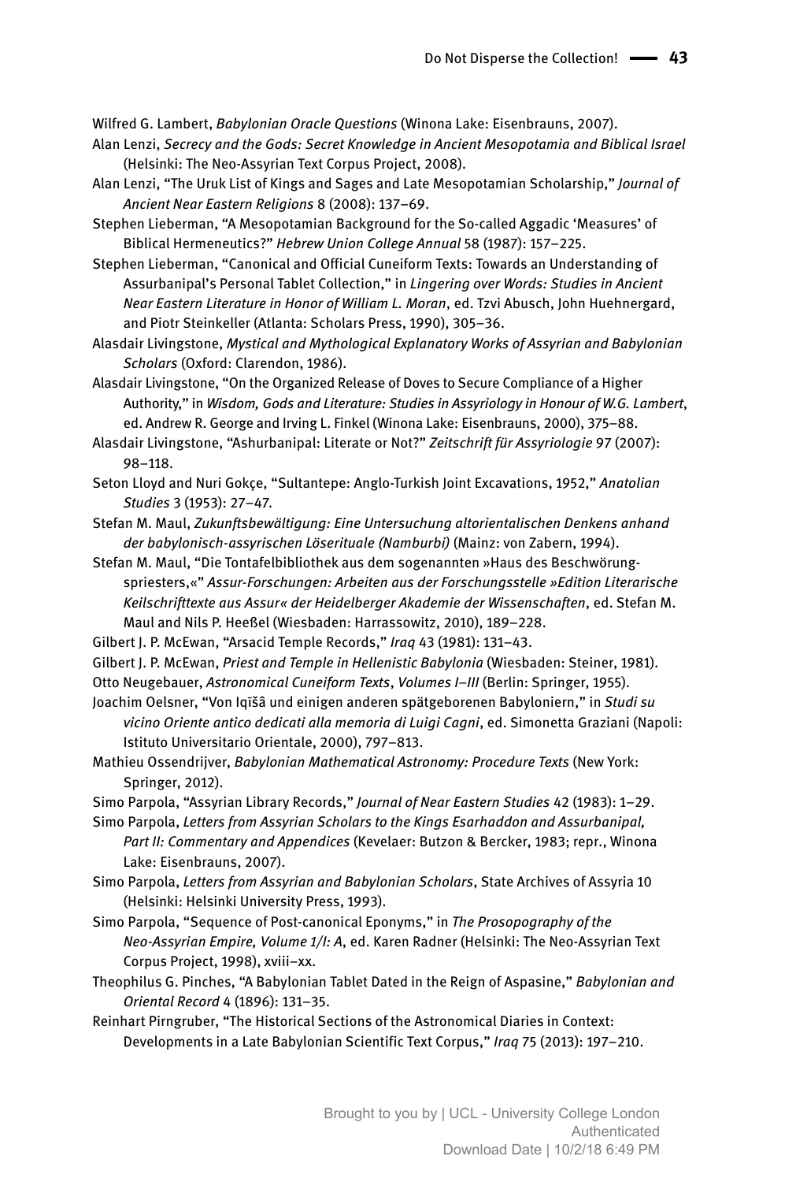Wilfred G. Lambert, *Babylonian Oracle Questions* (Winona Lake: Eisenbrauns, 2007).

Alan Lenzi, *Secrecy and the Gods: Secret Knowledge in Ancient Mesopotamia and Biblical Israel* (Helsinki: The Neo-Assyrian Text Corpus Project, 2008).

Alan Lenzi, "The Uruk List of Kings and Sages and Late Mesopotamian Scholarship," *Journal of Ancient Near Eastern Religions* 8 (2008): 137–69.

Stephen Lieberman, "A Mesopotamian Background for the So-called Aggadic 'Measures' of Biblical Hermeneutics?" *Hebrew Union College Annual* 58 (1987): 157–225.

Stephen Lieberman, "Canonical and Official Cuneiform Texts: Towards an Understanding of Assurbanipal's Personal Tablet Collection," in *Lingering over Words: Studies in Ancient Near Eastern Literature in Honor of William L. Moran*, ed. Tzvi Abusch, John Huehnergard, and Piotr Steinkeller (Atlanta: Scholars Press, 1990), 305–36.

Alasdair Livingstone, *Mystical and Mythological Explanatory Works of Assyrian and Babylonian Scholars* (Oxford: Clarendon, 1986).

Alasdair Livingstone, "On the Organized Release of Doves to Secure Compliance of a Higher Authority," in *Wisdom, Gods and Literature: Studies in Assyriology in Honour of W.G. Lambert*, ed. Andrew R. George and Irving L. Finkel (Winona Lake: Eisenbrauns, 2000), 375–88.

Alasdair Livingstone, "Ashurbanipal: Literate or Not?" *Zeitschrift für Assyriologie* 97 (2007): 98–118.

Seton Lloyd and Nuri Gokçe, "Sultantepe: Anglo-Turkish Joint Excavations, 1952," *Anatolian Studies* 3 (1953): 27–47.

Stefan M. Maul, *Zukunftsbewältigung: Eine Untersuchung altorientalischen Denkens anhand der babylonisch-assyrischen Löserituale (Namburbi)* (Mainz: von Zabern, 1994).

Stefan M. Maul, "Die Tontafelbibliothek aus dem sogenannten »Haus des Beschwörungspriesters,«" *Assur-Forschungen: Arbeiten aus der Forschungsstelle »Edition Literarische Keilschrifttexte aus Assur« der Heidelberger Akademie der Wissenschaften*, ed. Stefan M. Maul and Nils P. Heeßel (Wiesbaden: Harrassowitz, 2010), 189–228.

Gilbert J. P. McEwan, "Arsacid Temple Records," *Iraq* 43 (1981): 131–43.

Gilbert J. P. McEwan, *Priest and Temple in Hellenistic Babylonia* (Wiesbaden: Steiner, 1981).

Otto Neugebauer, *Astronomical Cuneiform Texts*, *Volumes I–III* (Berlin: Springer, 1955).

Joachim Oelsner, "Von Iqīšâ und einigen anderen spätgeborenen Babyloniern," in *Studi su vicino Oriente antico dedicati alla memoria di Luigi Cagni*, ed. Simonetta Graziani (Napoli: Istituto Universitario Orientale, 2000), 797–813.

Mathieu Ossendrijver, *Babylonian Mathematical Astronomy: Procedure Texts* (New York: Springer, 2012).

Simo Parpola, "Assyrian Library Records," *Journal of Near Eastern Studies* 42 (1983): 1–29.

Simo Parpola, *Letters from Assyrian Scholars to the Kings Esarhaddon and Assurbanipal, Part II: Commentary and Appendices* (Kevelaer: Butzon & Bercker, 1983; repr., Winona Lake: Eisenbrauns, 2007).

Simo Parpola, *Letters from Assyrian and Babylonian Scholars*, State Archives of Assyria 10 (Helsinki: Helsinki University Press, 1993).

Simo Parpola, "Sequence of Post-canonical Eponyms," in *The Prosopography of the Neo-Assyrian Empire, Volume 1/I: A*, ed. Karen Radner (Helsinki: The Neo-Assyrian Text Corpus Project, 1998), xviii–xx.

Theophilus G. Pinches, "A Babylonian Tablet Dated in the Reign of Aspasine," *Babylonian and Oriental Record* 4 (1896): 131–35.

Reinhart Pirngruber, "The Historical Sections of the Astronomical Diaries in Context: Developments in a Late Babylonian Scientific Text Corpus," *Iraq* 75 (2013): 197–210.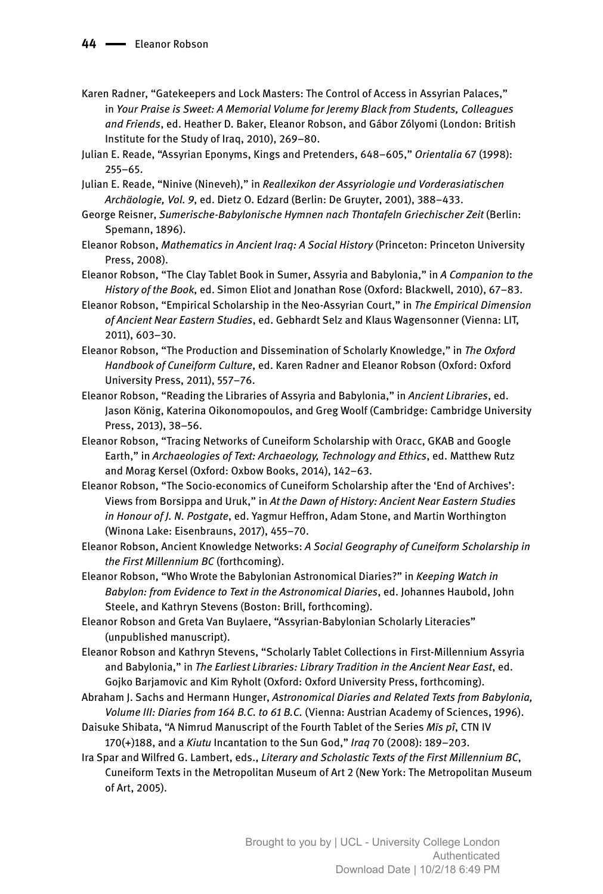Karen Radner, "Gatekeepers and Lock Masters: The Control of Access in Assyrian Palaces," in *Your Praise is Sweet: A Memorial Volume for Jeremy Black from Students, Colleagues and Friends*, ed. Heather D. Baker, Eleanor Robson, and Gábor Zólyomi (London: British Institute for the Study of Iraq, 2010), 269–80.

Julian E. Reade, "Assyrian Eponyms, Kings and Pretenders, 648–605," *Orientalia* 67 (1998): 255–65.

Julian E. Reade, "Ninive (Nineveh)," in *Reallexikon der Assyriologie und Vorderasiatischen Archäologie, Vol. 9*, ed. Dietz O. Edzard (Berlin: De Gruyter, 2001), 388–433.

George Reisner, *Sumerische-Babylonische Hymnen nach Thontafeln Griechischer Zeit* (Berlin: Spemann, 1896).

Eleanor Robson, *Mathematics in Ancient Iraq: A Social History* (Princeton: Princeton University Press, 2008).

Eleanor Robson, "The Clay Tablet Book in Sumer, Assyria and Babylonia," in *A Companion to the History of the Book*, ed. Simon Eliot and Jonathan Rose (Oxford: Blackwell, 2010), 67–83.

Eleanor Robson, "Empirical Scholarship in the Neo-Assyrian Court," in *The Empirical Dimension of Ancient Near Eastern Studies*, ed. Gebhardt Selz and Klaus Wagensonner (Vienna: LIT, 2011), 603–30.

Eleanor Robson, "The Production and Dissemination of Scholarly Knowledge," in *The Oxford Handbook of Cuneiform Culture*, ed. Karen Radner and Eleanor Robson (Oxford: Oxford University Press, 2011), 557–76.

Eleanor Robson, "Reading the Libraries of Assyria and Babylonia," in *Ancient Libraries*, ed. Jason König, Katerina Oikonomopoulos, and Greg Woolf (Cambridge: Cambridge University Press, 2013), 38–56.

Eleanor Robson, "Tracing Networks of Cuneiform Scholarship with Oracc, GKAB and Google Earth," in *Archaeologies of Text: Archaeology, Technology and Ethics*, ed. Matthew Rutz and Morag Kersel (Oxford: Oxbow Books, 2014), 142–63.

Eleanor Robson, "The Socio-economics of Cuneiform Scholarship after the 'End of Archives': Views from Borsippa and Uruk," in *At the Dawn of History: Ancient Near Eastern Studies in Honour of J. N. Postgate*, ed. Yagmur Heffron, Adam Stone, and Martin Worthington (Winona Lake: Eisenbrauns, 2017), 455–70.

Eleanor Robson, Ancient Knowledge Networks: *A Social Geography of Cuneiform Scholarship in the First Millennium BC* (forthcoming).

Eleanor Robson, "Who Wrote the Babylonian Astronomical Diaries?" in *Keeping Watch in Babylon: from Evidence to Text in the Astronomical Diaries*, ed. Johannes Haubold, John Steele, and Kathryn Stevens (Boston: Brill, forthcoming).

Eleanor Robson and Greta Van Buylaere, "Assyrian-Babylonian Scholarly Literacies" (unpublished manuscript).

Eleanor Robson and Kathryn Stevens, "Scholarly Tablet Collections in First-Millennium Assyria and Babylonia," in *The Earliest Libraries: Library Tradition in the Ancient Near East*, ed. Gojko Barjamovic and Kim Ryholt (Oxford: Oxford University Press, forthcoming).

Abraham J. Sachs and Hermann Hunger, *Astronomical Diaries and Related Texts from Babylonia, Volume III: Diaries from 164 B.C. to 61 B.C.* (Vienna: Austrian Academy of Sciences, 1996).

Daisuke Shibata, "A Nimrud Manuscript of the Fourth Tablet of the Series *Mīs pî*, CTN IV 170(+)188, and a *Kiutu* Incantation to the Sun God," *Iraq* 70 (2008): 189–203.

Ira Spar and Wilfred G. Lambert, eds., *Literary and Scholastic Texts of the First Millennium BC*, Cuneiform Texts in the Metropolitan Museum of Art 2 (New York: The Metropolitan Museum of Art, 2005).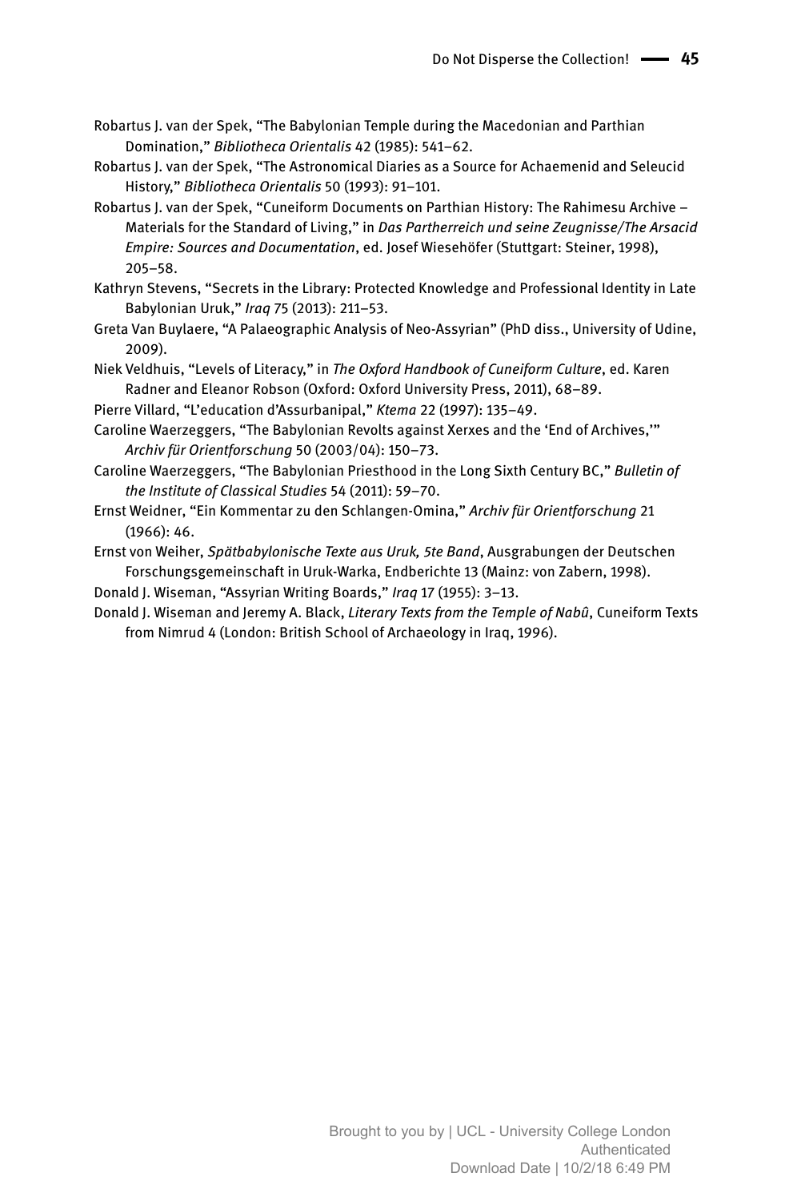Robartus J. van der Spek, "The Babylonian Temple during the Macedonian and Parthian Domination," *Bibliotheca Orientalis* 42 (1985): 541–62.

Robartus J. van der Spek, "The Astronomical Diaries as a Source for Achaemenid and Seleucid History," *Bibliotheca Orientalis* 50 (1993): 91–101.

Robartus J. van der Spek, "Cuneiform Documents on Parthian History: The Rahimesu Archive – Materials for the Standard of Living," in *Das Partherreich und seine Zeugnisse/The Arsacid Empire: Sources and Documentation*, ed. Josef Wiesehöfer (Stuttgart: Steiner, 1998), 205–58.

Kathryn Stevens, "Secrets in the Library: Protected Knowledge and Professional Identity in Late Babylonian Uruk," *Iraq* 75 (2013): 211–53.

Greta Van Buylaere, "A Palaeographic Analysis of Neo-Assyrian" (PhD diss., University of Udine, 2009).

Niek Veldhuis, "Levels of Literacy," in *The Oxford Handbook of Cuneiform Culture*, ed. Karen Radner and Eleanor Robson (Oxford: Oxford University Press, 2011), 68–89.

Pierre Villard, "L'education d'Assurbanipal," *Ktema* 22 (1997): 135–49.

Caroline Waerzeggers, "The Babylonian Revolts against Xerxes and the 'End of Archives,'" *Archiv für Orientforschung* 50 (2003/04): 150–73.

Caroline Waerzeggers, "The Babylonian Priesthood in the Long Sixth Century BC," *Bulletin of the Institute of Classical Studies* 54 (2011): 59–70.

Ernst Weidner, "Ein Kommentar zu den Schlangen-Omina," *Archiv für Orientforschung* 21 (1966): 46.

Ernst von Weiher, *Spätbabylonische Texte aus Uruk, 5te Band*, Ausgrabungen der Deutschen Forschungsgemeinschaft in Uruk-Warka, Endberichte 13 (Mainz: von Zabern, 1998).

Donald J. Wiseman, "Assyrian Writing Boards," *Iraq* 17 (1955): 3–13.

Donald J. Wiseman and Jeremy A. Black, *Literary Texts from the Temple of Nabû*, Cuneiform Texts from Nimrud 4 (London: British School of Archaeology in Iraq, 1996).